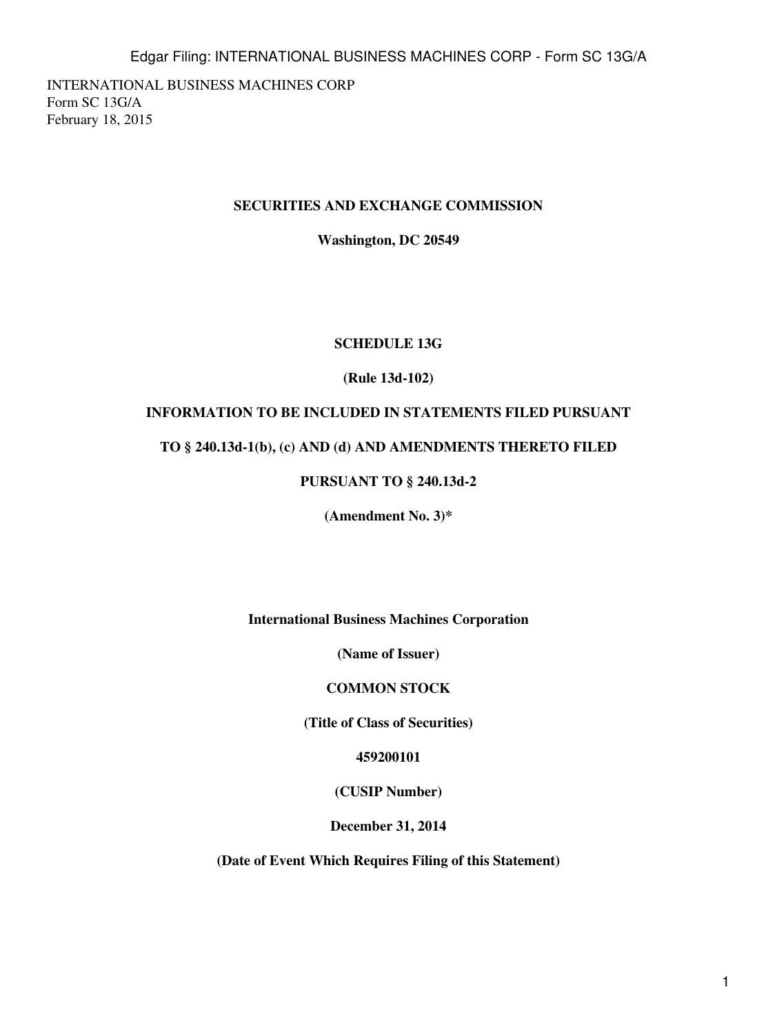INTERNATIONAL BUSINESS MACHINES CORP
Form SC 13G/A
February 18, 2015

**SECURITIES AND EXCHANGE COMMISSION**

**Washington, DC 20549**

**SCHEDULE 13G**

**(Rule 13d-102)**

**INFORMATION TO BE INCLUDED IN STATEMENTS FILED PURSUANT**

**TO § 240.13d-1(b), (c) AND (d) AND AMENDMENTS THERETO FILED**

**PURSUANT TO § 240.13d-2**

**(Amendment No. 3)***

**International Business Machines Corporation**

**(Name of Issuer)**

**COMMON STOCK**

**(Title of Class of Securities)**

**459200101**

**(CUSIP Number)**

**December 31, 2014**

**(Date of Event Which Requires Filing of this Statement)**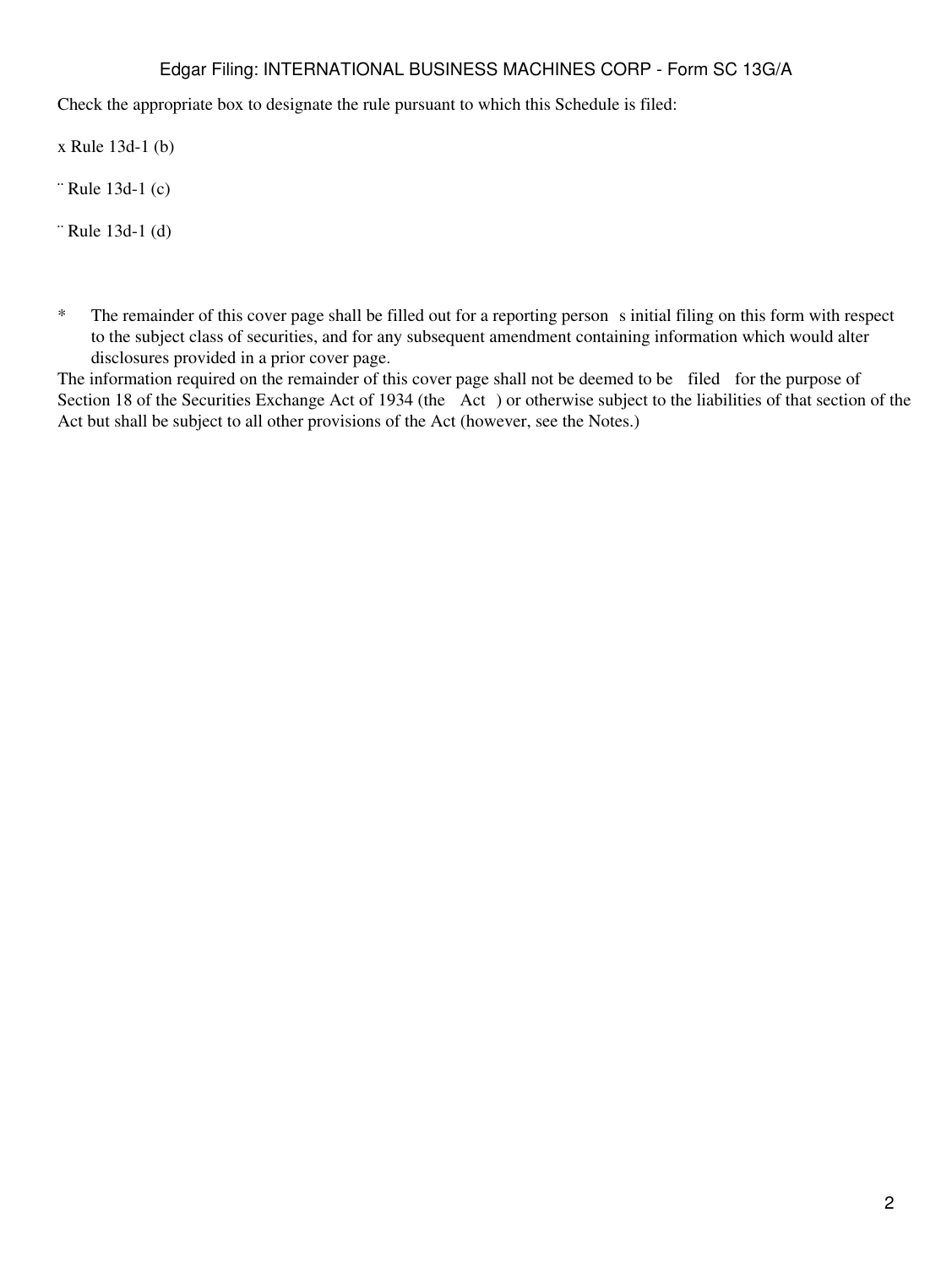Check the appropriate box to designate the rule pursuant to which this Schedule is filed:

x Rule 13d-1 (b)

¨ Rule 13d-1 (c)

¨ Rule 13d-1 (d)

\* The remainder of this cover page shall be filled out for a reporting person s initial filing on this form with respect to the subject class of securities, and for any subsequent amendment containing information which would alter disclosures provided in a prior cover page.

The information required on the remainder of this cover page shall not be deemed to be filed for the purpose of Section 18 of the Securities Exchange Act of 1934 (the Act ) or otherwise subject to the liabilities of that section of the Act but shall be subject to all other provisions of the Act (however, see the Notes.)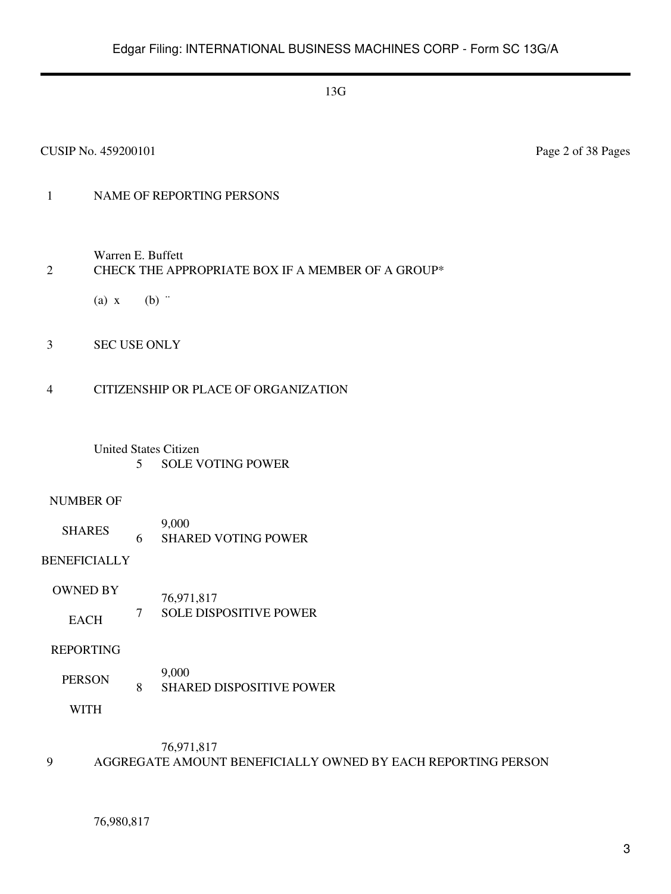13G

CUSIP No. 459200101

| | | |
|---|---|---|
| 1 | NAME OF REPORTING PERSONS<br><br>Warren E. Buffett | |
| 2 | CHECK THE APPROPRIATE BOX IF A MEMBER OF A GROUP*<br><br>(a) x (b) ¨ | |
| 3 | SEC USE ONLY | |
| 4 | CITIZENSHIP OR PLACE OF ORGANIZATION<br><br>United States Citizen | |

| NUMBER OF SHARES BENEFICIALLY OWNED BY EACH REPORTING PERSON WITH | | |
|---|---|---|
| | 5 | SOLE VOTING POWER<br><br>9,000 |
| | 6 | SHARED VOTING POWER<br><br>76,971,817 |
| | 7 | SOLE DISPOSITIVE POWER<br><br>9,000 |
| | 8 | SHARED DISPOSITIVE POWER<br><br>76,971,817 |

| | |
|---|---|
| 9 | AGGREGATE AMOUNT BENEFICIALLY OWNED BY EACH REPORTING PERSON<br><br>76,980,817 |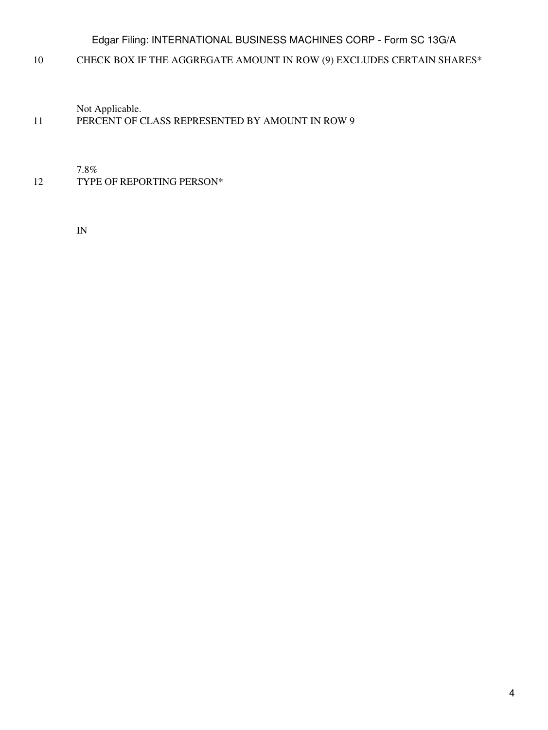| | |
|---|---|
| 10 | CHECK BOX IF THE AGGREGATE AMOUNT IN ROW (9) EXCLUDES CERTAIN SHARES* |
| | Not Applicable. |
| 11 | PERCENT OF CLASS REPRESENTED BY AMOUNT IN ROW 9 |
| | 7.8% |
| 12 | TYPE OF REPORTING PERSON* |
| | IN |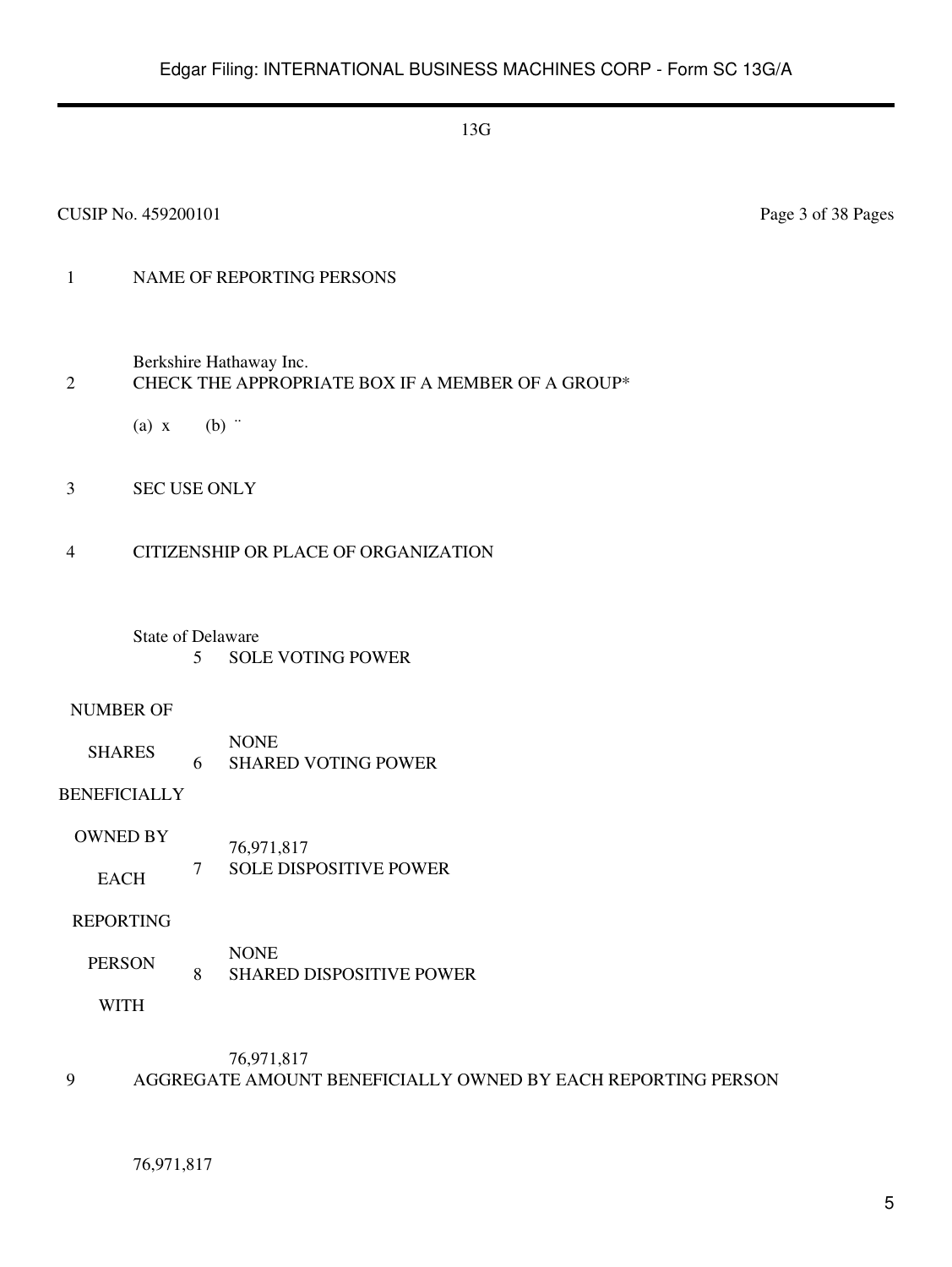13G

CUSIP No. 459200101

Page 3 of 38 Pages

| | |
|---|---|
| 1 | NAME OF REPORTING PERSONS<br><br>Berkshire Hathaway Inc. |
| 2 | CHECK THE APPROPRIATE BOX IF A MEMBER OF A GROUP*<br><br>(a) x (b) ¨ |
| 3 | SEC USE ONLY |
| 4 | CITIZENSHIP OR PLACE OF ORGANIZATION<br><br>State of Delaware |

| NUMBER OF SHARES BENEFICIALLY OWNED BY EACH REPORTING PERSON WITH | | |
|---|---|---|
| | 5 | SOLE VOTING POWER<br><br>NONE |
| | 6 | SHARED VOTING POWER<br><br>76,971,817 |
| | 7 | SOLE DISPOSITIVE POWER<br><br>NONE |
| | 8 | SHARED DISPOSITIVE POWER<br><br>76,971,817 |

| | |
|---|---|
| 9 | AGGREGATE AMOUNT BENEFICIALLY OWNED BY EACH REPORTING PERSON<br><br>76,971,817 |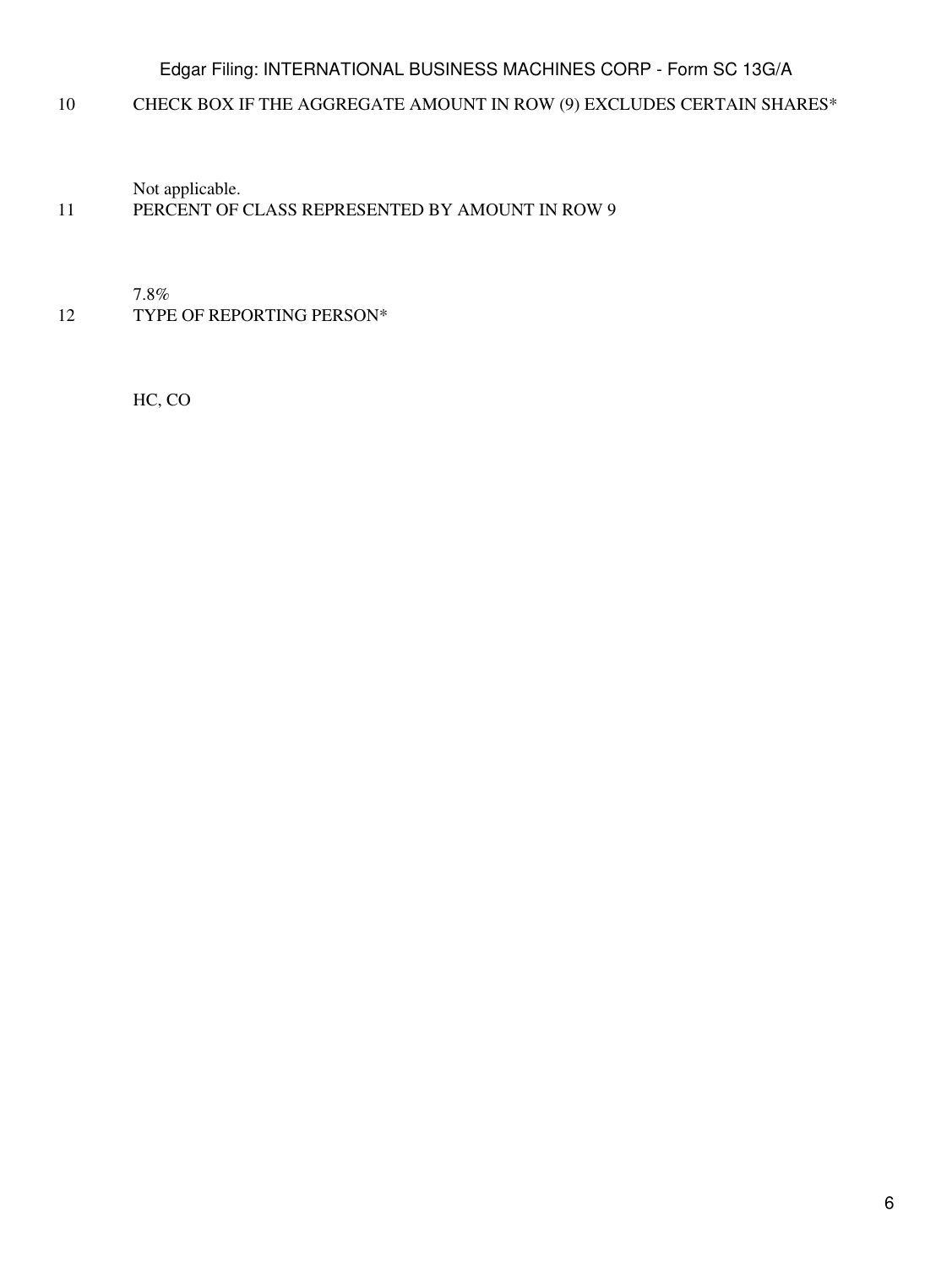10 CHECK BOX IF THE AGGREGATE AMOUNT IN ROW (9) EXCLUDES CERTAIN SHARES*

Not applicable.

11 PERCENT OF CLASS REPRESENTED BY AMOUNT IN ROW 9

7.8%

12 TYPE OF REPORTING PERSON*

HC, CO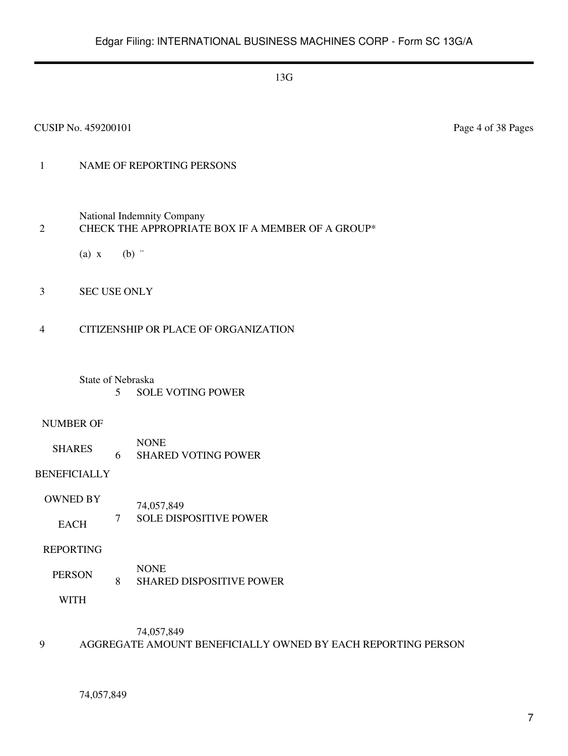13G

CUSIP No. 459200101

| | | | |
|---|---|---|---|
| 1 | NAME OF REPORTING PERSONS<br><br>National Indemnity Company | | |
| 2 | CHECK THE APPROPRIATE BOX IF A MEMBER OF A GROUP*<br><br>(a) x (b) ¨ | | |
| 3 | SEC USE ONLY | | |
| 4 | CITIZENSHIP OR PLACE OF ORGANIZATION<br><br>State of Nebraska | | |
| NUMBER OF SHARES BENEFICIALLY OWNED BY EACH REPORTING PERSON WITH | | 5 | SOLE VOTING POWER<br><br>NONE |
| | | 6 | SHARED VOTING POWER<br><br>74,057,849 |
| | | 7 | SOLE DISPOSITIVE POWER<br><br>NONE |
| | | 8 | SHARED DISPOSITIVE POWER<br><br>74,057,849 |
| 9 | AGGREGATE AMOUNT BENEFICIALLY OWNED BY EACH REPORTING PERSON<br><br>74,057,849 | | |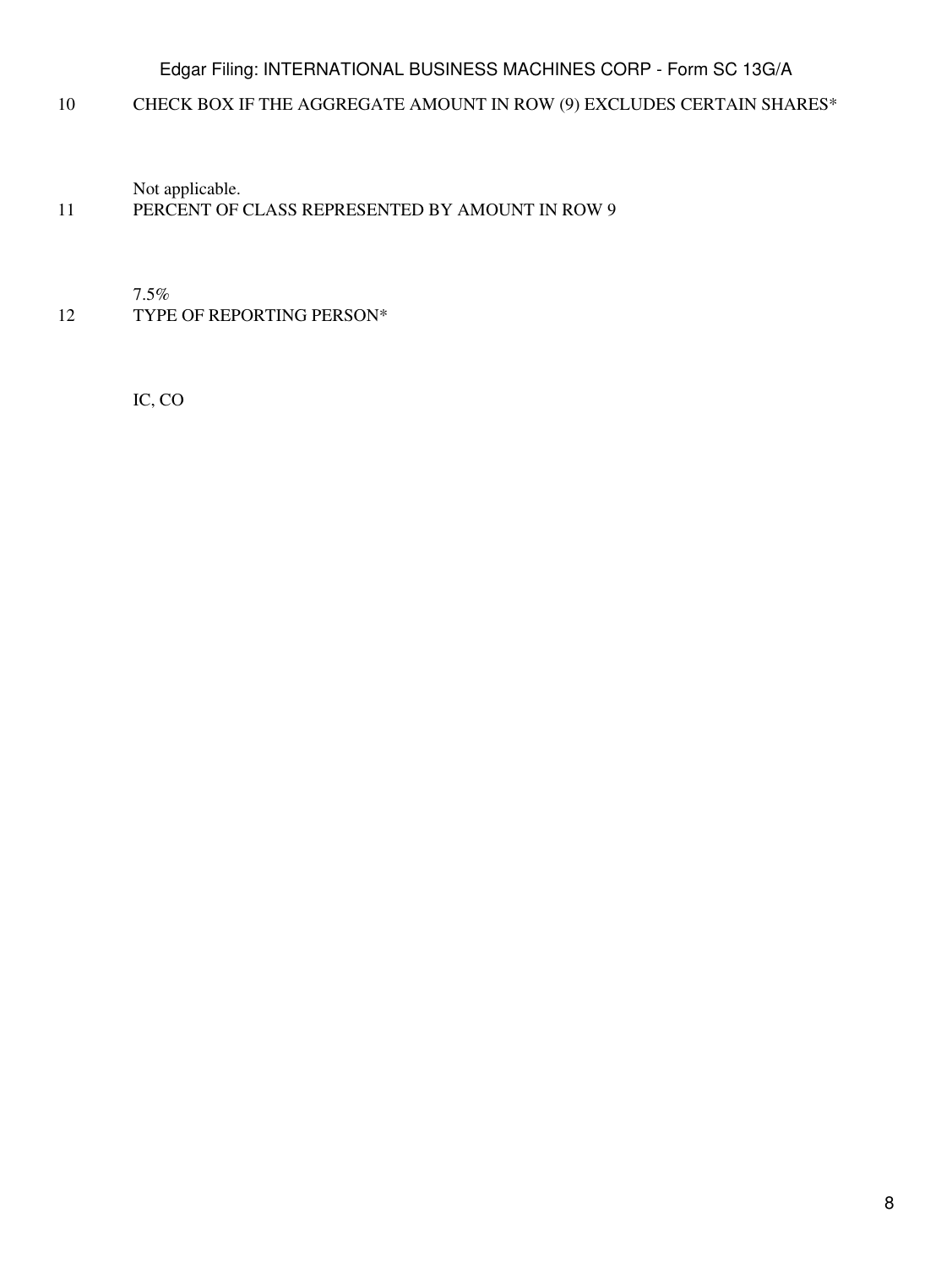| | |
|---|---|
| 10 | CHECK BOX IF THE AGGREGATE AMOUNT IN ROW (9) EXCLUDES CERTAIN SHARES* |
| | Not applicable. |
| 11 | PERCENT OF CLASS REPRESENTED BY AMOUNT IN ROW 9 |
| | 7.5% |
| 12 | TYPE OF REPORTING PERSON* |
| | IC, CO |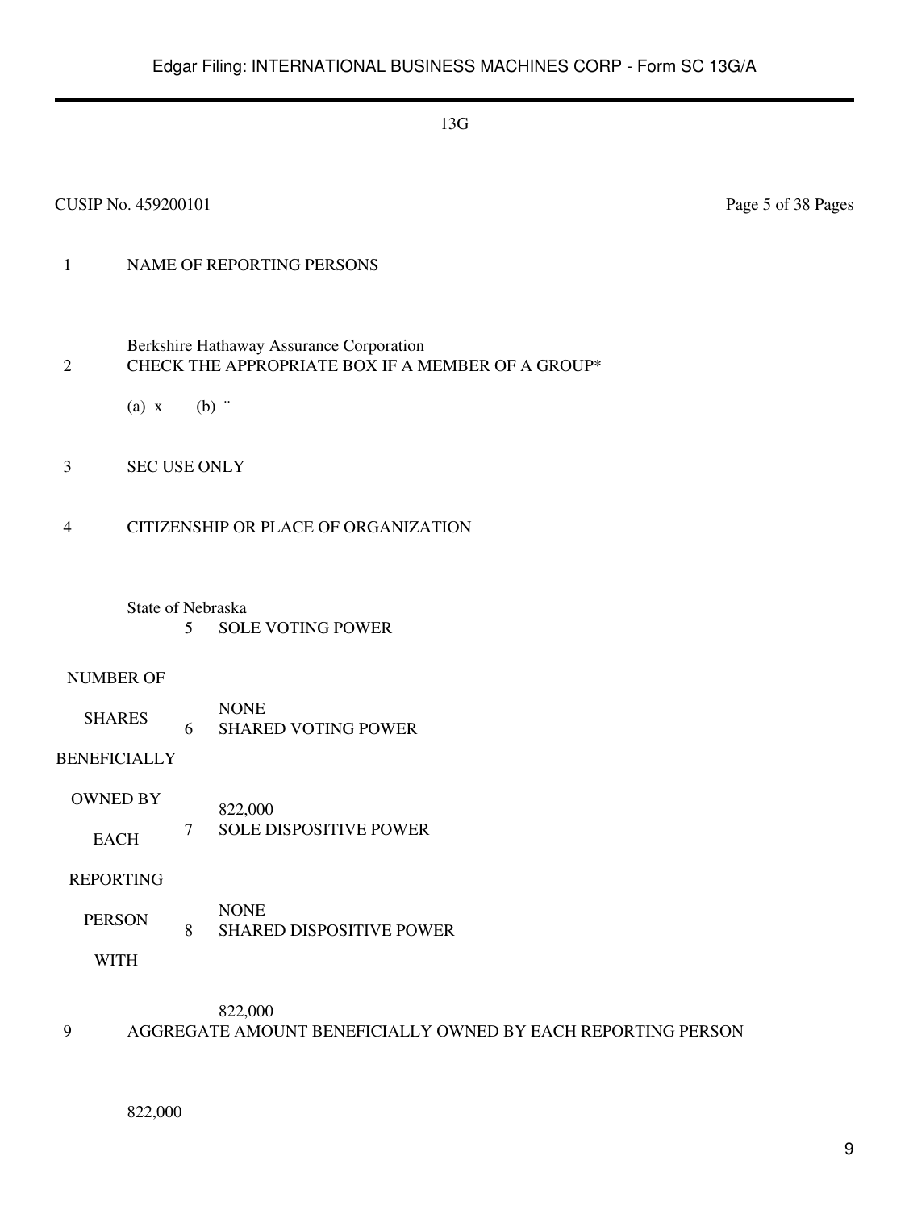13G

CUSIP No. 459200101 Page 5 of 38 Pages

| | |
|---|---|
| 1 | NAME OF REPORTING PERSONS<br><br>Berkshire Hathaway Assurance Corporation |
| 2 | CHECK THE APPROPRIATE BOX IF A MEMBER OF A GROUP*<br><br>(a) x (b) ¨ |
| 3 | SEC USE ONLY |
| 4 | CITIZENSHIP OR PLACE OF ORGANIZATION<br><br>State of Nebraska |

| | | |
|---|---|---|
| NUMBER OF SHARES BENEFICIALLY OWNED BY EACH REPORTING PERSON WITH | 5 | SOLE VOTING POWER<br><br>NONE |
| | 6 | SHARED VOTING POWER<br><br>822,000 |
| | 7 | SOLE DISPOSITIVE POWER<br><br>NONE |
| | 8 | SHARED DISPOSITIVE POWER<br><br>822,000 |

| | |
|---|---|
| 9 | AGGREGATE AMOUNT BENEFICIALLY OWNED BY EACH REPORTING PERSON<br><br>822,000 |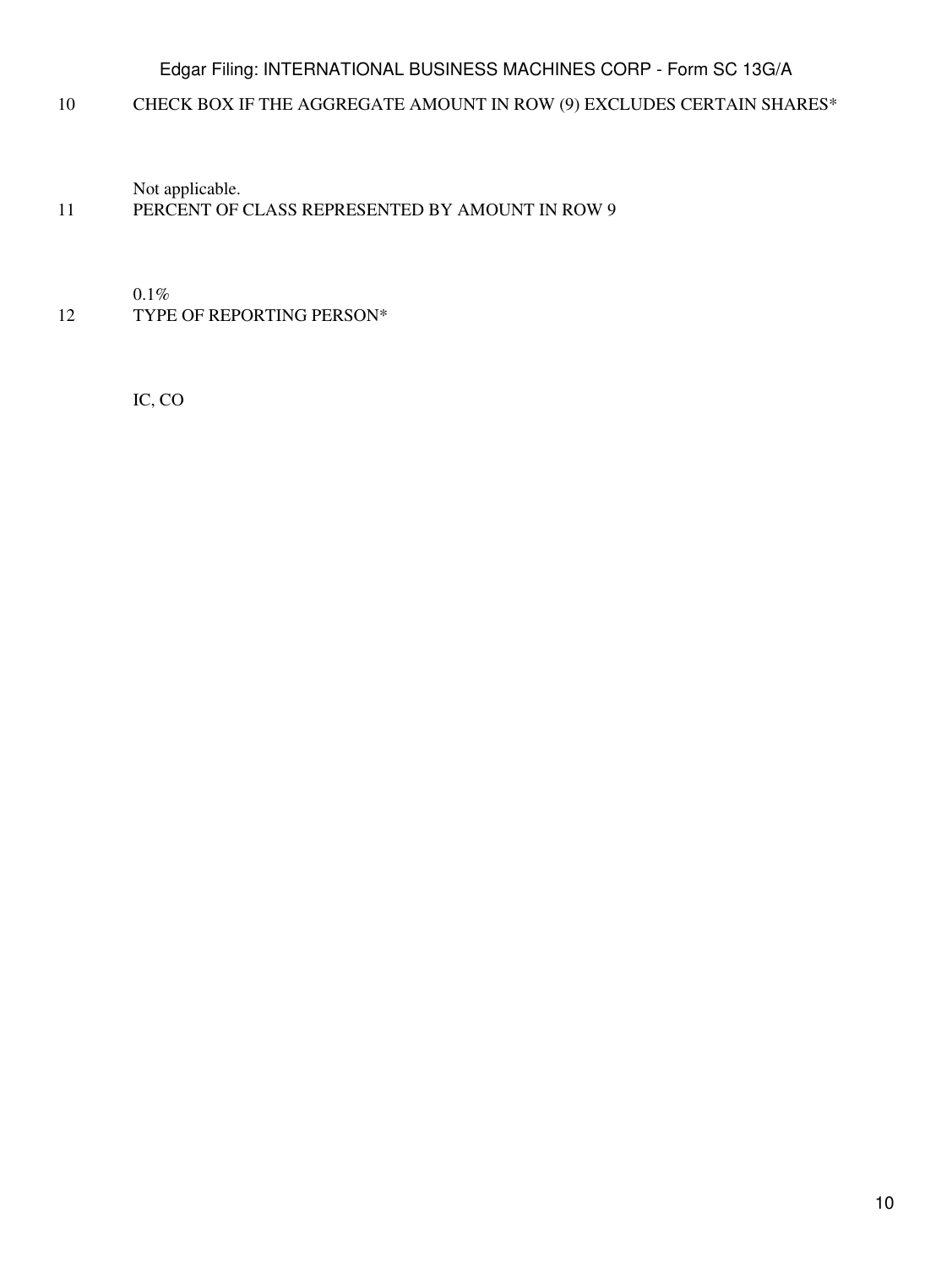| | |
|---|---|
| 10 | CHECK BOX IF THE AGGREGATE AMOUNT IN ROW (9) EXCLUDES CERTAIN SHARES* |
| | Not applicable. |
| 11 | PERCENT OF CLASS REPRESENTED BY AMOUNT IN ROW 9 |
| | 0.1% |
| 12 | TYPE OF REPORTING PERSON* |
| | IC, CO |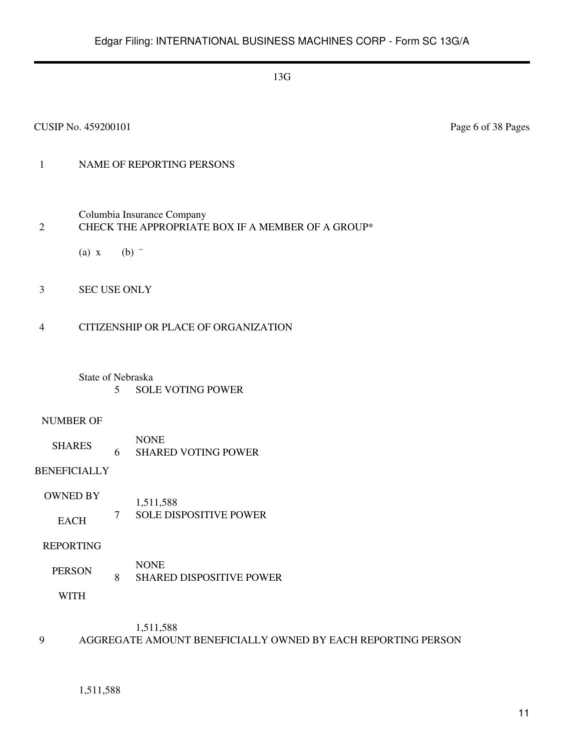13G

CUSIP No. 459200101 Page 6 of 38 Pages

| | | | |
|---|---|---|---|
| 1 | NAME OF REPORTING PERSONS<br><br>Columbia Insurance Company | | |
| 2 | CHECK THE APPROPRIATE BOX IF A MEMBER OF A GROUP*<br><br>(a) x (b) ¨ | | |
| 3 | SEC USE ONLY | | |
| 4 | CITIZENSHIP OR PLACE OF ORGANIZATION<br><br>State of Nebraska | | |
| NUMBER OF SHARES BENEFICIALLY OWNED BY EACH REPORTING PERSON WITH | 5 | SOLE VOTING POWER<br><br>NONE | |
| | 6 | SHARED VOTING POWER<br><br>1,511,588 | |
| | 7 | SOLE DISPOSITIVE POWER<br><br>NONE | |
| | 8 | SHARED DISPOSITIVE POWER<br><br>1,511,588 | |
| 9 | AGGREGATE AMOUNT BENEFICIALLY OWNED BY EACH REPORTING PERSON<br><br>1,511,588 | | |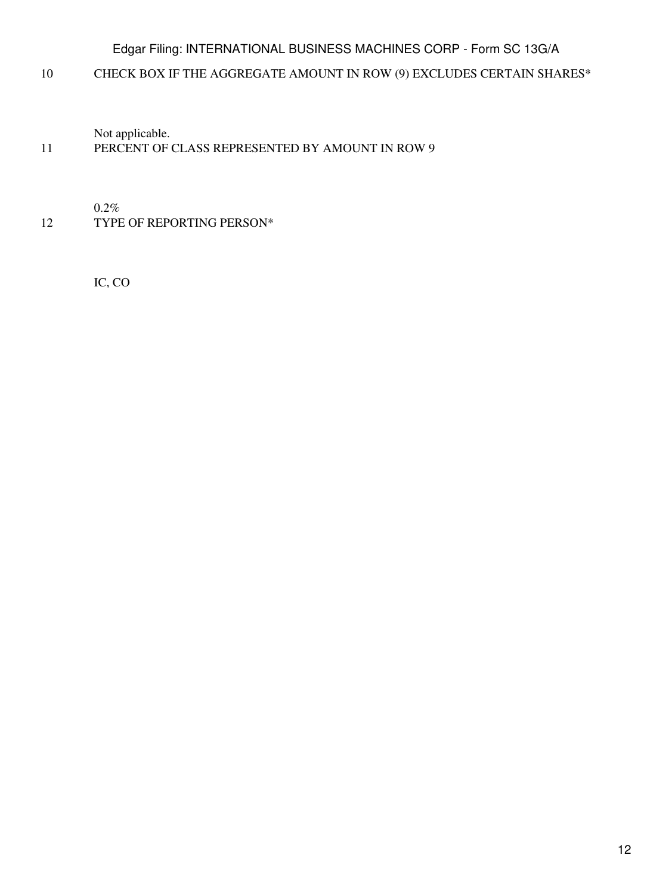10 CHECK BOX IF THE AGGREGATE AMOUNT IN ROW (9) EXCLUDES CERTAIN SHARES*

Not applicable.

11 PERCENT OF CLASS REPRESENTED BY AMOUNT IN ROW 9

0.2%

12 TYPE OF REPORTING PERSON*

IC, CO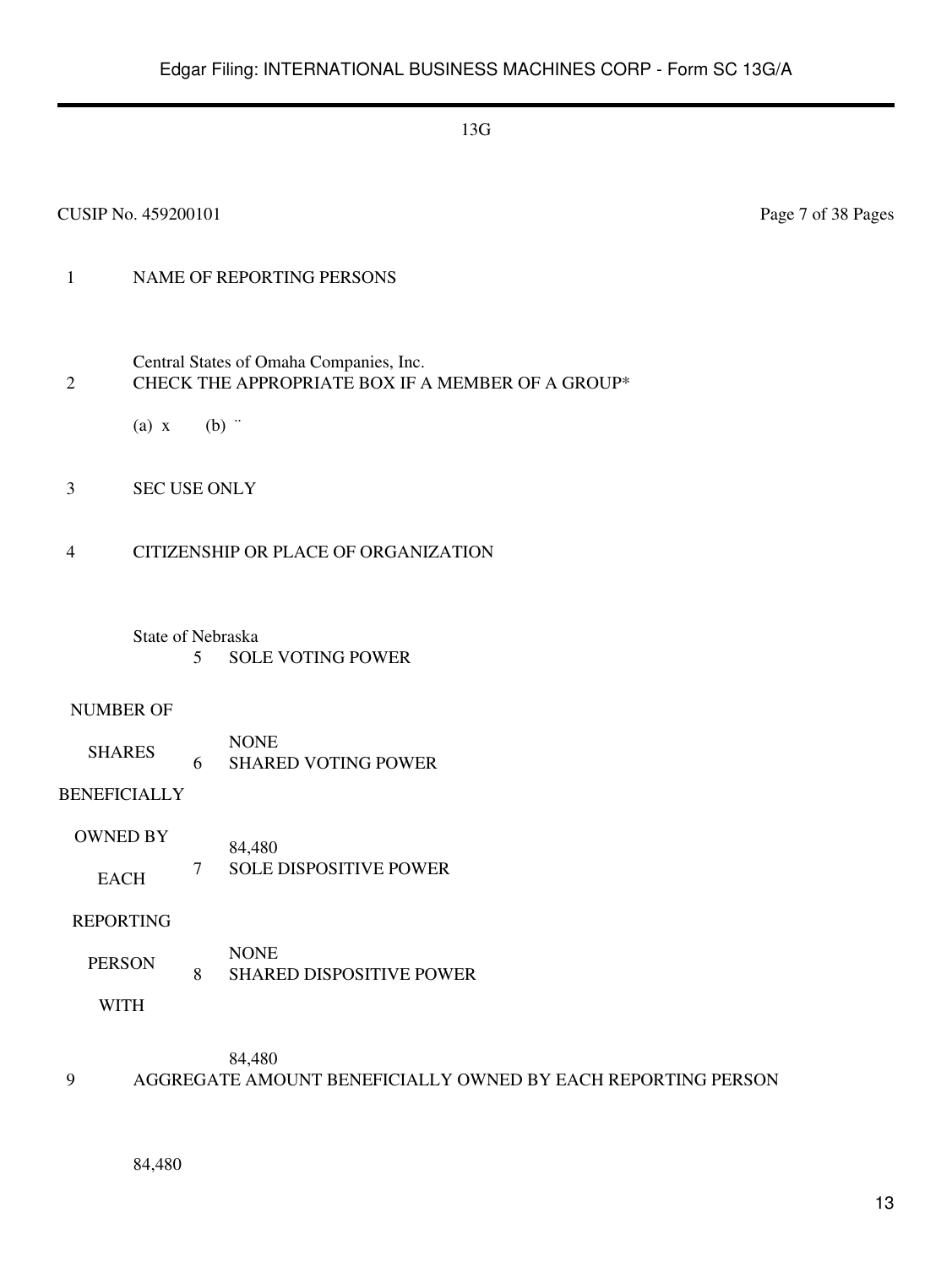13G

CUSIP No. 459200101

Page 7 of 38 Pages

| | | |
|---|---|---|
| 1 | NAME OF REPORTING PERSONS<br><br>Central States of Omaha Companies, Inc. | |
| 2 | CHECK THE APPROPRIATE BOX IF A MEMBER OF A GROUP*<br><br>(a) x (b) ¨ | |
| 3 | SEC USE ONLY | |
| 4 | CITIZENSHIP OR PLACE OF ORGANIZATION<br><br>State of Nebraska | |

| NUMBER OF SHARES BENEFICIALLY OWNED BY EACH REPORTING PERSON WITH | | |
|---|---|---|
| | 5 | SOLE VOTING POWER<br><br>NONE |
| | 6 | SHARED VOTING POWER<br><br>84,480 |
| | 7 | SOLE DISPOSITIVE POWER<br><br>NONE |
| | 8 | SHARED DISPOSITIVE POWER<br><br>84,480 |

| | |
|---|---|
| 9 | AGGREGATE AMOUNT BENEFICIALLY OWNED BY EACH REPORTING PERSON<br><br>84,480 |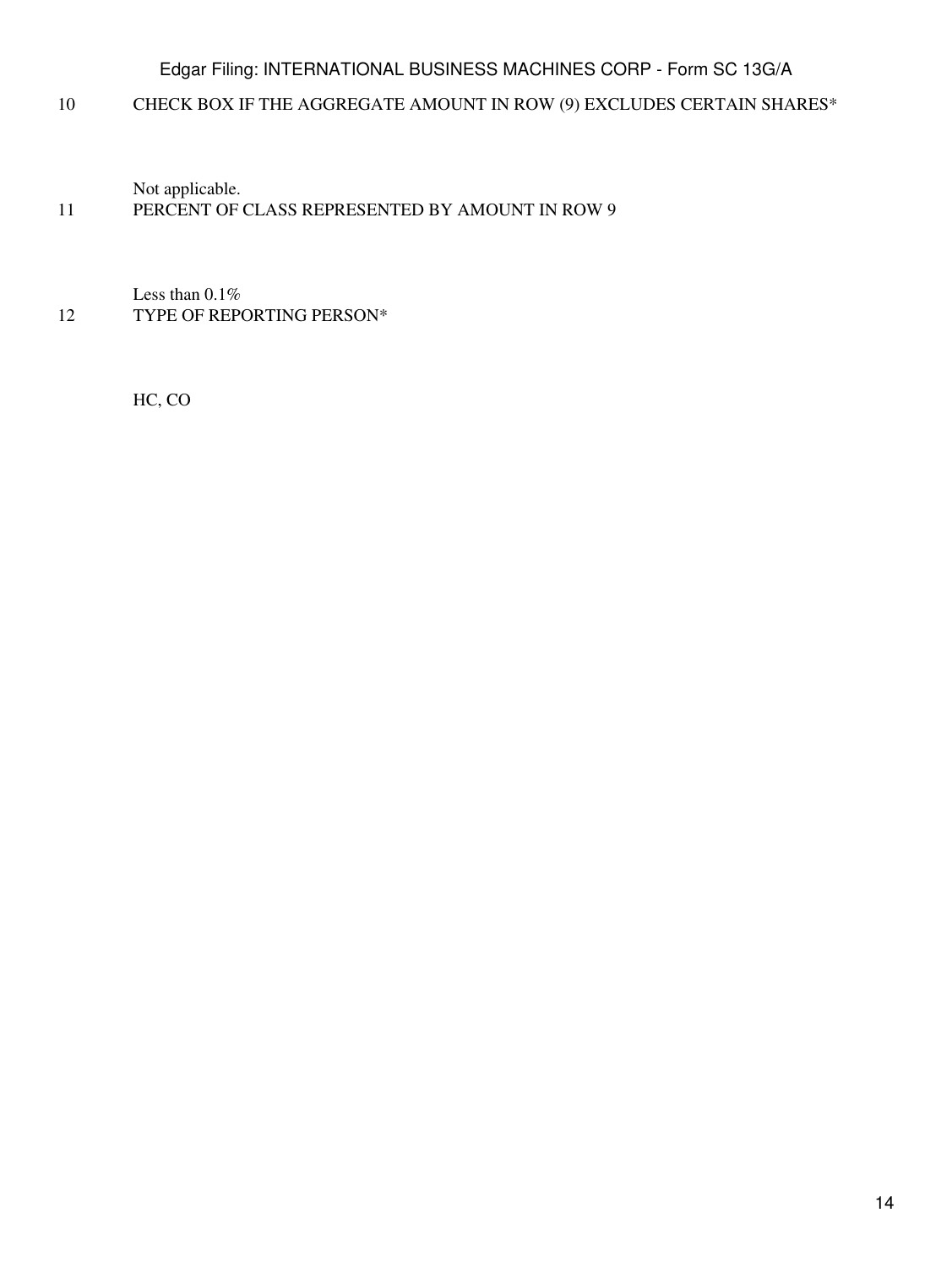10 CHECK BOX IF THE AGGREGATE AMOUNT IN ROW (9) EXCLUDES CERTAIN SHARES*

Not applicable.

11 PERCENT OF CLASS REPRESENTED BY AMOUNT IN ROW 9

Less than 0.1%

12 TYPE OF REPORTING PERSON*

HC, CO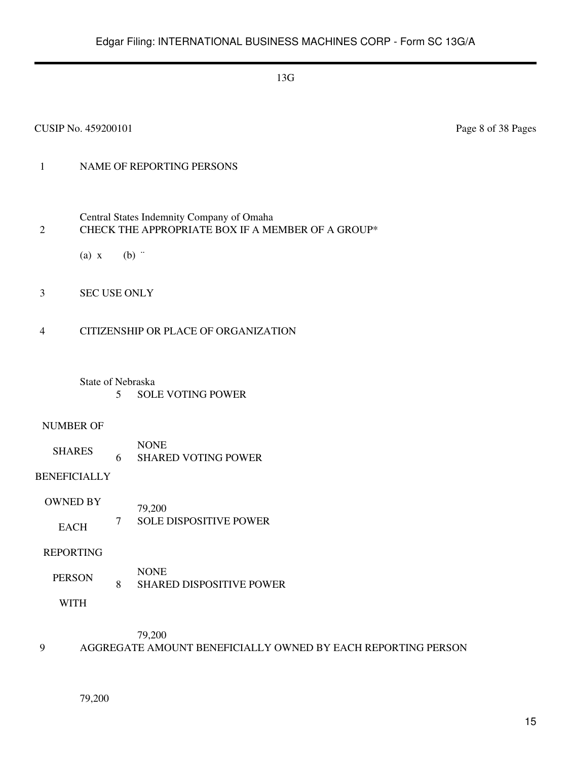13G

CUSIP No. 459200101 Page 8 of 38 Pages

| | | | |
|---|---|---|---|
| 1 | NAME OF REPORTING PERSONS<br><br>Central States Indemnity Company of Omaha | | |
| 2 | CHECK THE APPROPRIATE BOX IF A MEMBER OF A GROUP*<br><br>(a) x (b) ¨ | | |
| 3 | SEC USE ONLY | | |
| 4 | CITIZENSHIP OR PLACE OF ORGANIZATION<br><br>State of Nebraska | | |
| NUMBER OF SHARES BENEFICIALLY OWNED BY EACH REPORTING PERSON WITH | | 5 | SOLE VOTING POWER<br><br>NONE |
| | | 6 | SHARED VOTING POWER<br><br>79,200 |
| | | 7 | SOLE DISPOSITIVE POWER<br><br>NONE |
| | | 8 | SHARED DISPOSITIVE POWER<br><br>79,200 |
| 9 | AGGREGATE AMOUNT BENEFICIALLY OWNED BY EACH REPORTING PERSON<br><br>79,200 | | |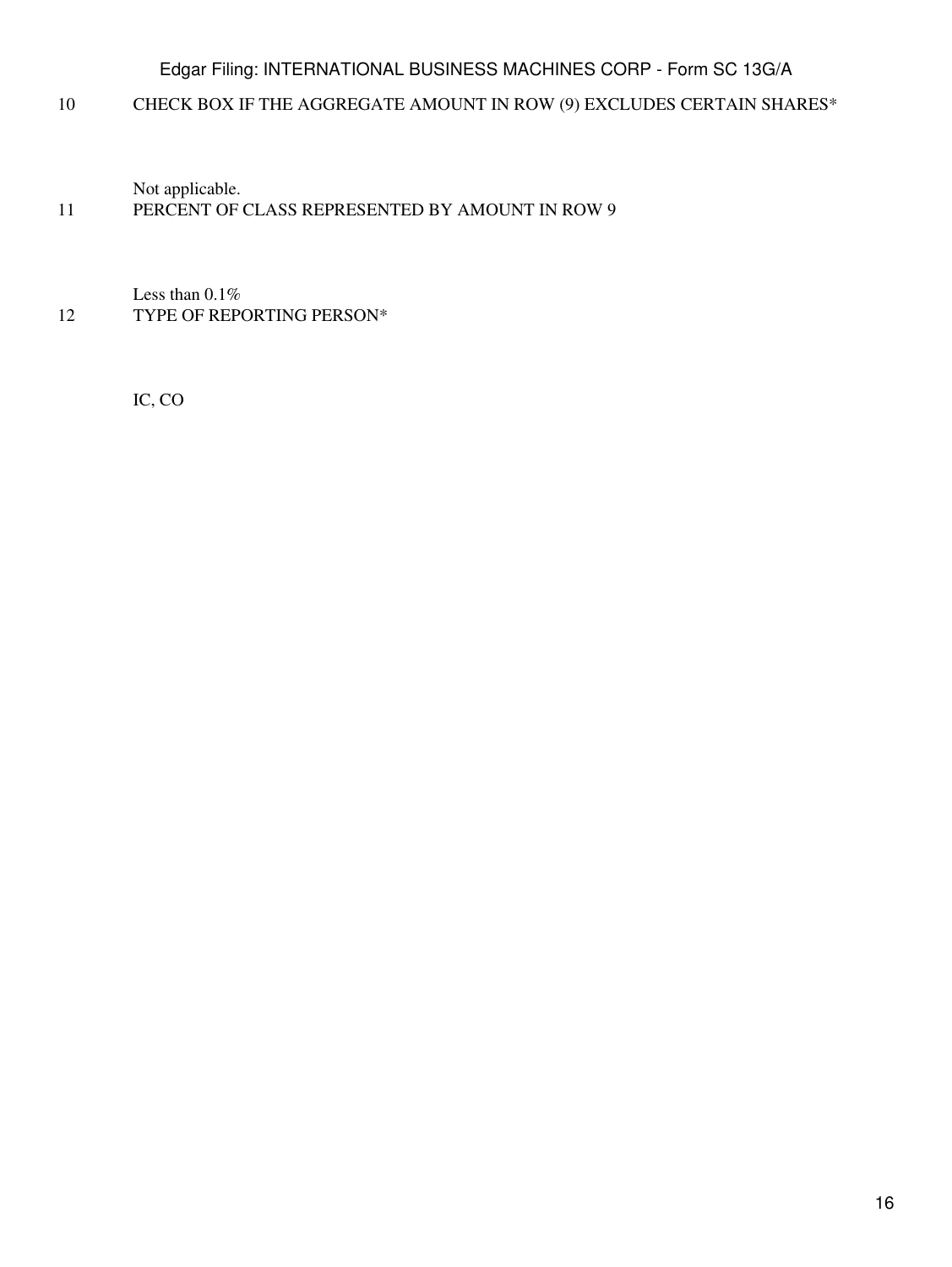10 CHECK BOX IF THE AGGREGATE AMOUNT IN ROW (9) EXCLUDES CERTAIN SHARES*

Not applicable.

11 PERCENT OF CLASS REPRESENTED BY AMOUNT IN ROW 9

Less than 0.1%

12 TYPE OF REPORTING PERSON*

IC, CO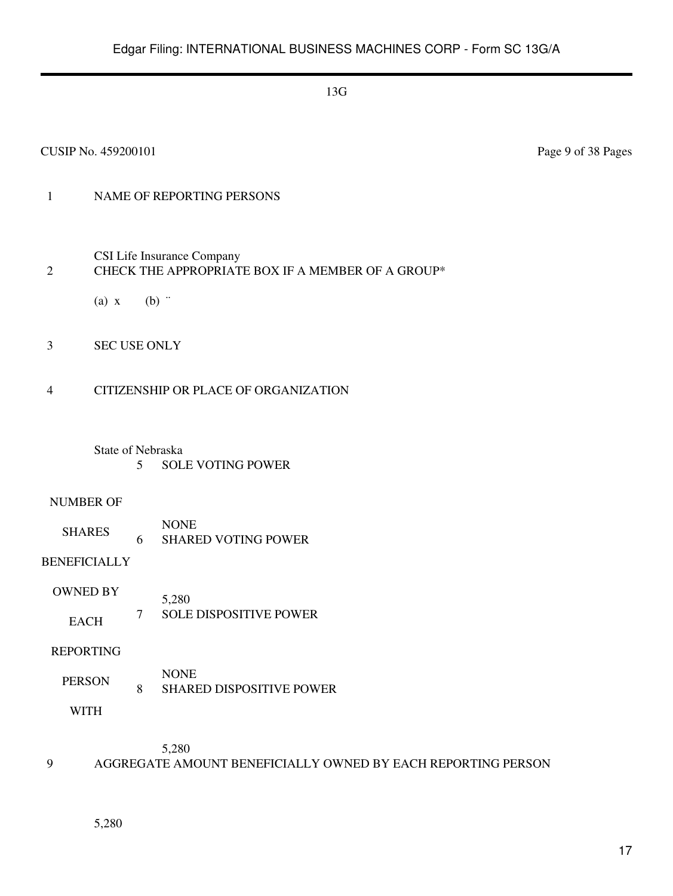13G

CUSIP No. 459200101

| | |
|---|---|
| 1 | NAME OF REPORTING PERSONS<br><br>CSI Life Insurance Company |
| 2 | CHECK THE APPROPRIATE BOX IF A MEMBER OF A GROUP*<br><br>(a) x (b) ¨ |
| 3 | SEC USE ONLY |
| 4 | CITIZENSHIP OR PLACE OF ORGANIZATION<br><br>State of Nebraska |

| NUMBER OF SHARES BENEFICIALLY OWNED BY EACH REPORTING PERSON WITH | | |
|---|---|---|
| | 5 | SOLE VOTING POWER<br><br>NONE |
| | 6 | SHARED VOTING POWER<br><br>5,280 |
| | 7 | SOLE DISPOSITIVE POWER<br><br>NONE |
| | 8 | SHARED DISPOSITIVE POWER<br><br>5,280 |

| | |
|---|---|
| 9 | AGGREGATE AMOUNT BENEFICIALLY OWNED BY EACH REPORTING PERSON<br><br>5,280 |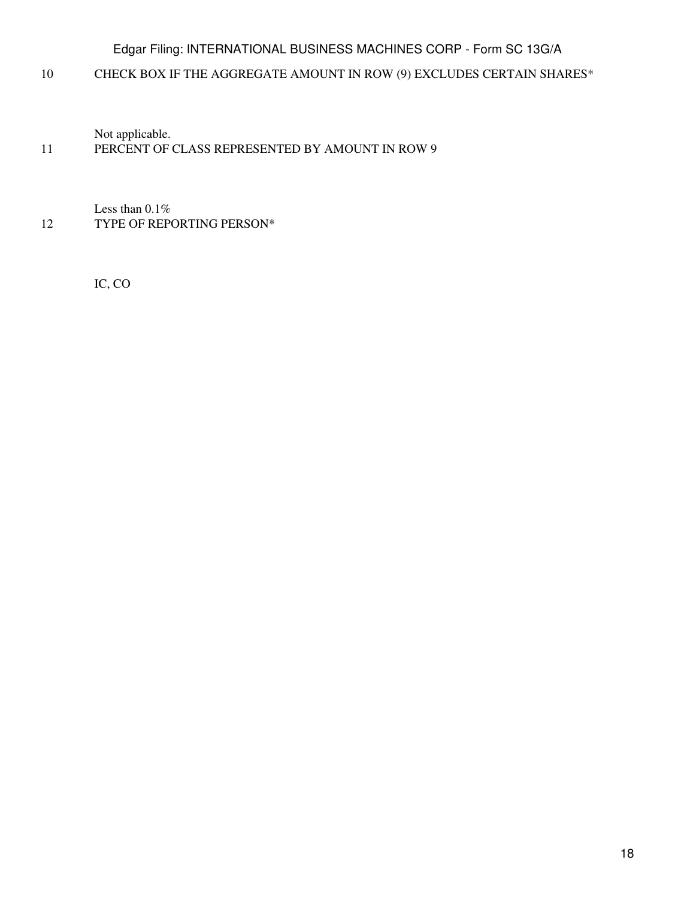| | |
|---|---|
| 10 | CHECK BOX IF THE AGGREGATE AMOUNT IN ROW (9) EXCLUDES CERTAIN SHARES* |
| | Not applicable. |
| 11 | PERCENT OF CLASS REPRESENTED BY AMOUNT IN ROW 9 |
| | Less than 0.1% |
| 12 | TYPE OF REPORTING PERSON* |
| | IC, CO |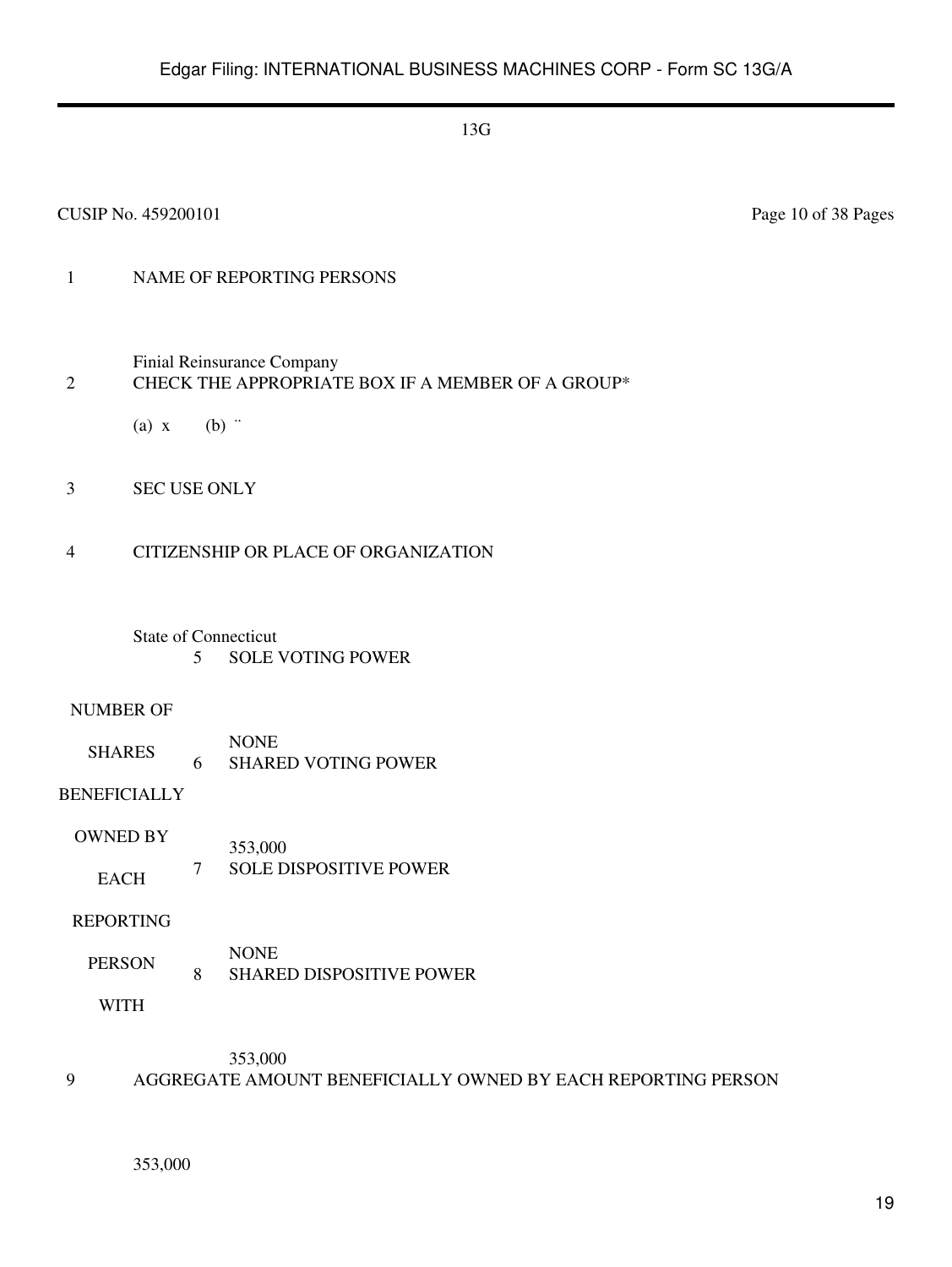13G

CUSIP No. 459200101 Page 10 of 38 Pages

| | | | |
|---|---|---|---|
| 1 | NAME OF REPORTING PERSONS<br><br>Finial Reinsurance Company | | |
| 2 | CHECK THE APPROPRIATE BOX IF A MEMBER OF A GROUP*<br><br>(a) x (b) ¨ | | |
| 3 | SEC USE ONLY | | |
| 4 | CITIZENSHIP OR PLACE OF ORGANIZATION<br><br>State of Connecticut | | |
| NUMBER OF SHARES BENEFICIALLY OWNED BY EACH REPORTING PERSON WITH | 5 | SOLE VOTING POWER<br><br>NONE | |
| | 6 | SHARED VOTING POWER<br><br>353,000 | |
| | 7 | SOLE DISPOSITIVE POWER<br><br>NONE | |
| | 8 | SHARED DISPOSITIVE POWER<br><br>353,000 | |
| 9 | AGGREGATE AMOUNT BENEFICIALLY OWNED BY EACH REPORTING PERSON<br><br>353,000 | | |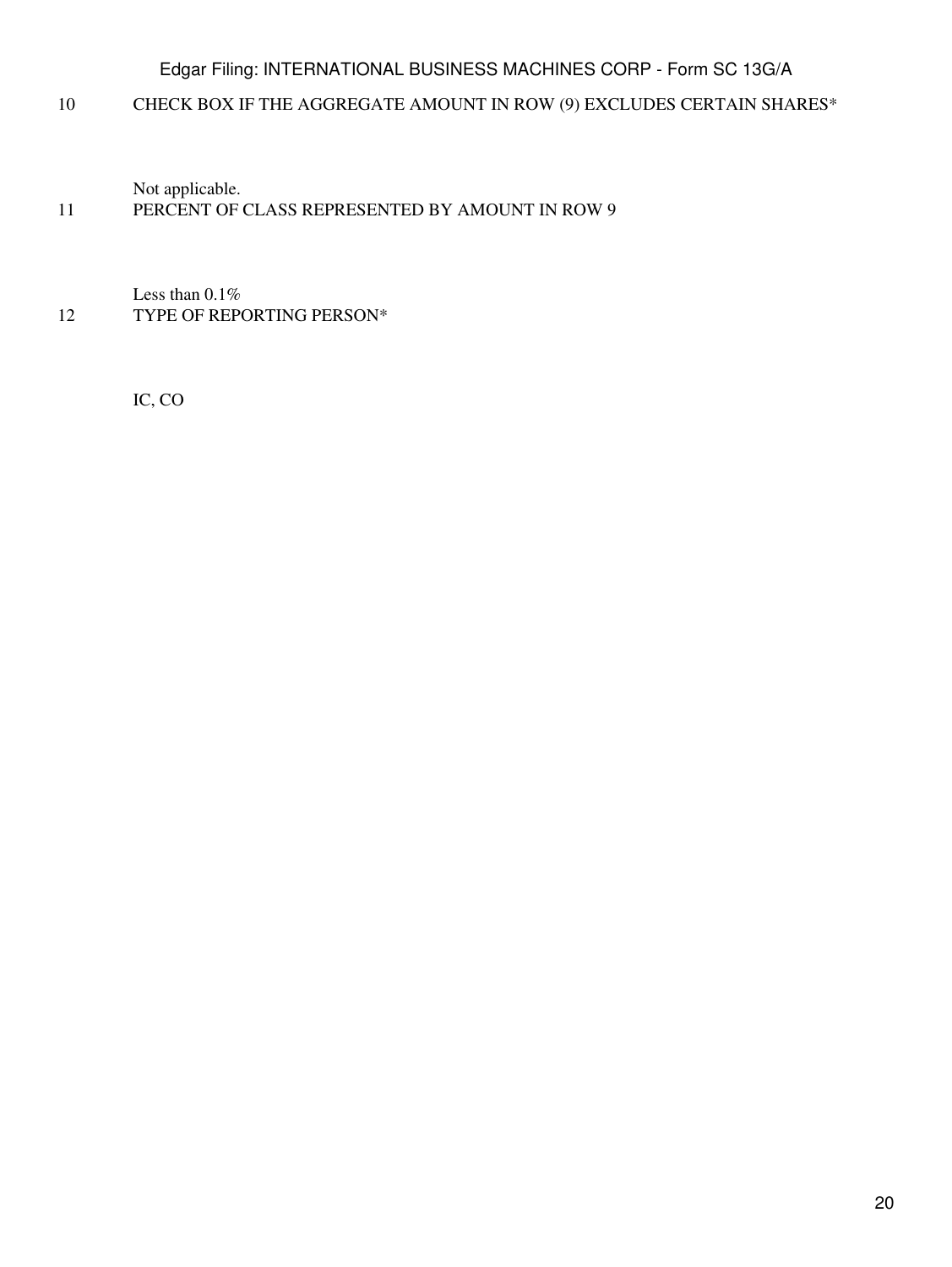| | |
|---|---|
| 10 | CHECK BOX IF THE AGGREGATE AMOUNT IN ROW (9) EXCLUDES CERTAIN SHARES* |
| | Not applicable. |
| 11 | PERCENT OF CLASS REPRESENTED BY AMOUNT IN ROW 9 |
| | Less than 0.1% |
| 12 | TYPE OF REPORTING PERSON* |
| | IC, CO |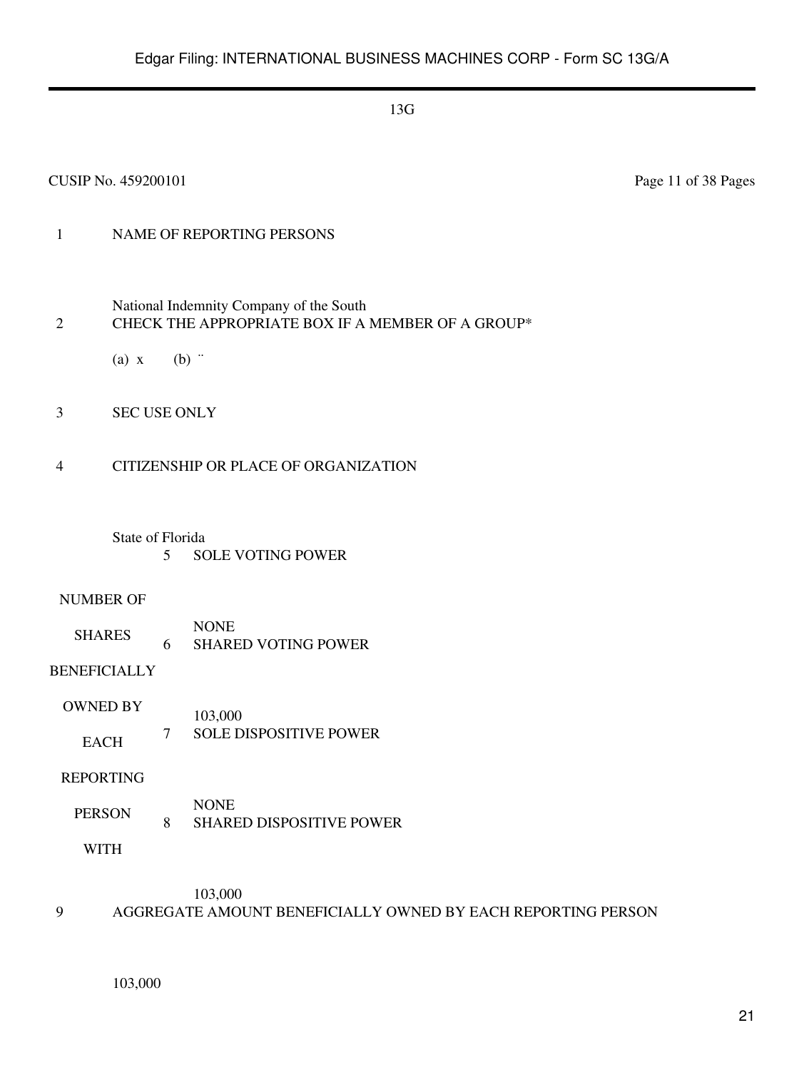13G

CUSIP No. 459200101 Page 11 of 38 Pages

| | | |
|---|---|---|
| 1 | NAME OF REPORTING PERSONS<br><br>National Indemnity Company of the South | |
| 2 | CHECK THE APPROPRIATE BOX IF A MEMBER OF A GROUP*<br><br>(a) x (b) ¨ | |
| 3 | SEC USE ONLY | |
| 4 | CITIZENSHIP OR PLACE OF ORGANIZATION<br><br>State of Florida | |

| NUMBER OF SHARES BENEFICIALLY OWNED BY EACH REPORTING PERSON WITH | | |
|---|---|---|
| | 5 | SOLE VOTING POWER<br><br>NONE |
| | 6 | SHARED VOTING POWER<br><br>103,000 |
| | 7 | SOLE DISPOSITIVE POWER<br><br>NONE |
| | 8 | SHARED DISPOSITIVE POWER<br><br>103,000 |

| | | |
|---|---|---|
| 9 | AGGREGATE AMOUNT BENEFICIALLY OWNED BY EACH REPORTING PERSON<br><br>103,000 | |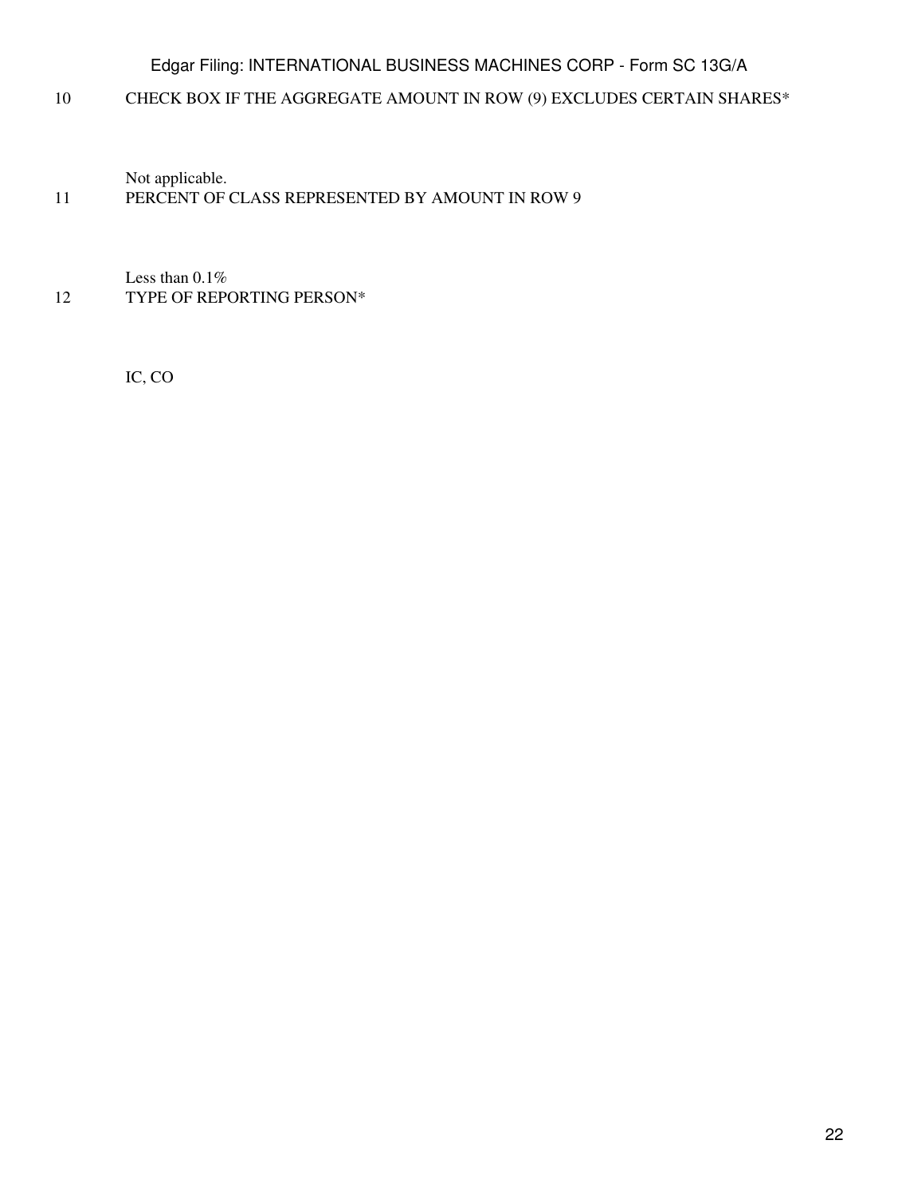| | |
|---|---|
| 10 | CHECK BOX IF THE AGGREGATE AMOUNT IN ROW (9) EXCLUDES CERTAIN SHARES* |
| | Not applicable. |
| 11 | PERCENT OF CLASS REPRESENTED BY AMOUNT IN ROW 9 |
| | Less than 0.1% |
| 12 | TYPE OF REPORTING PERSON* |
| | IC, CO |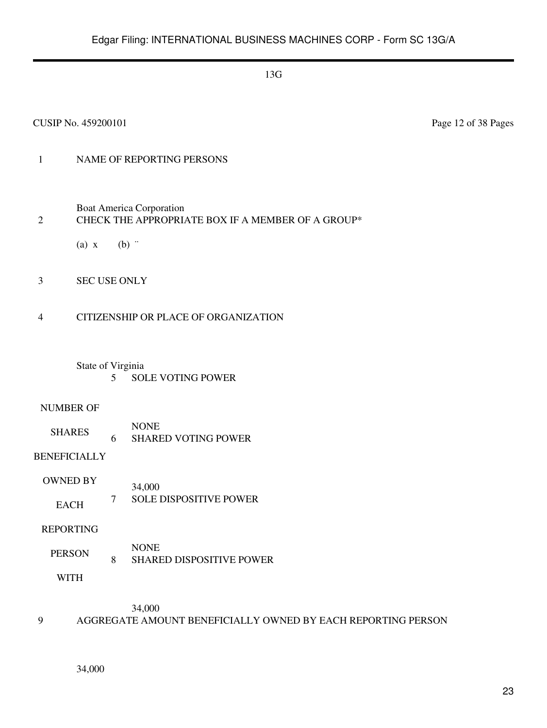13G

CUSIP No. 459200101 Page 12 of 38 Pages

| | | |
|---|---|---|
| 1 | NAME OF REPORTING PERSONS<br><br>Boat America Corporation | |
| 2 | CHECK THE APPROPRIATE BOX IF A MEMBER OF A GROUP*<br><br>(a) x (b) ¨ | |
| 3 | SEC USE ONLY | |
| 4 | CITIZENSHIP OR PLACE OF ORGANIZATION<br><br>State of Virginia | |
| NUMBER OF SHARES BENEFICIALLY OWNED BY EACH REPORTING PERSON WITH | 5 | SOLE VOTING POWER<br><br>NONE |
| | 6 | SHARED VOTING POWER<br><br>34,000 |
| | 7 | SOLE DISPOSITIVE POWER<br><br>NONE |
| | 8 | SHARED DISPOSITIVE POWER<br><br>34,000 |
| 9 | AGGREGATE AMOUNT BENEFICIALLY OWNED BY EACH REPORTING PERSON<br><br>34,000 | |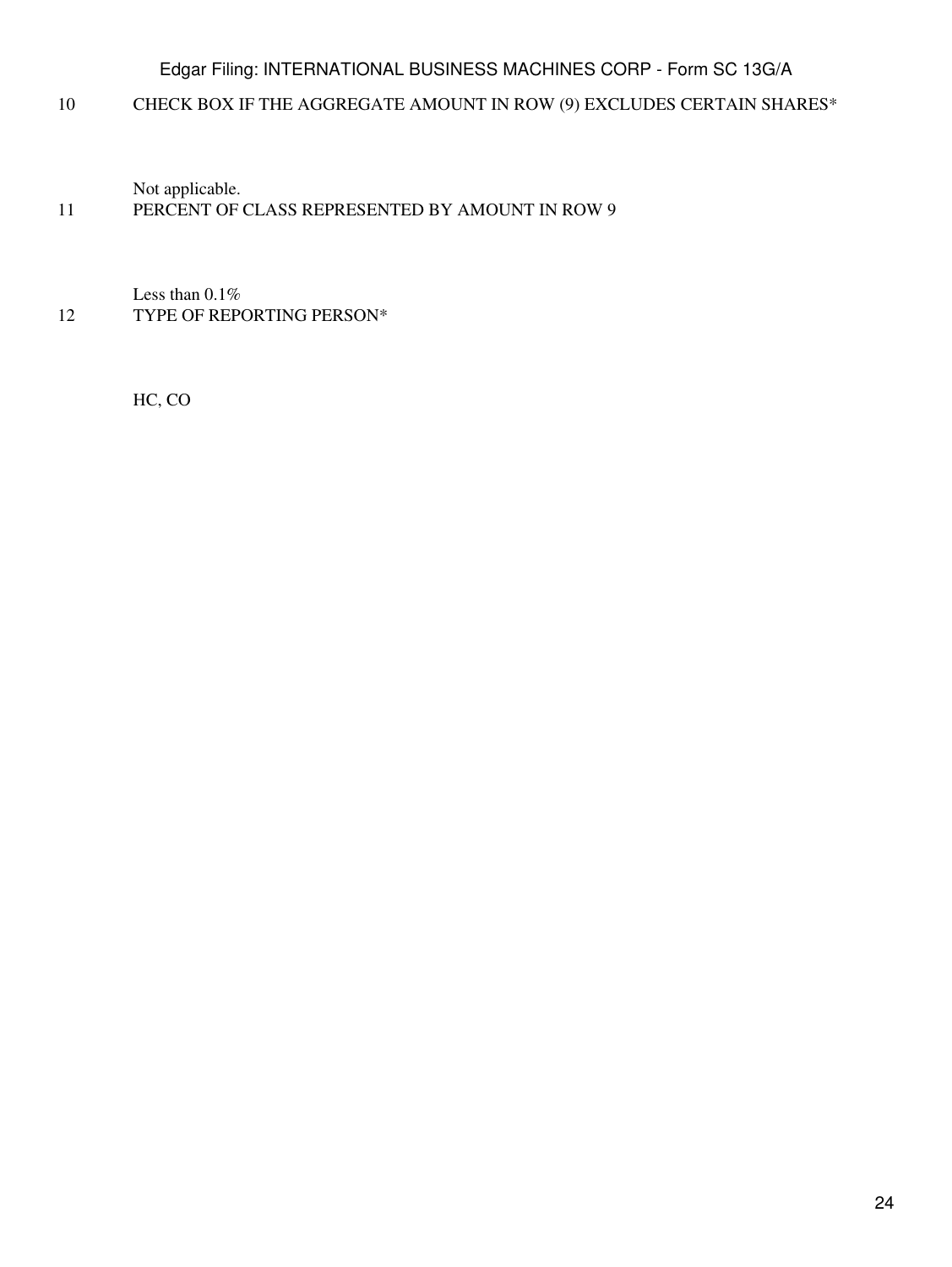10 CHECK BOX IF THE AGGREGATE AMOUNT IN ROW (9) EXCLUDES CERTAIN SHARES*

Not applicable.

11 PERCENT OF CLASS REPRESENTED BY AMOUNT IN ROW 9

Less than 0.1%

12 TYPE OF REPORTING PERSON*

HC, CO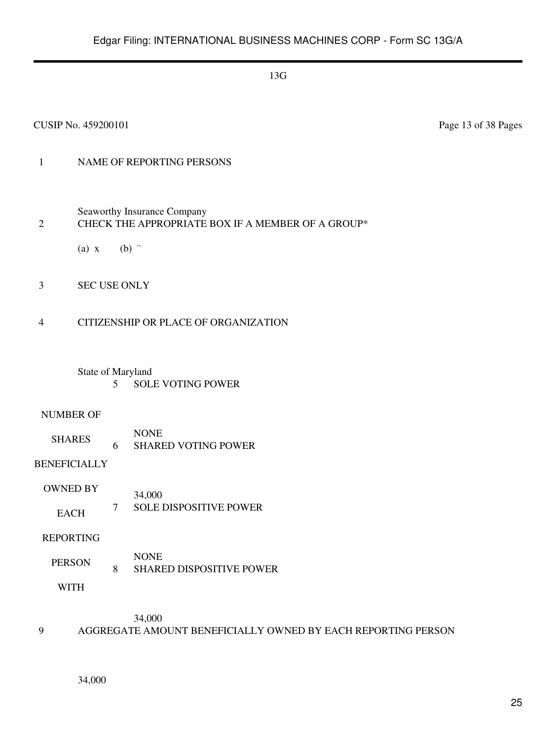13G

CUSIP No. 459200101

| | | |
|---|---|---|
| 1 | NAME OF REPORTING PERSONS<br><br>Seaworthy Insurance Company | |
| 2 | CHECK THE APPROPRIATE BOX IF A MEMBER OF A GROUP*<br><br>(a) x (b) ¨ | |
| 3 | SEC USE ONLY | |
| 4 | CITIZENSHIP OR PLACE OF ORGANIZATION<br><br>State of Maryland | |

| NUMBER OF SHARES BENEFICIALLY OWNED BY EACH REPORTING PERSON WITH | | |
|---|---|---|
| | 5 | SOLE VOTING POWER<br><br>NONE |
| | 6 | SHARED VOTING POWER<br><br>34,000 |
| | 7 | SOLE DISPOSITIVE POWER<br><br>NONE |
| | 8 | SHARED DISPOSITIVE POWER<br><br>34,000 |

| | |
|---|---|
| 9 | AGGREGATE AMOUNT BENEFICIALLY OWNED BY EACH REPORTING PERSON<br><br>34,000 |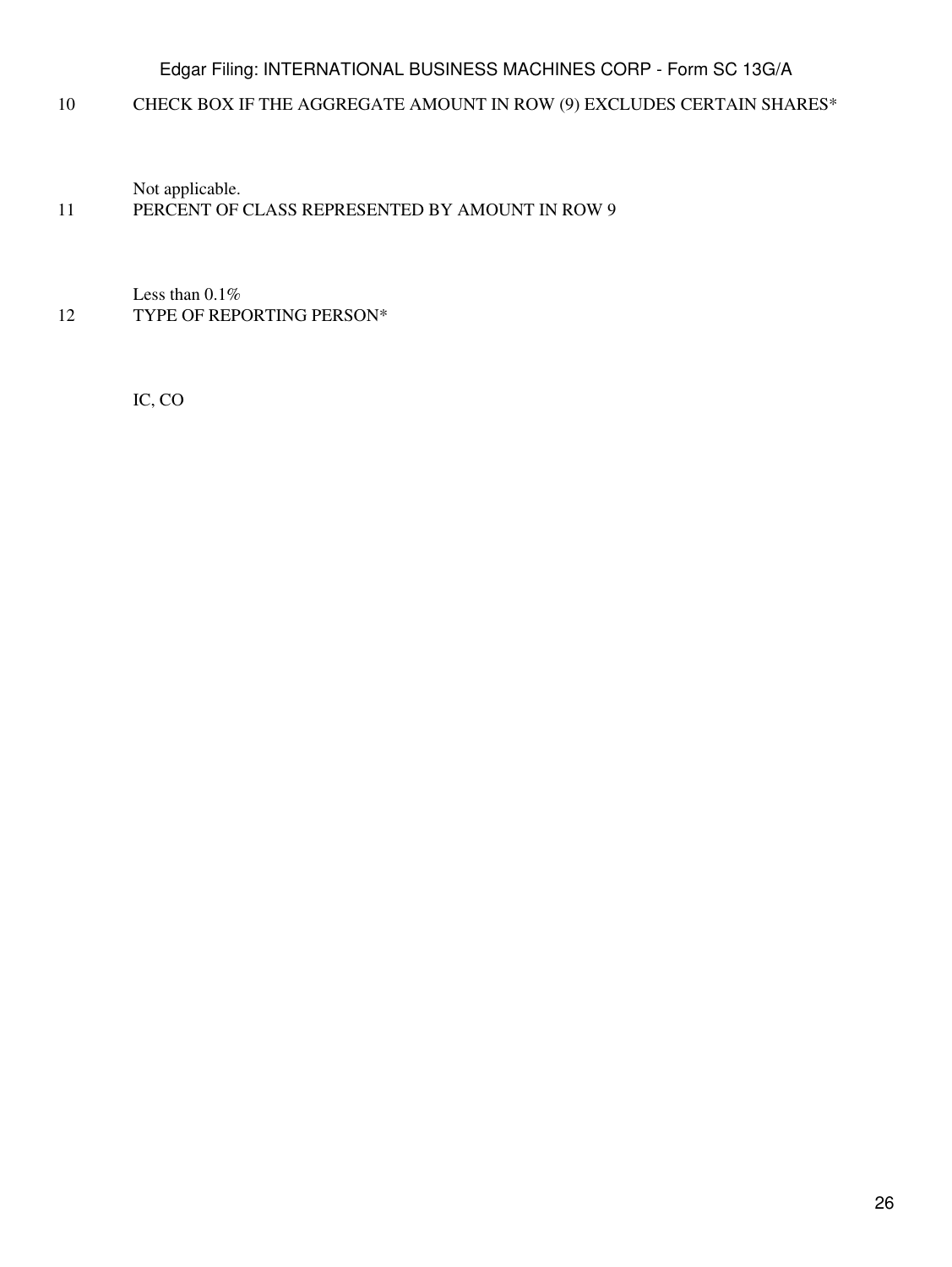| | |
|---|---|
| 10 | CHECK BOX IF THE AGGREGATE AMOUNT IN ROW (9) EXCLUDES CERTAIN SHARES* |
| | Not applicable. |
| 11 | PERCENT OF CLASS REPRESENTED BY AMOUNT IN ROW 9 |
| | Less than 0.1% |
| 12 | TYPE OF REPORTING PERSON* |
| | IC, CO |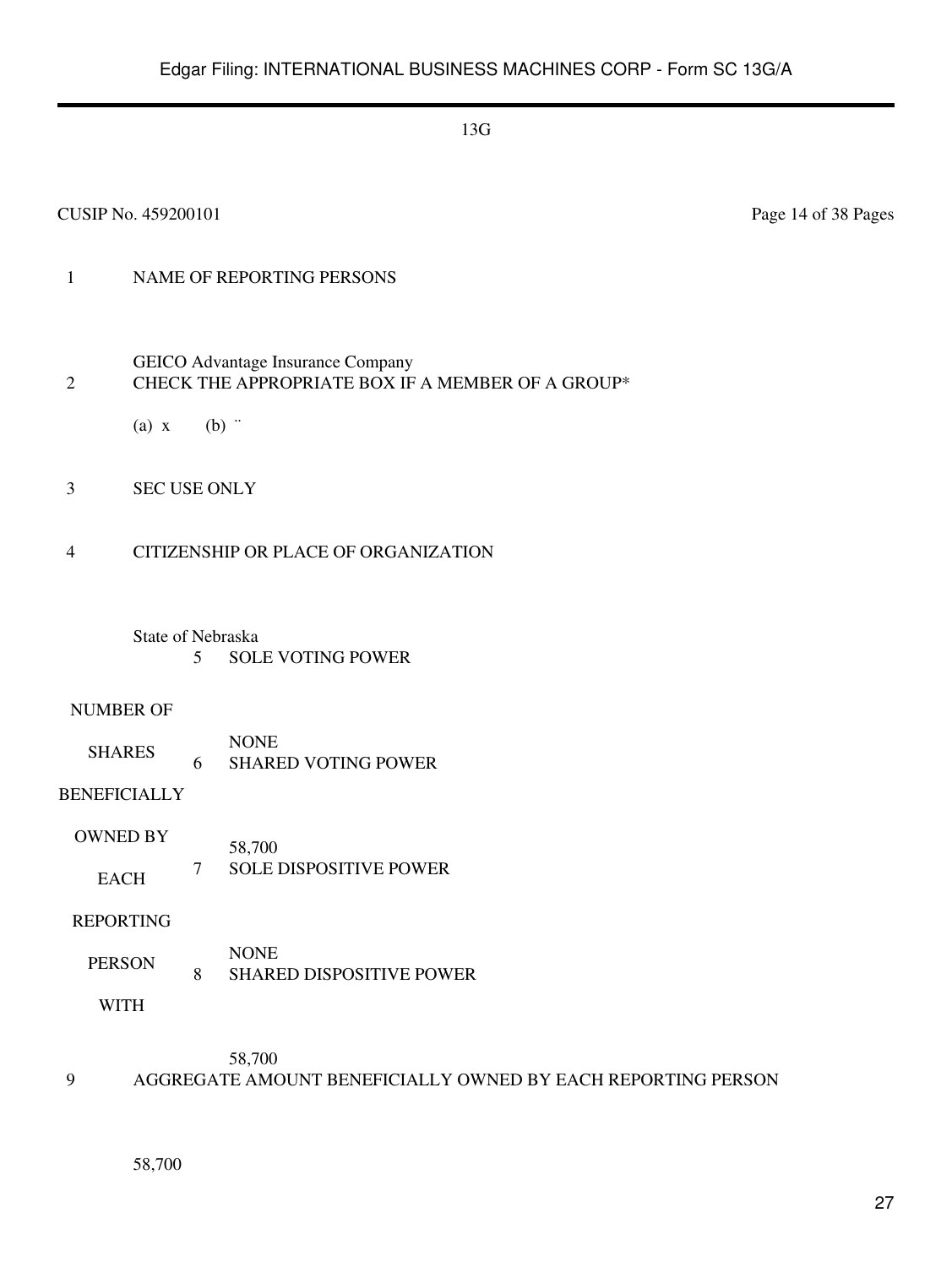13G

CUSIP No. 459200101 Page 14 of 38 Pages

| | | |
|---|---|---|
| 1 | NAME OF REPORTING PERSONS<br><br>GEICO Advantage Insurance Company | |
| 2 | CHECK THE APPROPRIATE BOX IF A MEMBER OF A GROUP*<br><br>(a) x (b) ¨ | |
| 3 | SEC USE ONLY | |
| 4 | CITIZENSHIP OR PLACE OF ORGANIZATION<br><br>State of Nebraska | |
| NUMBER OF SHARES BENEFICIALLY OWNED BY EACH REPORTING PERSON WITH | 5 | SOLE VOTING POWER<br><br>NONE |
| | 6 | SHARED VOTING POWER<br><br>58,700 |
| | 7 | SOLE DISPOSITIVE POWER<br><br>NONE |
| | 8 | SHARED DISPOSITIVE POWER<br><br>58,700 |
| 9 | AGGREGATE AMOUNT BENEFICIALLY OWNED BY EACH REPORTING PERSON<br><br>58,700 | |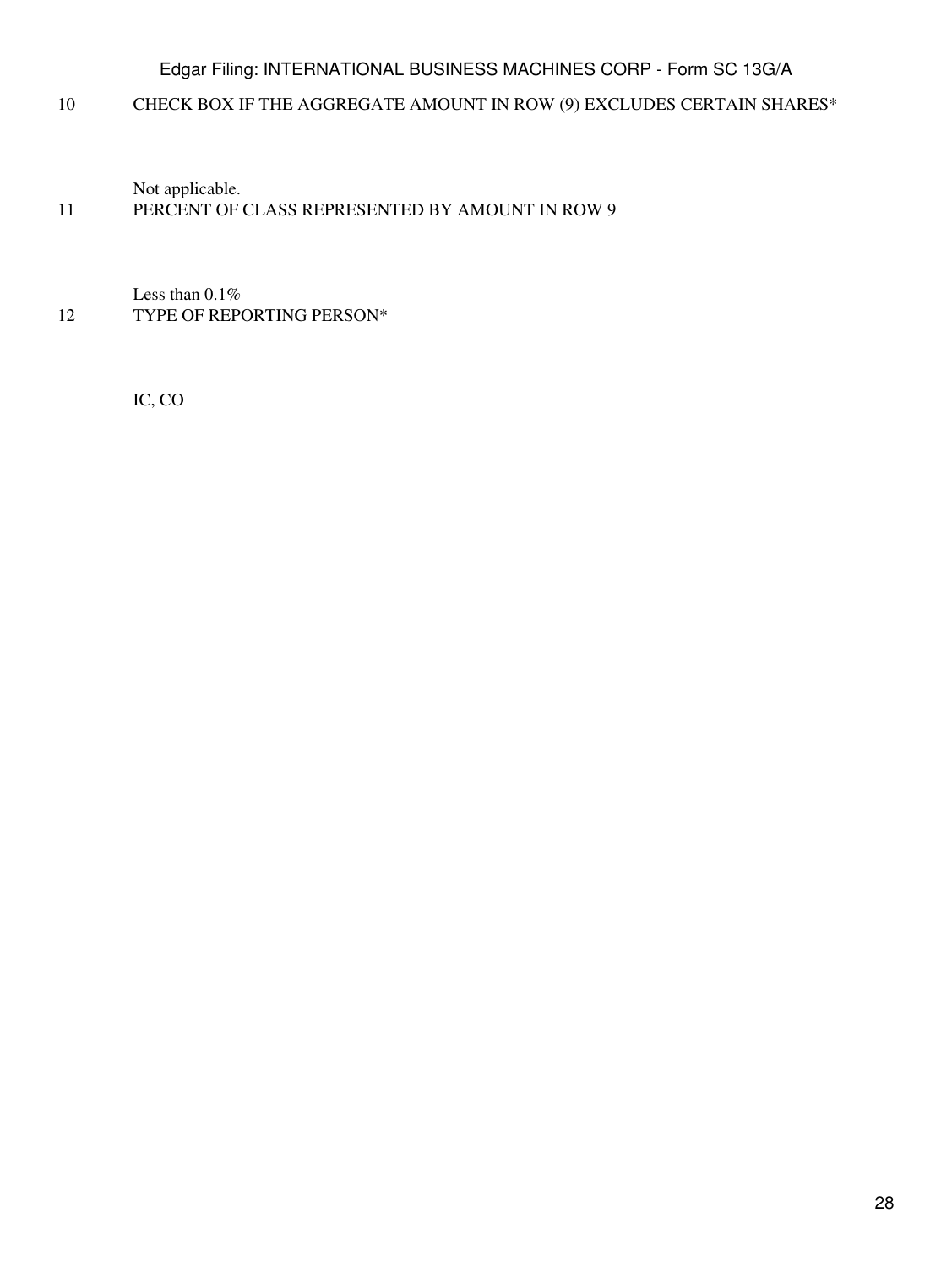10 CHECK BOX IF THE AGGREGATE AMOUNT IN ROW (9) EXCLUDES CERTAIN SHARES*

Not applicable.

11 PERCENT OF CLASS REPRESENTED BY AMOUNT IN ROW 9

Less than 0.1%

12 TYPE OF REPORTING PERSON*

IC, CO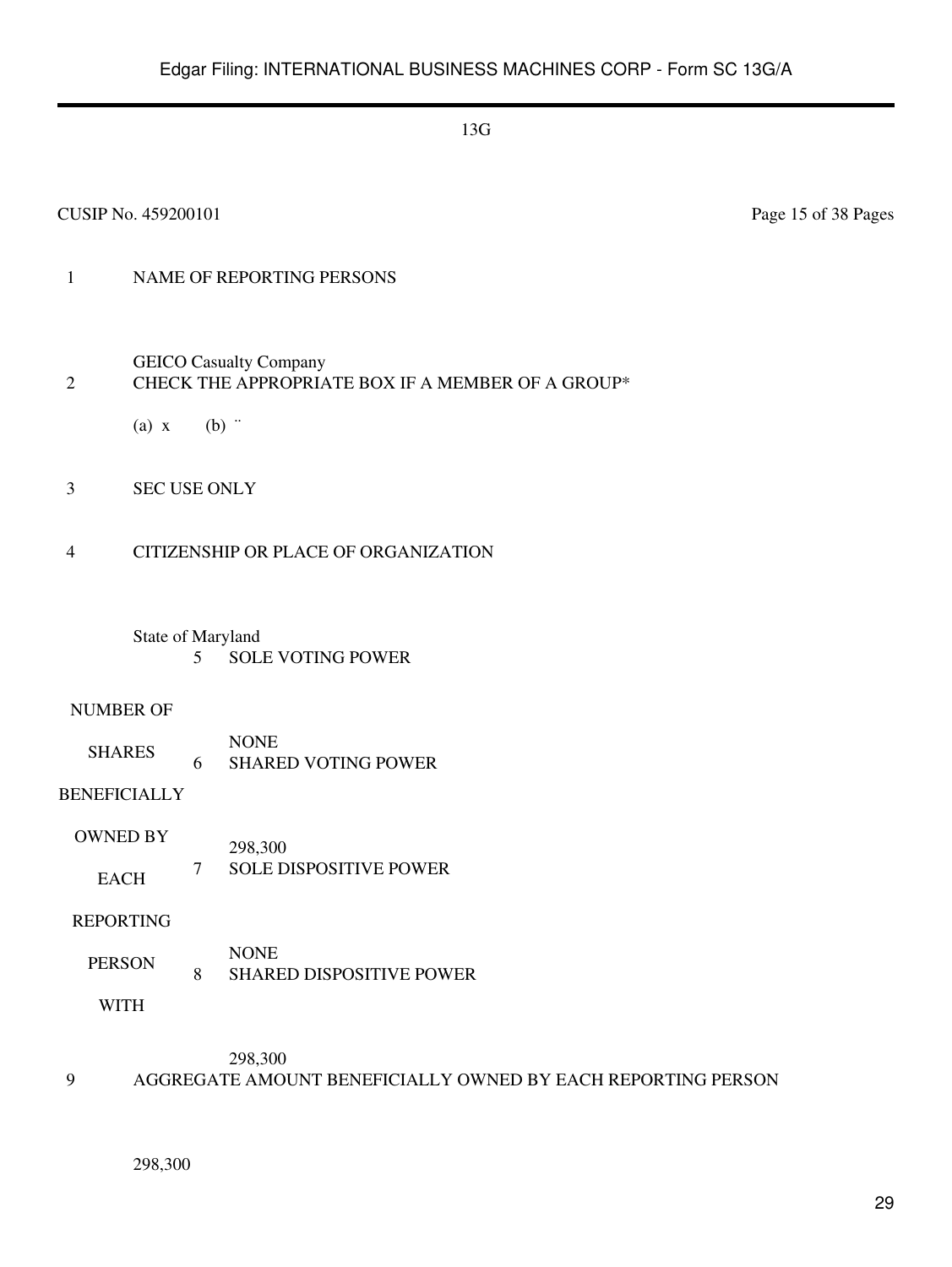13G

CUSIP No. 459200101

| | |
|---|---|
| 1 | NAME OF REPORTING PERSONS<br><br>GEICO Casualty Company |
| 2 | CHECK THE APPROPRIATE BOX IF A MEMBER OF A GROUP*<br><br>(a) x (b) ¨ |
| 3 | SEC USE ONLY |
| 4 | CITIZENSHIP OR PLACE OF ORGANIZATION<br><br>State of Maryland |

| | | |
|---|---|---|
| NUMBER OF SHARES BENEFICIALLY OWNED BY EACH REPORTING PERSON WITH | 5 | SOLE VOTING POWER<br><br>NONE |
| | 6 | SHARED VOTING POWER<br><br>298,300 |
| | 7 | SOLE DISPOSITIVE POWER<br><br>NONE |
| | 8 | SHARED DISPOSITIVE POWER<br><br>298,300 |

| | |
|---|---|
| 9 | AGGREGATE AMOUNT BENEFICIALLY OWNED BY EACH REPORTING PERSON<br><br>298,300 |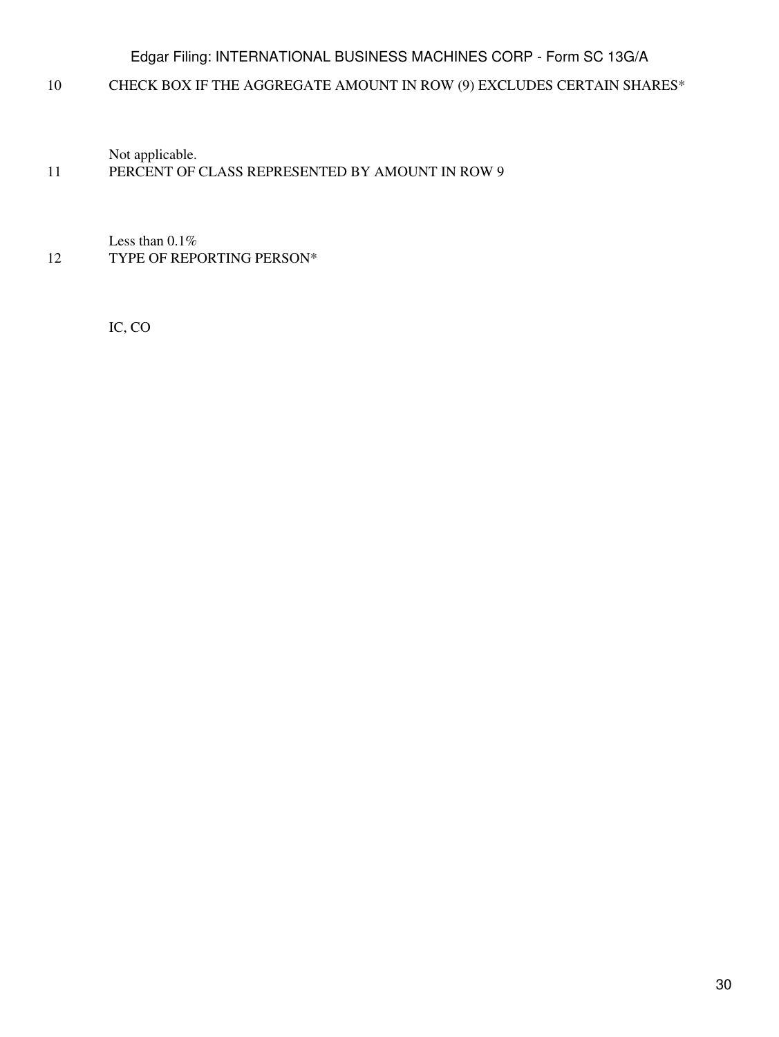| | |
|---|---|
| 10 | CHECK BOX IF THE AGGREGATE AMOUNT IN ROW (9) EXCLUDES CERTAIN SHARES* |
| | Not applicable. |
| 11 | PERCENT OF CLASS REPRESENTED BY AMOUNT IN ROW 9 |
| | Less than 0.1% |
| 12 | TYPE OF REPORTING PERSON* |
| | IC, CO |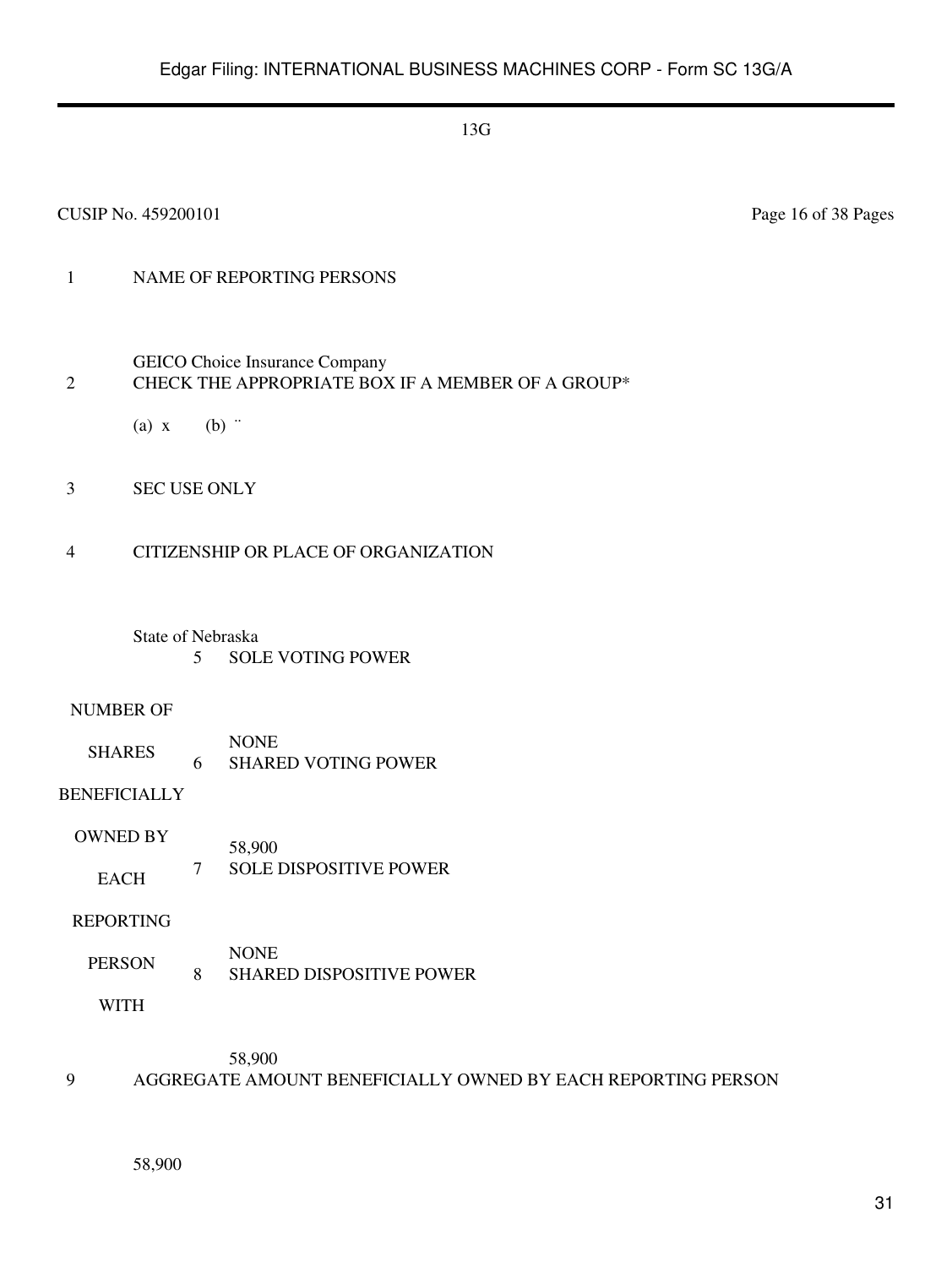13G

CUSIP No. 459200101

Page 16 of 38 Pages

| | | | |
|---|---|---|---|
| 1 | NAME OF REPORTING PERSONS<br><br>GEICO Choice Insurance Company | | |
| 2 | CHECK THE APPROPRIATE BOX IF A MEMBER OF A GROUP*<br><br>(a) x (b) ¨ | | |
| 3 | SEC USE ONLY | | |
| 4 | CITIZENSHIP OR PLACE OF ORGANIZATION<br><br>State of Nebraska | | |
| NUMBER OF SHARES BENEFICIALLY OWNED BY EACH REPORTING PERSON WITH | | 5 | SOLE VOTING POWER<br><br>NONE |
| | | 6 | SHARED VOTING POWER<br><br>58,900 |
| | | 7 | SOLE DISPOSITIVE POWER<br><br>NONE |
| | | 8 | SHARED DISPOSITIVE POWER<br><br>58,900 |
| 9 | AGGREGATE AMOUNT BENEFICIALLY OWNED BY EACH REPORTING PERSON<br><br>58,900 | | |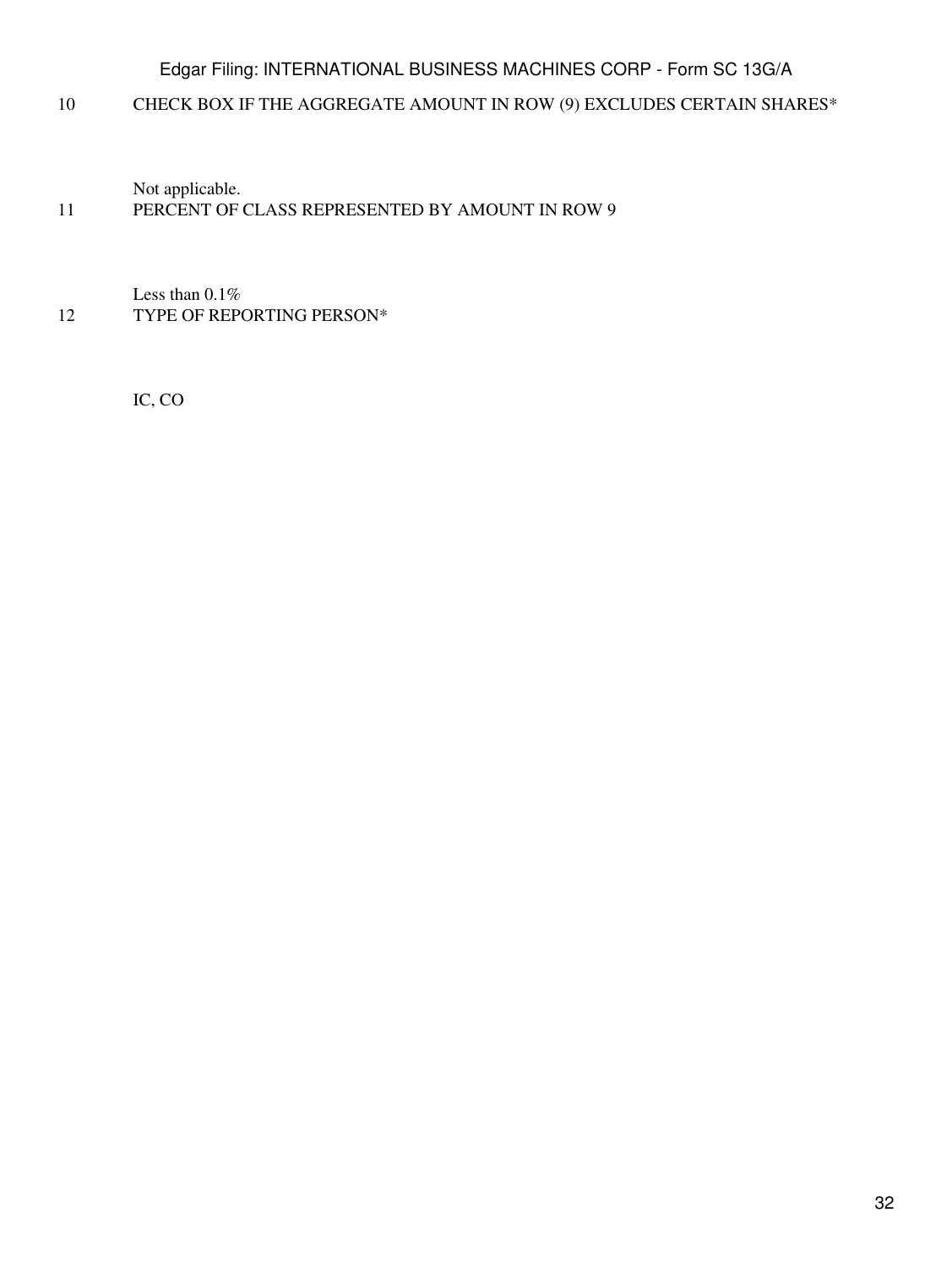10 CHECK BOX IF THE AGGREGATE AMOUNT IN ROW (9) EXCLUDES CERTAIN SHARES*

Not applicable.

11 PERCENT OF CLASS REPRESENTED BY AMOUNT IN ROW 9

Less than 0.1%

12 TYPE OF REPORTING PERSON*

IC, CO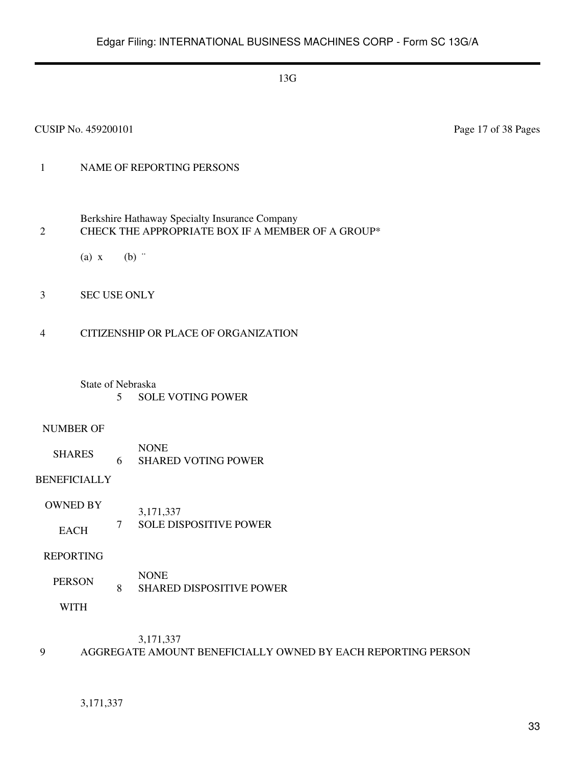13G

CUSIP No. 459200101

| | |
|---|---|
| 1 | NAME OF REPORTING PERSONS<br><br>Berkshire Hathaway Specialty Insurance Company |
| 2 | CHECK THE APPROPRIATE BOX IF A MEMBER OF A GROUP*<br><br>(a) x (b) ¨ |
| 3 | SEC USE ONLY |
| 4 | CITIZENSHIP OR PLACE OF ORGANIZATION<br><br>State of Nebraska |

| | | |
|---|---|---|
| NUMBER OF SHARES BENEFICIALLY OWNED BY EACH REPORTING PERSON WITH | 5 | SOLE VOTING POWER<br><br>NONE |
| | 6 | SHARED VOTING POWER<br><br>3,171,337 |
| | 7 | SOLE DISPOSITIVE POWER<br><br>NONE |
| | 8 | SHARED DISPOSITIVE POWER<br><br>3,171,337 |

| | |
|---|---|
| 9 | AGGREGATE AMOUNT BENEFICIALLY OWNED BY EACH REPORTING PERSON<br><br>3,171,337 |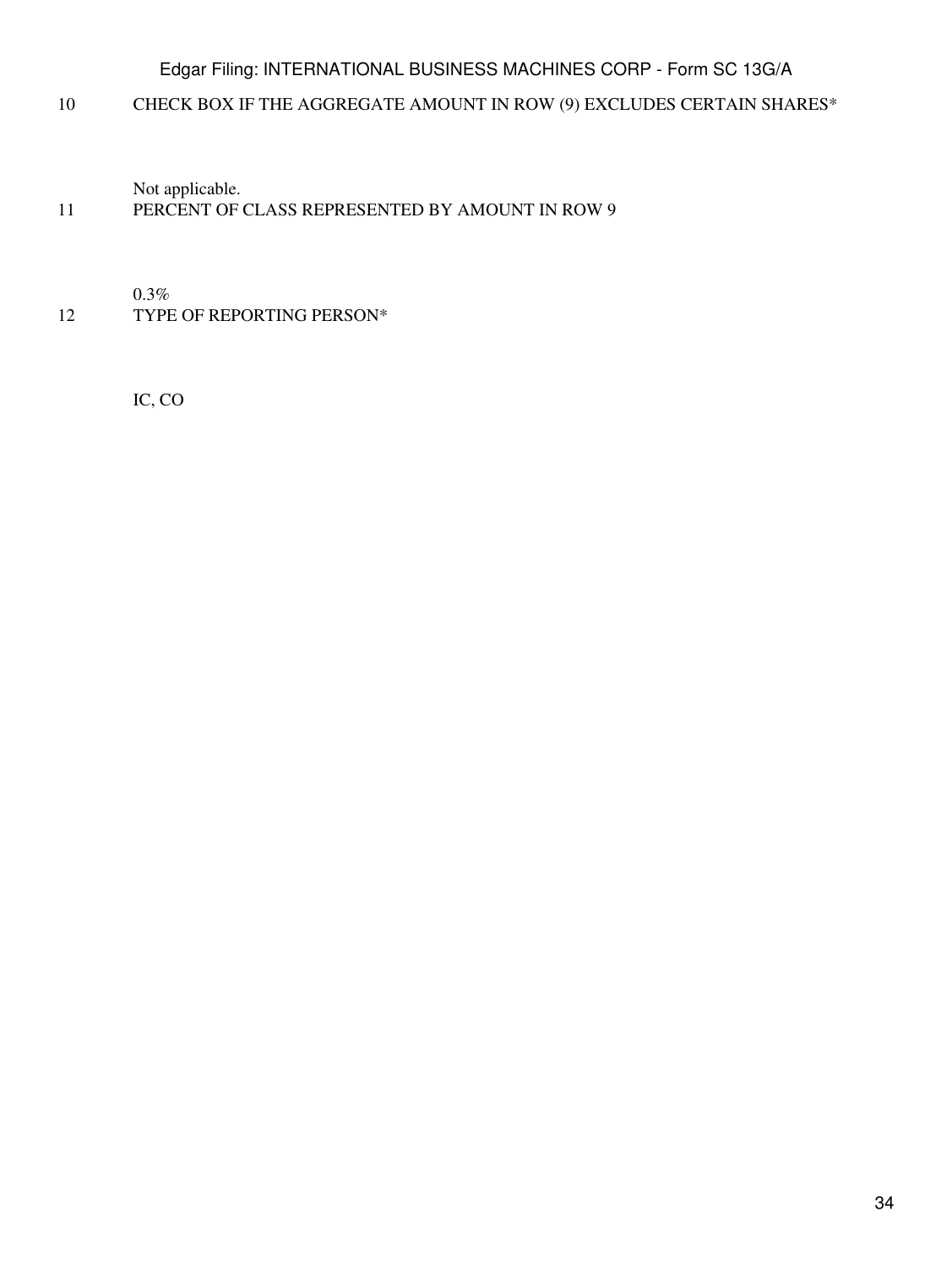10 CHECK BOX IF THE AGGREGATE AMOUNT IN ROW (9) EXCLUDES CERTAIN SHARES*

Not applicable.

11 PERCENT OF CLASS REPRESENTED BY AMOUNT IN ROW 9

0.3%

12 TYPE OF REPORTING PERSON*

IC, CO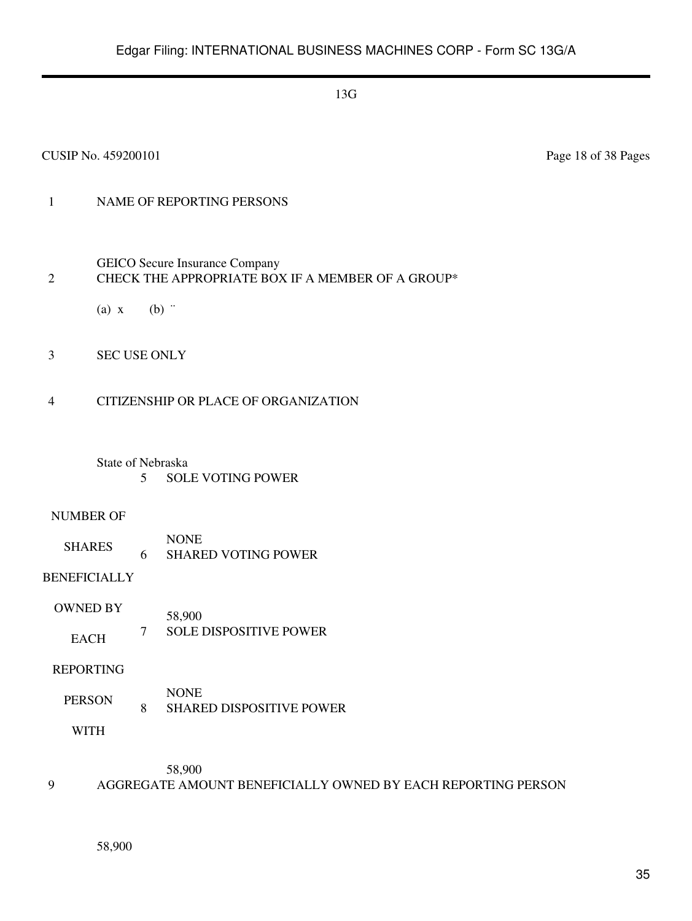13G

CUSIP No. 459200101 Page 18 of 38 Pages

| | | | |
|---|---|---|---|
| 1 | NAME OF REPORTING PERSONS | | |
| | GEICO Secure Insurance Company | | |
| 2 | CHECK THE APPROPRIATE BOX IF A MEMBER OF A GROUP* | | |
| | (a) x (b) ¨ | | |
| 3 | SEC USE ONLY | | |
| 4 | CITIZENSHIP OR PLACE OF ORGANIZATION | | |
| | State of Nebraska | | |
| NUMBER OF SHARES BENEFICIALLY OWNED BY EACH REPORTING PERSON WITH | | 5 | SOLE VOTING POWER<br>NONE |
| | | 6 | SHARED VOTING POWER<br>58,900 |
| | | 7 | SOLE DISPOSITIVE POWER<br>NONE |
| | | 8 | SHARED DISPOSITIVE POWER<br>58,900 |
| 9 | AGGREGATE AMOUNT BENEFICIALLY OWNED BY EACH REPORTING PERSON | | |
| | 58,900 | | |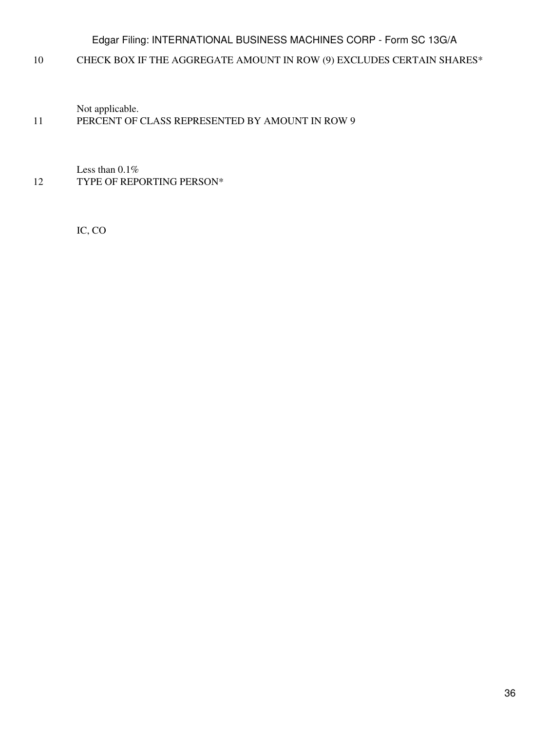10 CHECK BOX IF THE AGGREGATE AMOUNT IN ROW (9) EXCLUDES CERTAIN SHARES*

Not applicable.

11 PERCENT OF CLASS REPRESENTED BY AMOUNT IN ROW 9

Less than 0.1%

12 TYPE OF REPORTING PERSON*

IC, CO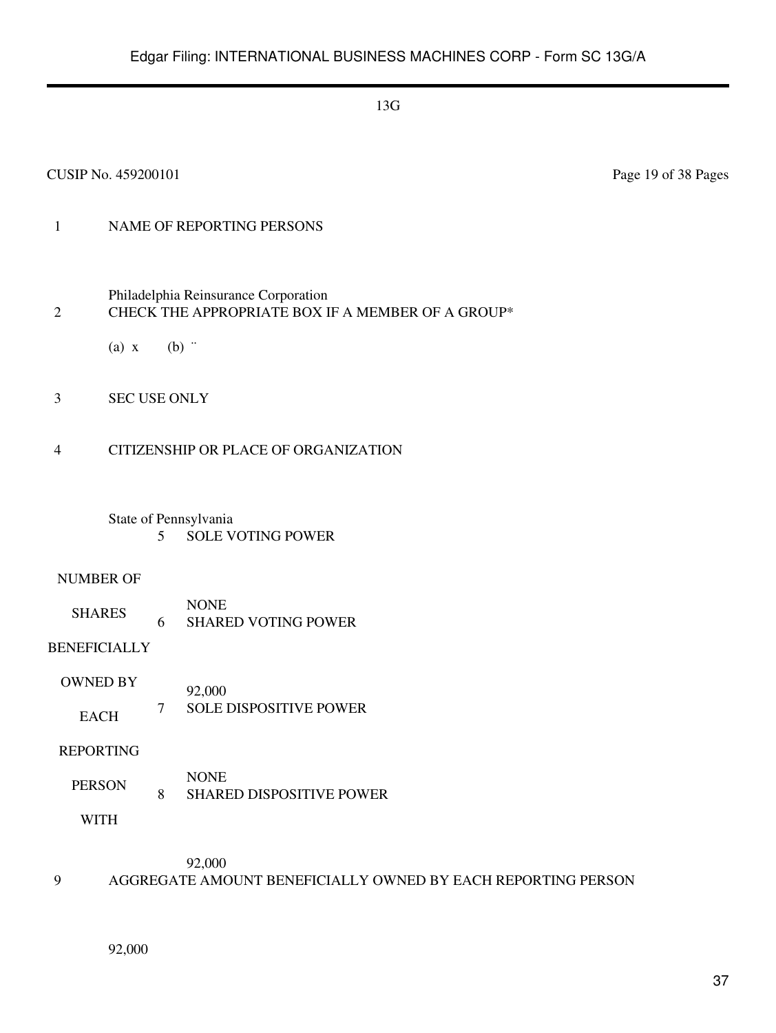13G

CUSIP No. 459200101 Page 19 of 38 Pages

| | | |
|---|---|---|
| 1 | NAME OF REPORTING PERSONS<br><br>Philadelphia Reinsurance Corporation | |
| 2 | CHECK THE APPROPRIATE BOX IF A MEMBER OF A GROUP*<br><br>(a) x (b) ¨ | |
| 3 | SEC USE ONLY | |
| 4 | CITIZENSHIP OR PLACE OF ORGANIZATION<br><br>State of Pennsylvania | |
| NUMBER OF SHARES BENEFICIALLY OWNED BY EACH REPORTING PERSON WITH | 5 | SOLE VOTING POWER<br><br>NONE |
| | 6 | SHARED VOTING POWER<br><br>92,000 |
| | 7 | SOLE DISPOSITIVE POWER<br><br>NONE |
| | 8 | SHARED DISPOSITIVE POWER<br><br>92,000 |
| 9 | AGGREGATE AMOUNT BENEFICIALLY OWNED BY EACH REPORTING PERSON<br><br>92,000 | |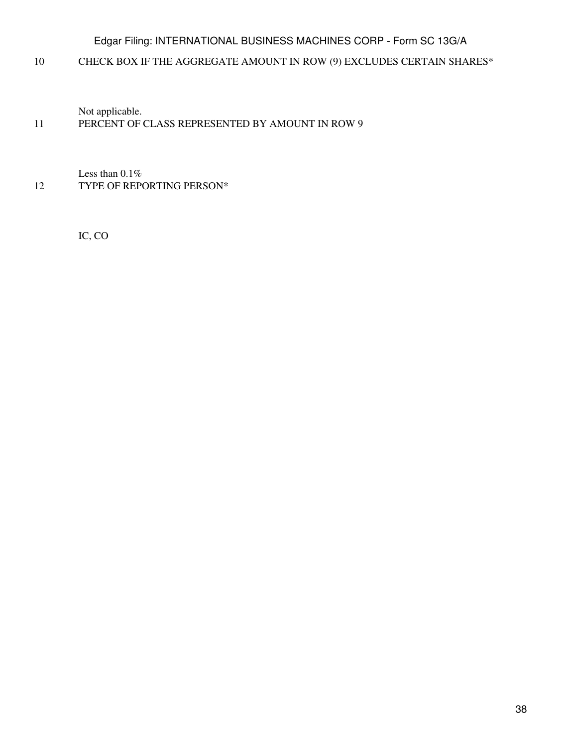| | |
|---|---|
| 10 | CHECK BOX IF THE AGGREGATE AMOUNT IN ROW (9) EXCLUDES CERTAIN SHARES* |
| | Not applicable. |
| 11 | PERCENT OF CLASS REPRESENTED BY AMOUNT IN ROW 9 |
| | Less than 0.1% |
| 12 | TYPE OF REPORTING PERSON* |
| | IC, CO |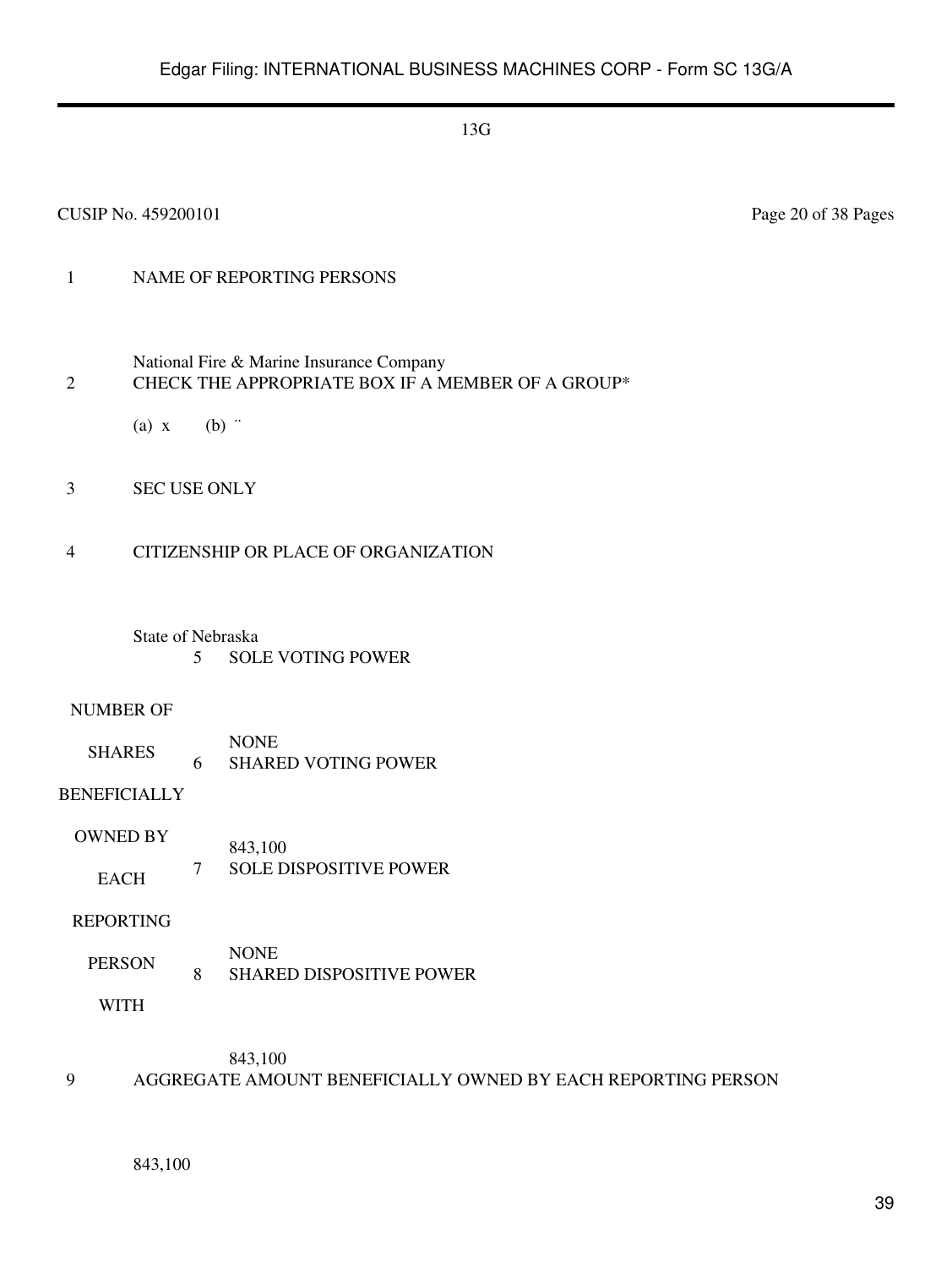13G

CUSIP No. 459200101 Page 20 of 38 Pages

| | | | |
|---|---|---|---|
| 1 | NAME OF REPORTING PERSONS<br><br>National Fire & Marine Insurance Company | | |
| 2 | CHECK THE APPROPRIATE BOX IF A MEMBER OF A GROUP*<br><br>(a) x (b) ¨ | | |
| 3 | SEC USE ONLY | | |
| 4 | CITIZENSHIP OR PLACE OF ORGANIZATION<br><br>State of Nebraska | | |
| NUMBER OF SHARES BENEFICIALLY OWNED BY EACH REPORTING PERSON WITH | 5 | SOLE VOTING POWER<br><br>NONE | |
| | 6 | SHARED VOTING POWER<br><br>843,100 | |
| | 7 | SOLE DISPOSITIVE POWER<br><br>NONE | |
| | 8 | SHARED DISPOSITIVE POWER<br><br>843,100 | |
| 9 | AGGREGATE AMOUNT BENEFICIALLY OWNED BY EACH REPORTING PERSON<br><br>843,100 | | |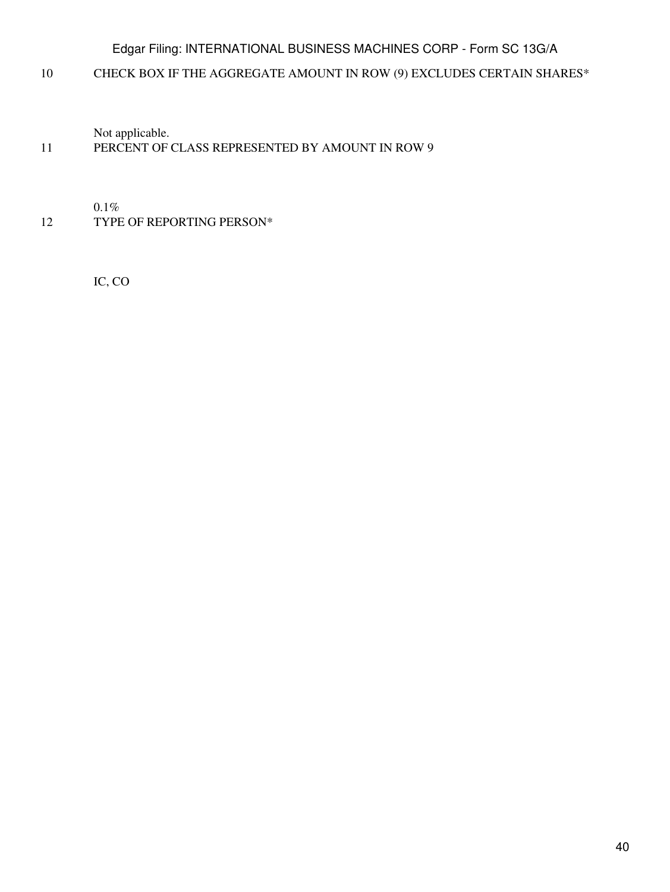10 CHECK BOX IF THE AGGREGATE AMOUNT IN ROW (9) EXCLUDES CERTAIN SHARES*

Not applicable.

11 PERCENT OF CLASS REPRESENTED BY AMOUNT IN ROW 9

0.1%

12 TYPE OF REPORTING PERSON*

IC, CO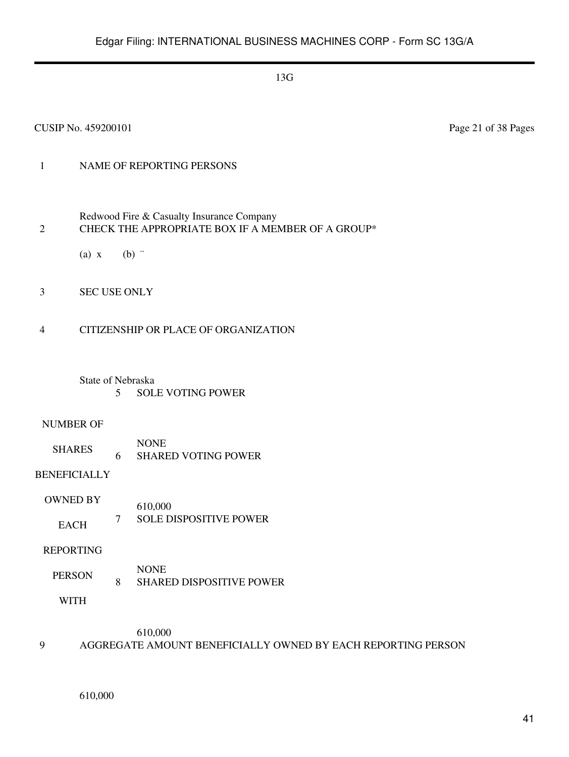13G

CUSIP No. 459200101

| | | |
|---|---|---|
| 1 | NAME OF REPORTING PERSONS<br><br>Redwood Fire & Casualty Insurance Company | |
| 2 | CHECK THE APPROPRIATE BOX IF A MEMBER OF A GROUP*<br><br>(a) x (b) ¨ | |
| 3 | SEC USE ONLY | |
| 4 | CITIZENSHIP OR PLACE OF ORGANIZATION<br><br>State of Nebraska | |
| NUMBER OF SHARES BENEFICIALLY OWNED BY EACH REPORTING PERSON WITH | 5 | SOLE VOTING POWER<br><br>NONE |
| | 6 | SHARED VOTING POWER<br><br>610,000 |
| | 7 | SOLE DISPOSITIVE POWER<br><br>NONE |
| | 8 | SHARED DISPOSITIVE POWER<br><br>610,000 |
| 9 | AGGREGATE AMOUNT BENEFICIALLY OWNED BY EACH REPORTING PERSON<br><br>610,000 | |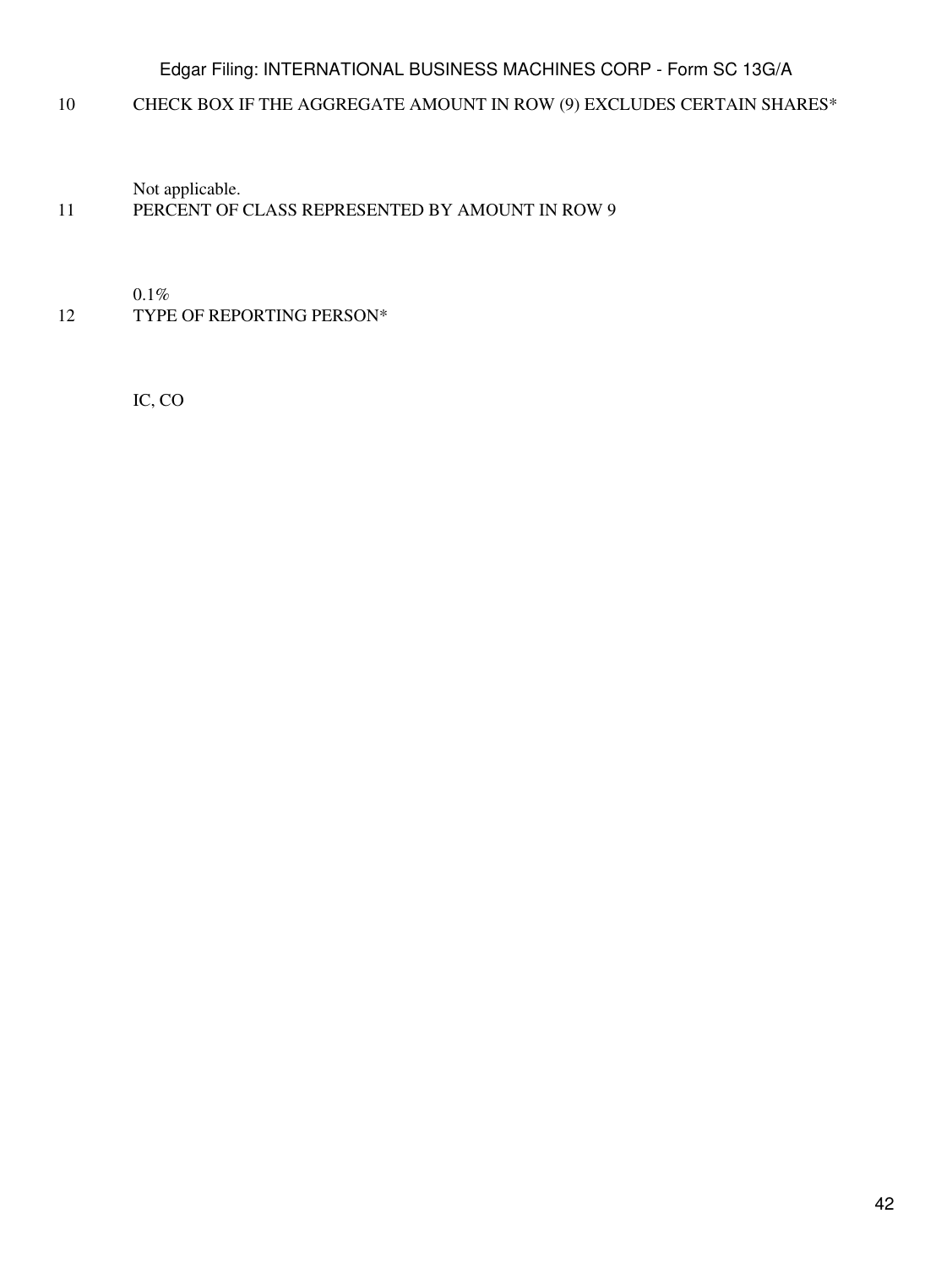10 CHECK BOX IF THE AGGREGATE AMOUNT IN ROW (9) EXCLUDES CERTAIN SHARES*

Not applicable.

11 PERCENT OF CLASS REPRESENTED BY AMOUNT IN ROW 9

0.1%

12 TYPE OF REPORTING PERSON*

IC, CO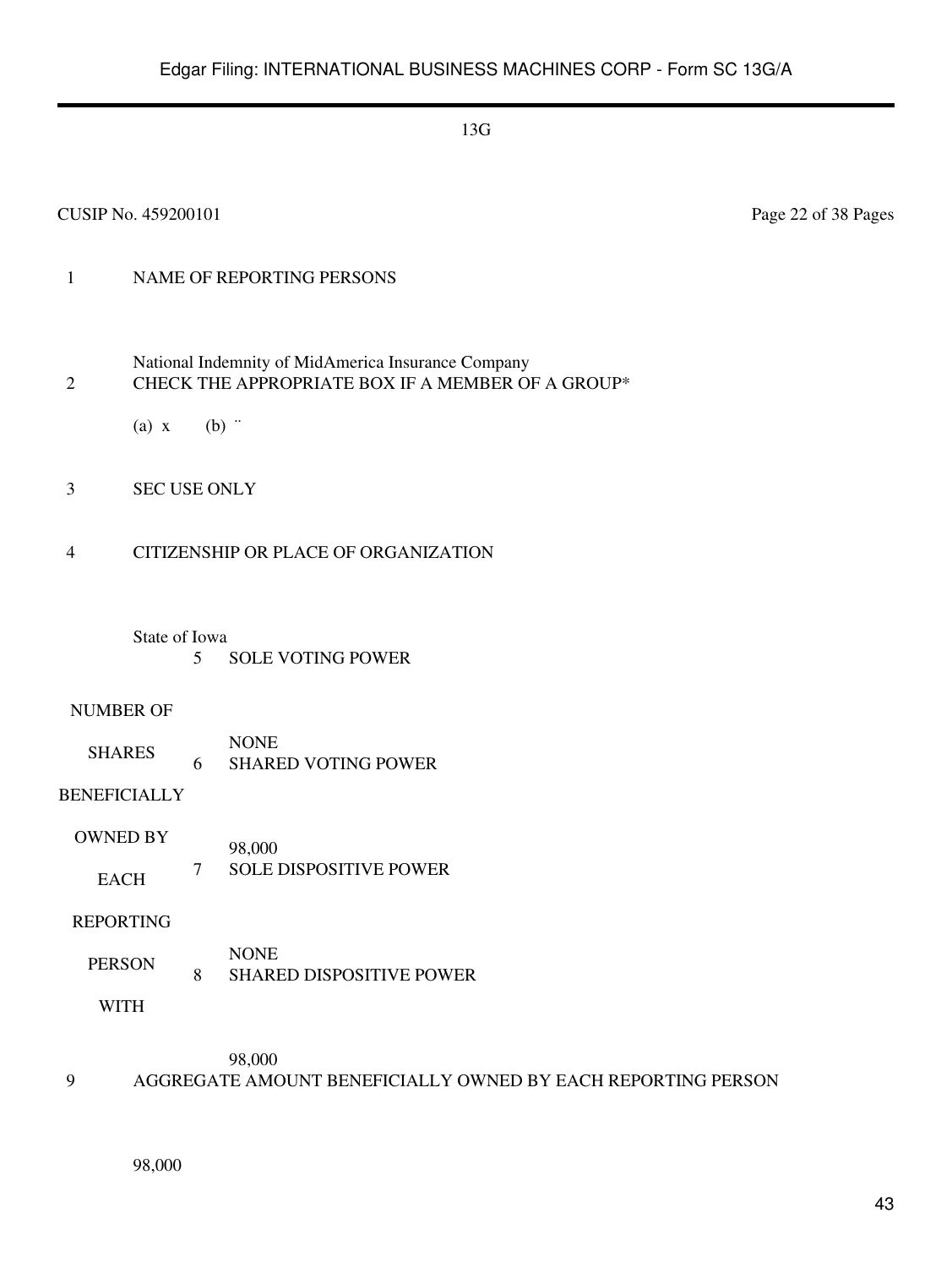13G

CUSIP No. 459200101

| | | |
|---|---|---|
| 1 | NAME OF REPORTING PERSONS | |
| | National Indemnity of MidAmerica Insurance Company | |
| 2 | CHECK THE APPROPRIATE BOX IF A MEMBER OF A GROUP* | |
| | (a) x (b) ¨ | |
| 3 | SEC USE ONLY | |
| 4 | CITIZENSHIP OR PLACE OF ORGANIZATION | |
| | State of Iowa | |

| NUMBER OF SHARES BENEFICIALLY OWNED BY EACH REPORTING PERSON WITH | | |
|---|---|---|
| | 5 | SOLE VOTING POWER |
| | | NONE |
| | 6 | SHARED VOTING POWER |
| | | 98,000 |
| | 7 | SOLE DISPOSITIVE POWER |
| | | NONE |
| | 8 | SHARED DISPOSITIVE POWER |
| | | 98,000 |

| | |
|---|---|
| 9 | AGGREGATE AMOUNT BENEFICIALLY OWNED BY EACH REPORTING PERSON |
| | 98,000 |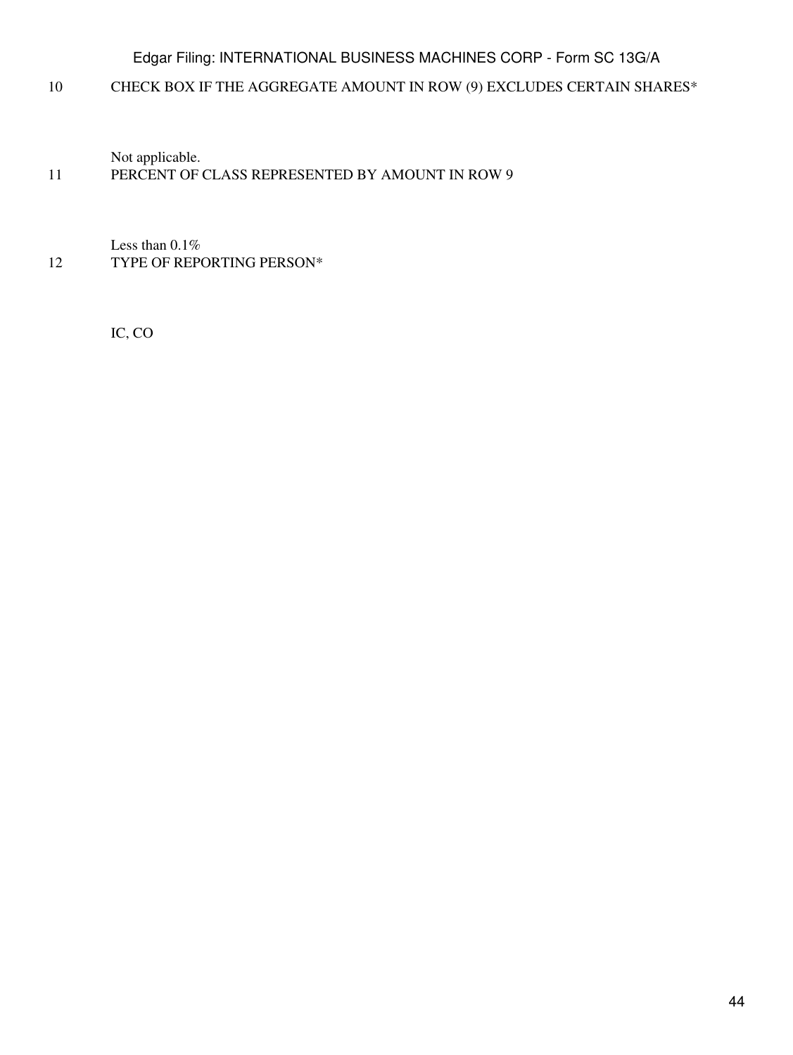| | |
|---|---|
| 10 | CHECK BOX IF THE AGGREGATE AMOUNT IN ROW (9) EXCLUDES CERTAIN SHARES* |
| | Not applicable. |
| 11 | PERCENT OF CLASS REPRESENTED BY AMOUNT IN ROW 9 |
| | Less than 0.1% |
| 12 | TYPE OF REPORTING PERSON* |
| | IC, CO |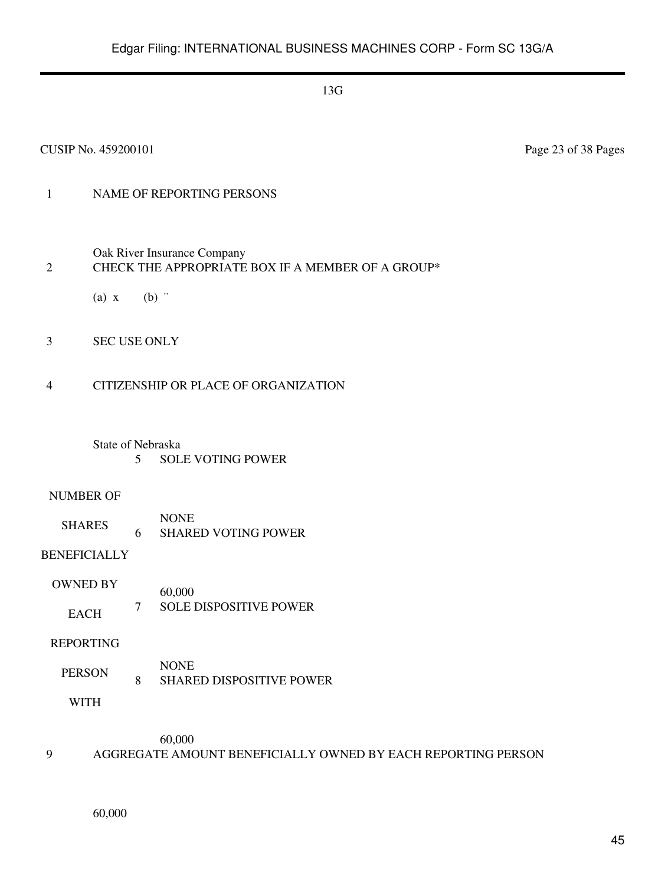13G

CUSIP No. 459200101 Page 23 of 38 Pages

| | | | |
|---|---|---|---|
| 1 | NAME OF REPORTING PERSONS<br><br>Oak River Insurance Company | | |
| 2 | CHECK THE APPROPRIATE BOX IF A MEMBER OF A GROUP*<br><br>(a) x (b) ¨ | | |
| 3 | SEC USE ONLY | | |
| 4 | CITIZENSHIP OR PLACE OF ORGANIZATION<br><br>State of Nebraska | | |
| NUMBER OF SHARES BENEFICIALLY OWNED BY EACH REPORTING PERSON WITH | | 5 | SOLE VOTING POWER<br><br>NONE |
| | | 6 | SHARED VOTING POWER<br><br>60,000 |
| | | 7 | SOLE DISPOSITIVE POWER<br><br>NONE |
| | | 8 | SHARED DISPOSITIVE POWER<br><br>60,000 |
| 9 | AGGREGATE AMOUNT BENEFICIALLY OWNED BY EACH REPORTING PERSON<br><br>60,000 | | |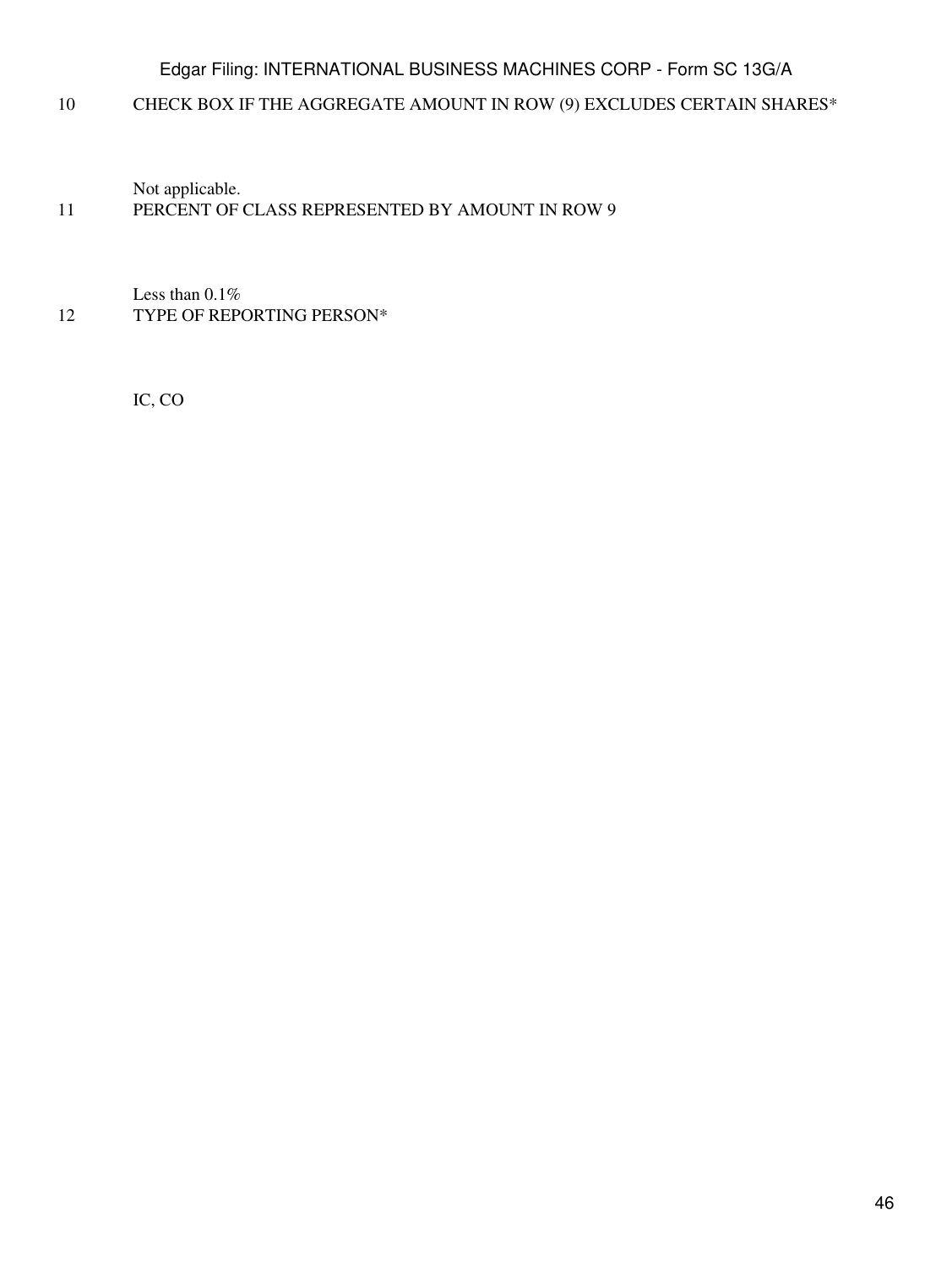| | |
|---|---|
| 10 | CHECK BOX IF THE AGGREGATE AMOUNT IN ROW (9) EXCLUDES CERTAIN SHARES* |
| | Not applicable. |
| 11 | PERCENT OF CLASS REPRESENTED BY AMOUNT IN ROW 9 |
| | Less than 0.1% |
| 12 | TYPE OF REPORTING PERSON* |
| | IC, CO |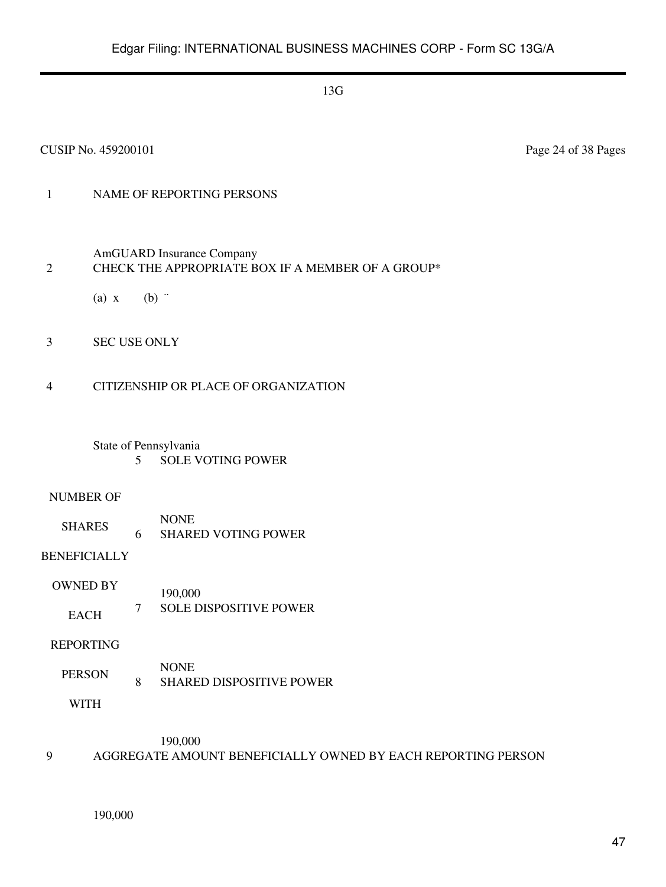13G

CUSIP No. 459200101

| | |
|---|---|
| 1 | NAME OF REPORTING PERSONS<br><br>AmGUARD Insurance Company |
| 2 | CHECK THE APPROPRIATE BOX IF A MEMBER OF A GROUP*<br><br>(a) x (b) ¨ |
| 3 | SEC USE ONLY |
| 4 | CITIZENSHIP OR PLACE OF ORGANIZATION<br><br>State of Pennsylvania |

| | | |
|---|---|---|
| NUMBER OF SHARES BENEFICIALLY OWNED BY EACH REPORTING PERSON WITH | 5 | SOLE VOTING POWER<br><br>NONE |
| | 6 | SHARED VOTING POWER<br><br>190,000 |
| | 7 | SOLE DISPOSITIVE POWER<br><br>NONE |
| | 8 | SHARED DISPOSITIVE POWER<br><br>190,000 |

| | |
|---|---|
| 9 | AGGREGATE AMOUNT BENEFICIALLY OWNED BY EACH REPORTING PERSON<br><br>190,000 |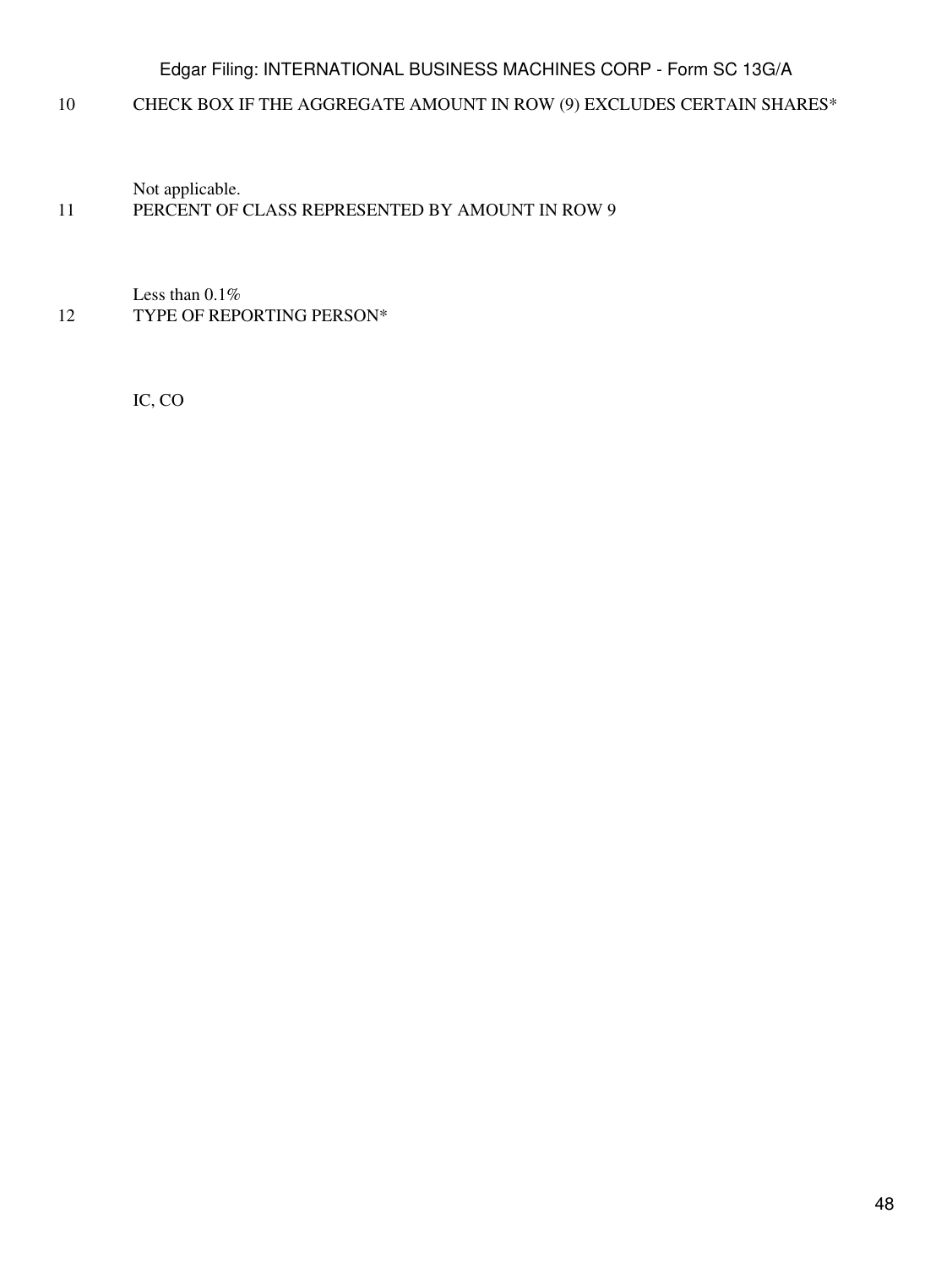| | |
|---|---|
| 10 | CHECK BOX IF THE AGGREGATE AMOUNT IN ROW (9) EXCLUDES CERTAIN SHARES* |
| | Not applicable. |
| 11 | PERCENT OF CLASS REPRESENTED BY AMOUNT IN ROW 9 |
| | Less than 0.1% |
| 12 | TYPE OF REPORTING PERSON* |
| | IC, CO |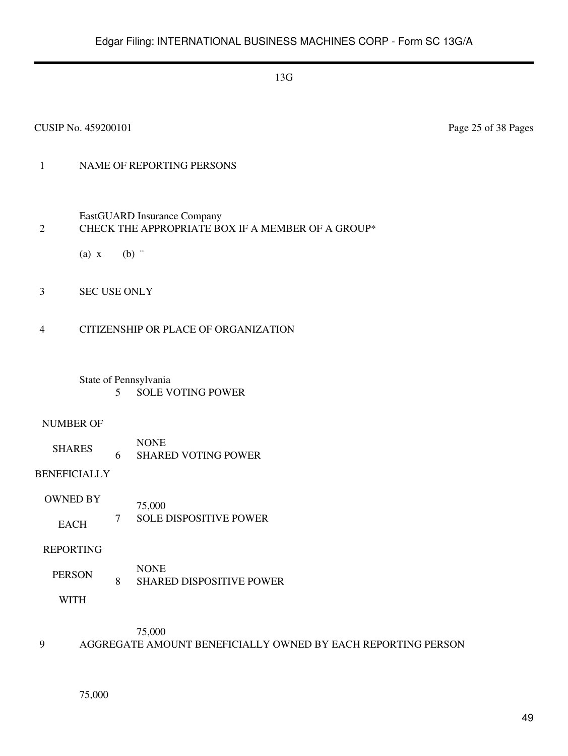13G

CUSIP No. 459200101

| | | |
|---|---|---|
| 1 | NAME OF REPORTING PERSONS<br><br>EastGUARD Insurance Company | |
| 2 | CHECK THE APPROPRIATE BOX IF A MEMBER OF A GROUP*<br><br>(a) x (b) ¨ | |
| 3 | SEC USE ONLY | |
| 4 | CITIZENSHIP OR PLACE OF ORGANIZATION<br><br>State of Pennsylvania | |

| | | |
|---|---|---|
| NUMBER OF SHARES BENEFICIALLY OWNED BY EACH REPORTING PERSON WITH | 5 | SOLE VOTING POWER<br><br>NONE |
| | 6 | SHARED VOTING POWER<br><br>75,000 |
| | 7 | SOLE DISPOSITIVE POWER<br><br>NONE |
| | 8 | SHARED DISPOSITIVE POWER<br><br>75,000 |

| | |
|---|---|
| 9 | AGGREGATE AMOUNT BENEFICIALLY OWNED BY EACH REPORTING PERSON<br><br>75,000 |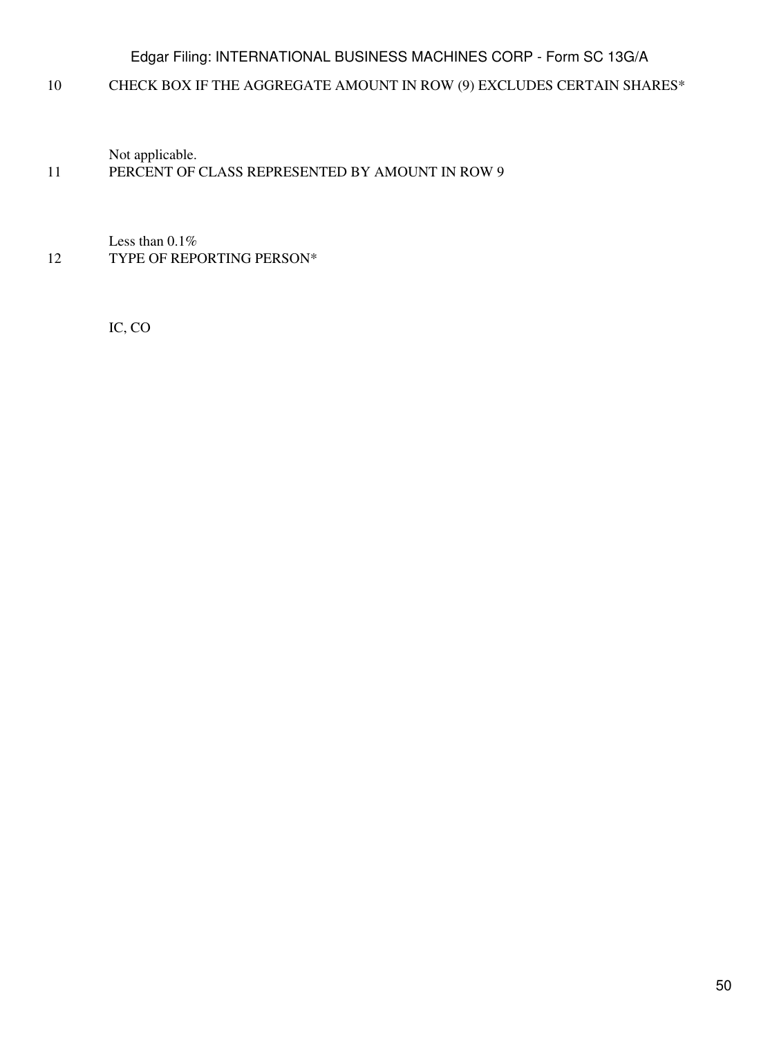| | |
|---|---|
| 10 | CHECK BOX IF THE AGGREGATE AMOUNT IN ROW (9) EXCLUDES CERTAIN SHARES* |
| | Not applicable. |
| 11 | PERCENT OF CLASS REPRESENTED BY AMOUNT IN ROW 9 |
| | Less than 0.1% |
| 12 | TYPE OF REPORTING PERSON* |
| | IC, CO |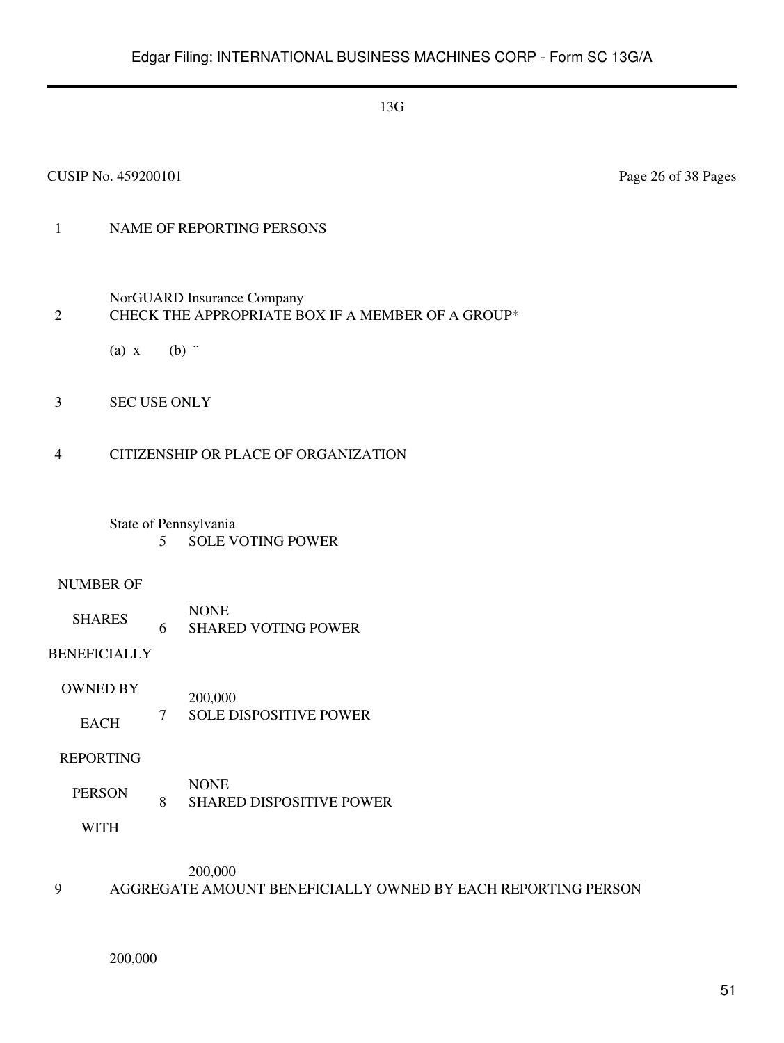13G

CUSIP No. 459200101 Page 26 of 38 Pages

| | | |
|---|---|---|
| 1 | NAME OF REPORTING PERSONS<br><br>NorGUARD Insurance Company | |
| 2 | CHECK THE APPROPRIATE BOX IF A MEMBER OF A GROUP*<br><br>(a) x (b) ¨ | |
| 3 | SEC USE ONLY | |
| 4 | CITIZENSHIP OR PLACE OF ORGANIZATION<br><br>State of Pennsylvania | |
| NUMBER OF SHARES BENEFICIALLY OWNED BY EACH REPORTING PERSON WITH | 5 | SOLE VOTING POWER<br><br>NONE |
| | 6 | SHARED VOTING POWER<br><br>200,000 |
| | 7 | SOLE DISPOSITIVE POWER<br><br>NONE |
| | 8 | SHARED DISPOSITIVE POWER<br><br>200,000 |
| 9 | AGGREGATE AMOUNT BENEFICIALLY OWNED BY EACH REPORTING PERSON<br><br>200,000 | |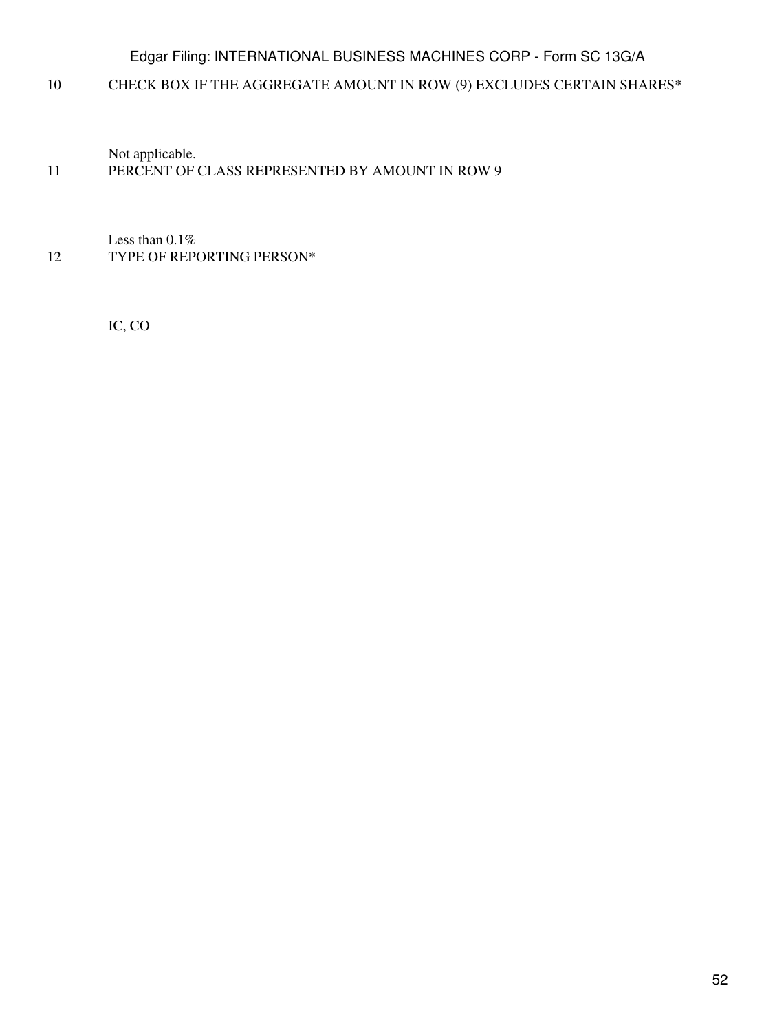10 CHECK BOX IF THE AGGREGATE AMOUNT IN ROW (9) EXCLUDES CERTAIN SHARES*

Not applicable.

11 PERCENT OF CLASS REPRESENTED BY AMOUNT IN ROW 9

Less than 0.1%

12 TYPE OF REPORTING PERSON*

IC, CO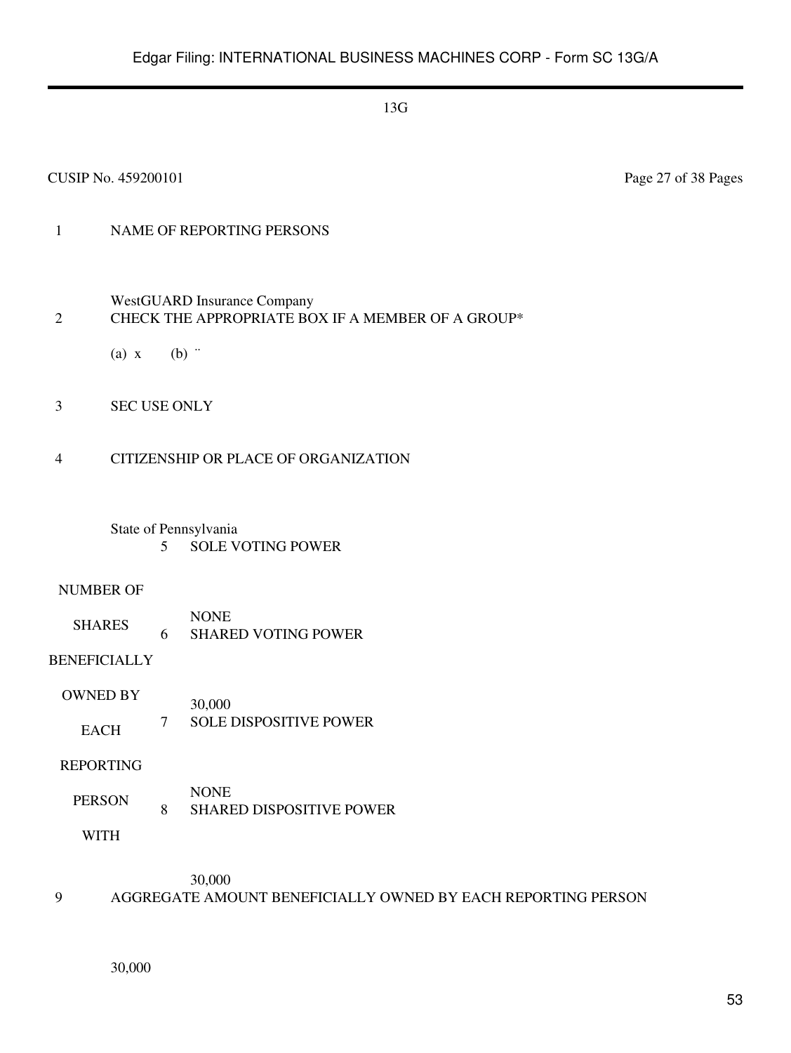13G

CUSIP No. 459200101

| | |
|---|---|
| 1 | NAME OF REPORTING PERSONS<br><br>WestGUARD Insurance Company |
| 2 | CHECK THE APPROPRIATE BOX IF A MEMBER OF A GROUP*<br><br>(a) x (b) ¨ |
| 3 | SEC USE ONLY |
| 4 | CITIZENSHIP OR PLACE OF ORGANIZATION<br><br>State of Pennsylvania |

| NUMBER OF SHARES BENEFICIALLY OWNED BY EACH REPORTING PERSON WITH | | |
|---|---|---|
| | 5 | SOLE VOTING POWER<br><br>NONE |
| | 6 | SHARED VOTING POWER<br><br>30,000 |
| | 7 | SOLE DISPOSITIVE POWER<br><br>NONE |
| | 8 | SHARED DISPOSITIVE POWER<br><br>30,000 |

| | |
|---|---|
| 9 | AGGREGATE AMOUNT BENEFICIALLY OWNED BY EACH REPORTING PERSON<br><br>30,000 |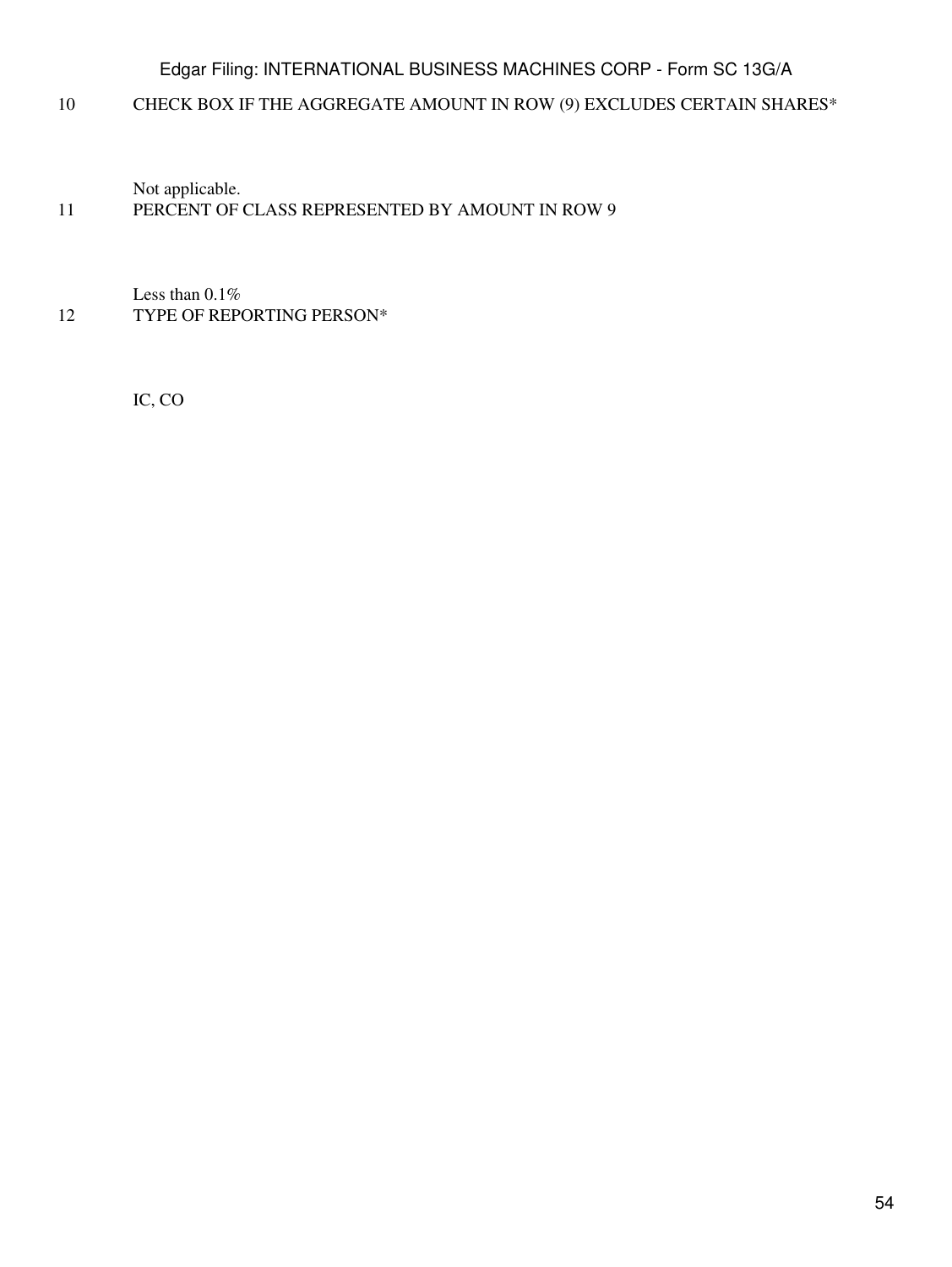10 CHECK BOX IF THE AGGREGATE AMOUNT IN ROW (9) EXCLUDES CERTAIN SHARES*

Not applicable.

11 PERCENT OF CLASS REPRESENTED BY AMOUNT IN ROW 9

Less than 0.1%

12 TYPE OF REPORTING PERSON*

IC, CO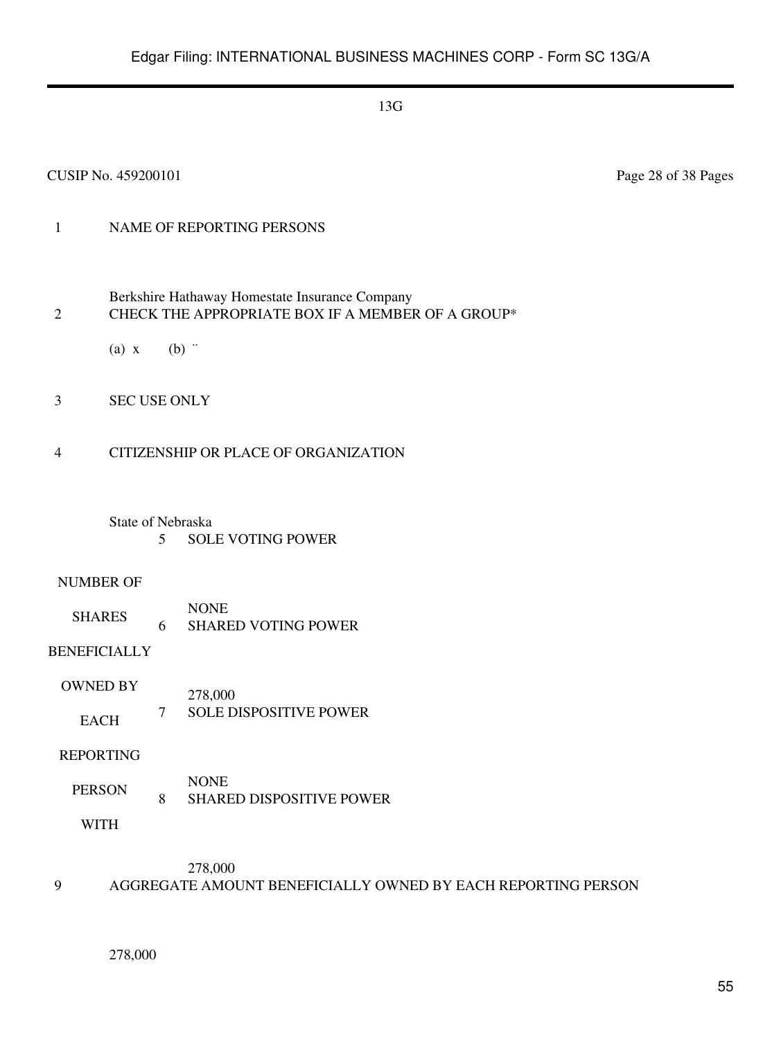13G

CUSIP No. 459200101

| | | | |
|---|---|---|---|
| 1 | NAME OF REPORTING PERSONS<br><br>Berkshire Hathaway Homestate Insurance Company | | |
| 2 | CHECK THE APPROPRIATE BOX IF A MEMBER OF A GROUP*<br><br>(a) x (b) ¨ | | |
| 3 | SEC USE ONLY | | |
| 4 | CITIZENSHIP OR PLACE OF ORGANIZATION<br><br>State of Nebraska | | |
| NUMBER OF SHARES BENEFICIALLY OWNED BY EACH REPORTING PERSON WITH | 5 | SOLE VOTING POWER<br><br>NONE | |
| | 6 | SHARED VOTING POWER<br><br>278,000 | |
| | 7 | SOLE DISPOSITIVE POWER<br><br>NONE | |
| | 8 | SHARED DISPOSITIVE POWER<br><br>278,000 | |
| 9 | AGGREGATE AMOUNT BENEFICIALLY OWNED BY EACH REPORTING PERSON<br><br>278,000 | | |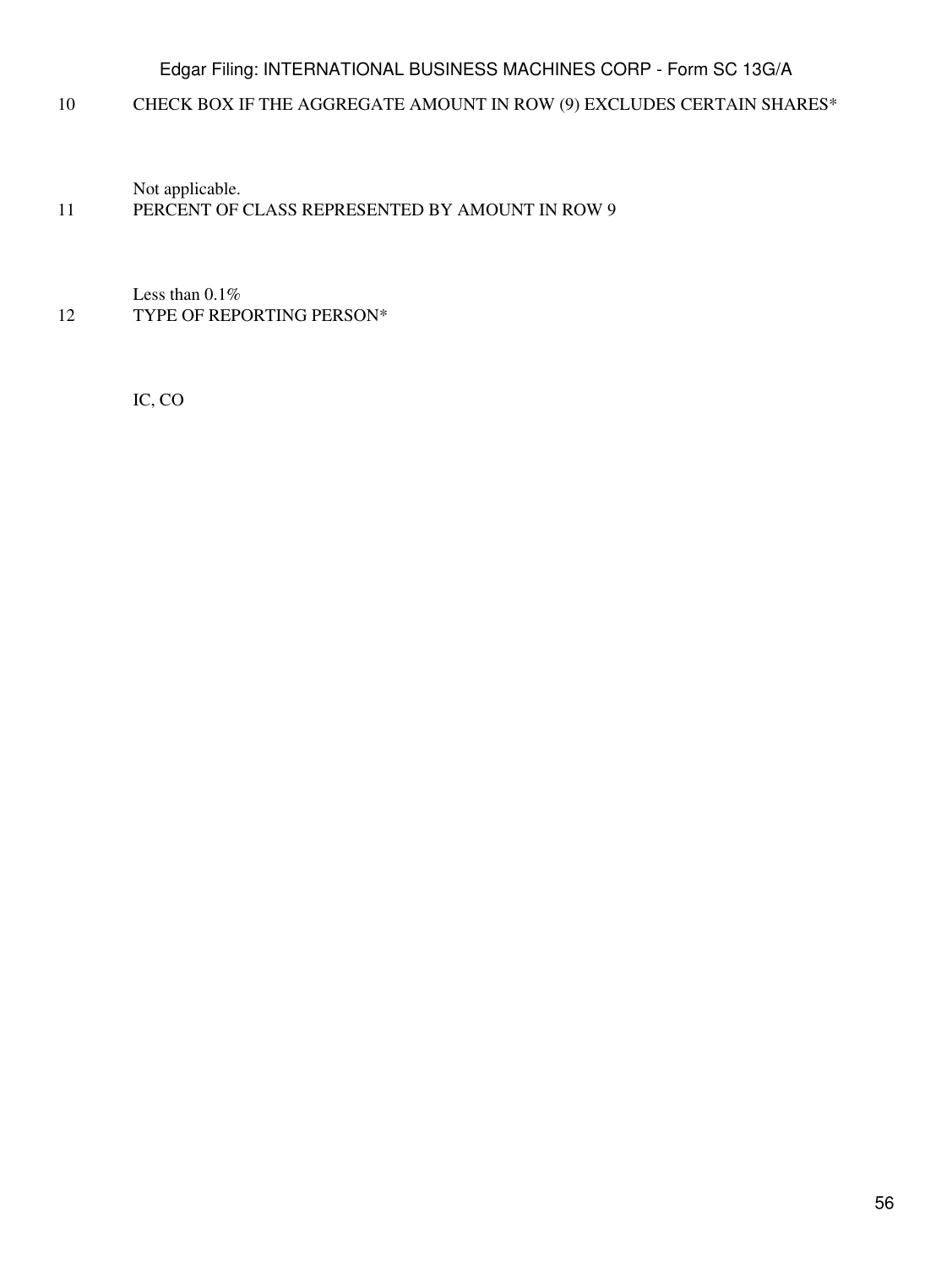10 CHECK BOX IF THE AGGREGATE AMOUNT IN ROW (9) EXCLUDES CERTAIN SHARES*

Not applicable.

11 PERCENT OF CLASS REPRESENTED BY AMOUNT IN ROW 9

Less than 0.1%

12 TYPE OF REPORTING PERSON*

IC, CO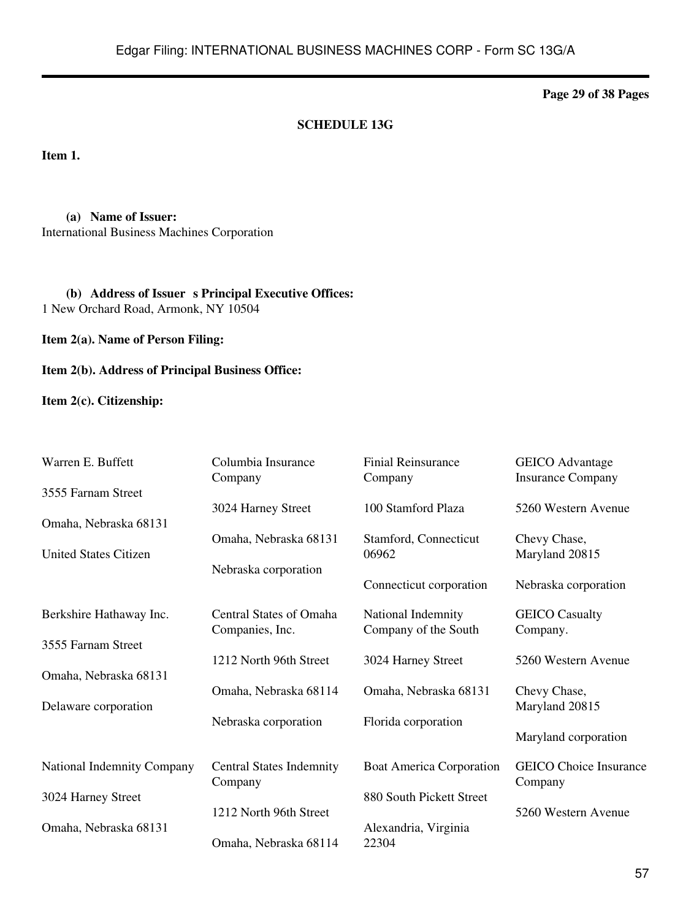## SCHEDULE 13G

**Item 1.**

**(a) Name of Issuer:**
International Business Machines Corporation

**(b) Address of Issuer s Principal Executive Offices:**
1 New Orchard Road, Armonk, NY 10504

**Item 2(a). Name of Person Filing:**

**Item 2(b). Address of Principal Business Office:**

**Item 2(c). Citizenship:**

| | | | |
|---|---|---|---|
| Warren E. Buffett<br>3555 Farnam Street<br>Omaha, Nebraska 68131<br>United States Citizen | Columbia Insurance Company<br>3024 Harney Street<br>Omaha, Nebraska 68131<br>Nebraska corporation | Finial Reinsurance Company<br>100 Stamford Plaza<br>Stamford, Connecticut 06962<br>Connecticut corporation | GEICO Advantage Insurance Company<br>5260 Western Avenue<br>Chevy Chase, Maryland 20815<br>Nebraska corporation |
| Berkshire Hathaway Inc.<br>3555 Farnam Street<br>Omaha, Nebraska 68131<br>Delaware corporation | Central States of Omaha Companies, Inc.<br>1212 North 96th Street<br>Omaha, Nebraska 68114<br>Nebraska corporation | National Indemnity Company of the South<br>3024 Harney Street<br>Omaha, Nebraska 68131<br>Florida corporation | GEICO Casualty Company.<br>5260 Western Avenue<br>Chevy Chase, Maryland 20815<br>Maryland corporation |
| National Indemnity Company<br>3024 Harney Street<br>Omaha, Nebraska 68131 | Central States Indemnity Company<br>1212 North 96th Street<br>Omaha, Nebraska 68114 | Boat America Corporation<br>880 South Pickett Street<br>Alexandria, Virginia 22304 | GEICO Choice Insurance Company<br>5260 Western Avenue |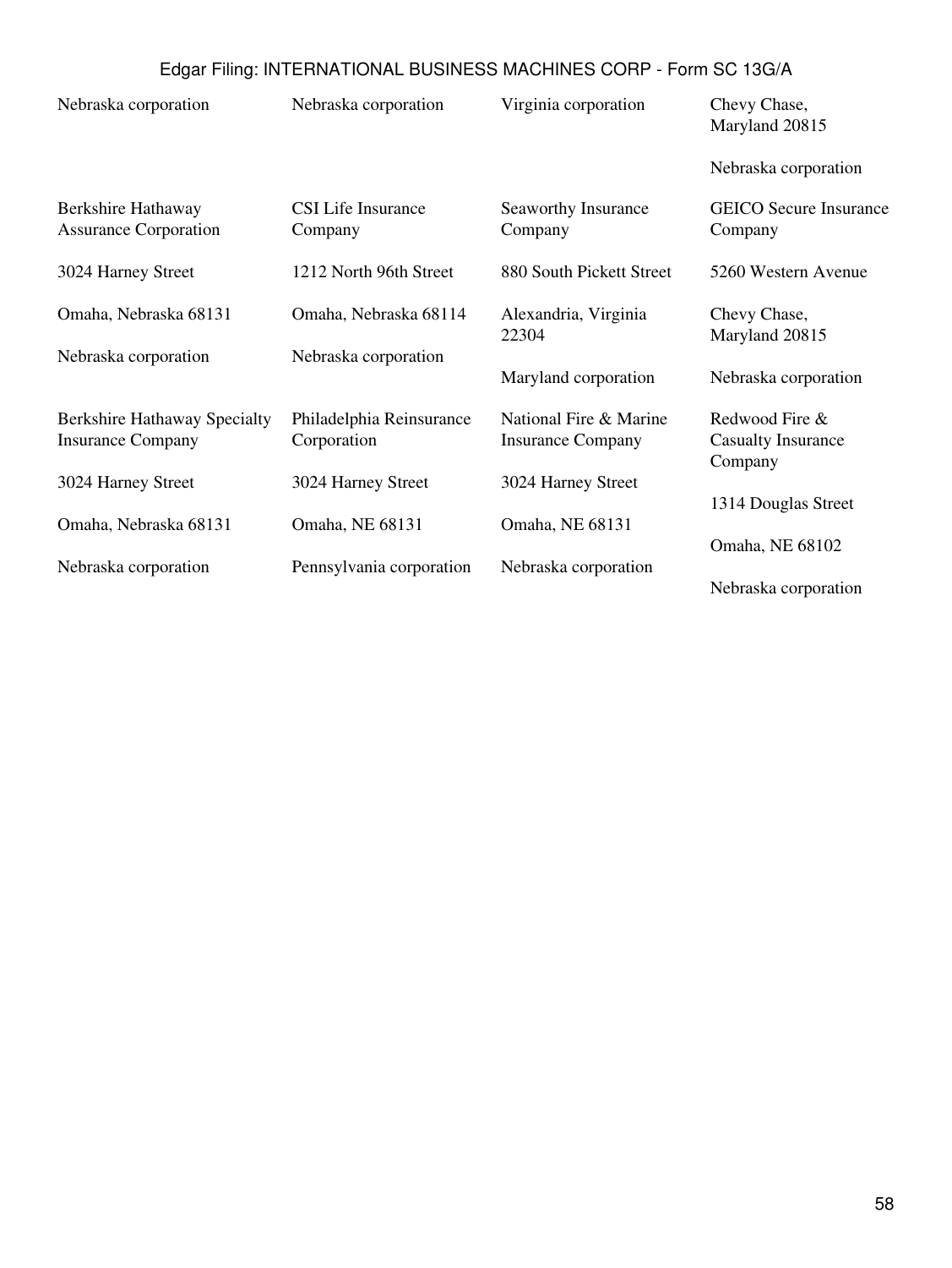| | | | |
|---|---|---|---|
| Nebraska corporation | Nebraska corporation | Virginia corporation | Chevy Chase, Maryland 20815<br><br>Nebraska corporation |
| Berkshire Hathaway Assurance Corporation<br><br>3024 Harney Street<br><br>Omaha, Nebraska 68131<br><br>Nebraska corporation | CSI Life Insurance Company<br><br>1212 North 96th Street<br><br>Omaha, Nebraska 68114<br><br>Nebraska corporation | Seaworthy Insurance Company<br><br>880 South Pickett Street<br><br>Alexandria, Virginia 22304<br><br>Maryland corporation | GEICO Secure Insurance Company<br><br>5260 Western Avenue<br><br>Chevy Chase, Maryland 20815<br><br>Nebraska corporation |
| Berkshire Hathaway Specialty Insurance Company<br><br>3024 Harney Street<br><br>Omaha, Nebraska 68131<br><br>Nebraska corporation | Philadelphia Reinsurance Corporation<br><br>3024 Harney Street<br><br>Omaha, NE 68131<br><br>Pennsylvania corporation | National Fire & Marine Insurance Company<br><br>3024 Harney Street<br><br>Omaha, NE 68131<br><br>Nebraska corporation | Redwood Fire & Casualty Insurance Company<br><br>1314 Douglas Street<br><br>Omaha, NE 68102<br><br>Nebraska corporation |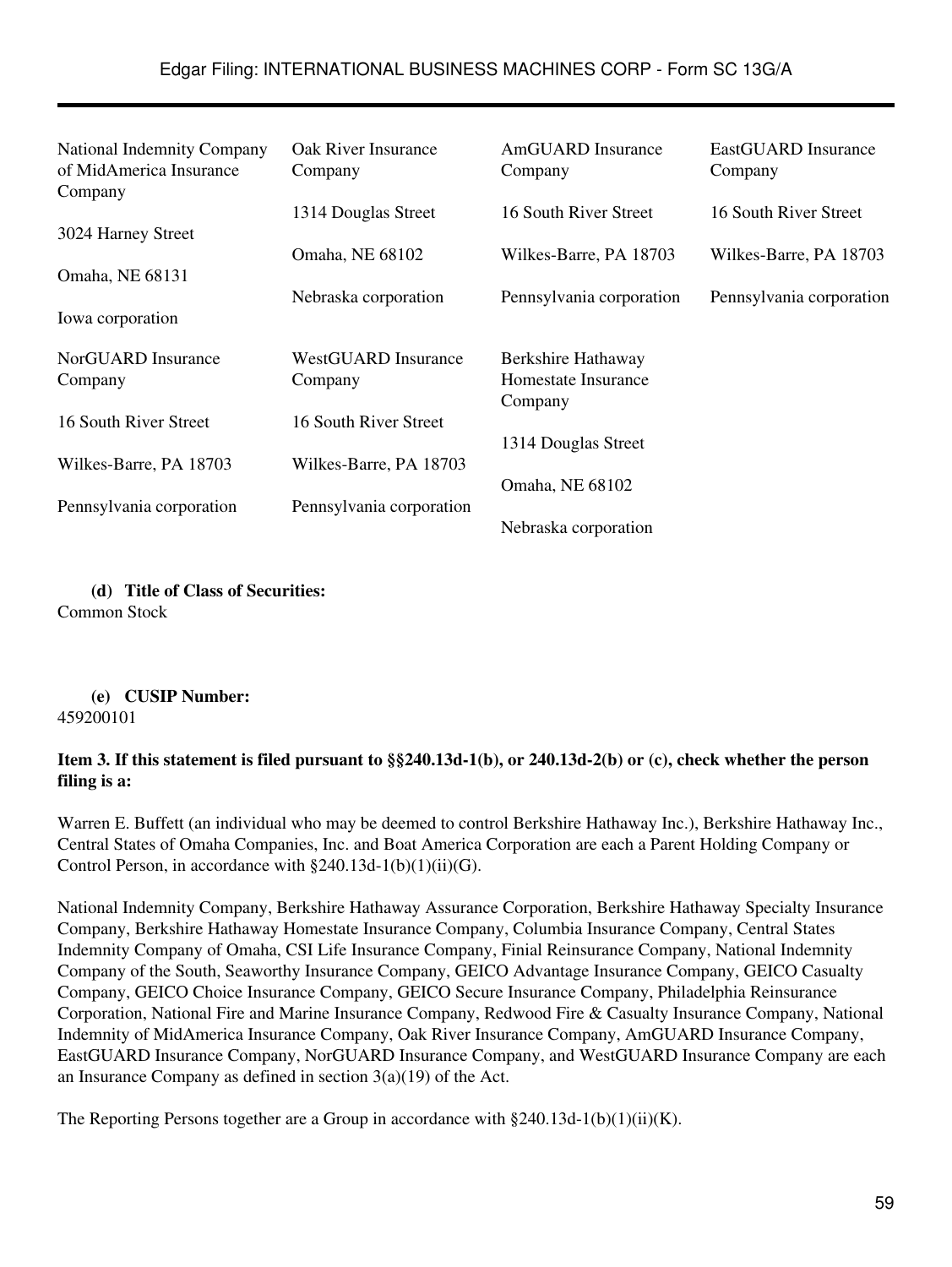| | | | |
|---|---|---|---|
| National Indemnity Company of MidAmerica Insurance Company<br><br>3024 Harney Street<br><br>Omaha, NE 68131<br><br>Iowa corporation | Oak River Insurance Company<br><br>1314 Douglas Street<br><br>Omaha, NE 68102<br><br>Nebraska corporation | AmGUARD Insurance Company<br><br>16 South River Street<br><br>Wilkes-Barre, PA 18703<br><br>Pennsylvania corporation | EastGUARD Insurance Company<br><br>16 South River Street<br><br>Wilkes-Barre, PA 18703<br><br>Pennsylvania corporation |
| NorGUARD Insurance Company<br><br>16 South River Street<br><br>Wilkes-Barre, PA 18703<br><br>Pennsylvania corporation | WestGUARD Insurance Company<br><br>16 South River Street<br><br>Wilkes-Barre, PA 18703<br><br>Pennsylvania corporation | Berkshire Hathaway Homestate Insurance Company<br><br>1314 Douglas Street<br><br>Omaha, NE 68102<br><br>Nebraska corporation | |

**(d) Title of Class of Securities:**
Common Stock

**(e) CUSIP Number:**
459200101

**Item 3. If this statement is filed pursuant to §§240.13d-1(b), or 240.13d-2(b) or (c), check whether the person filing is a:**

Warren E. Buffett (an individual who may be deemed to control Berkshire Hathaway Inc.), Berkshire Hathaway Inc., Central States of Omaha Companies, Inc. and Boat America Corporation are each a Parent Holding Company or Control Person, in accordance with §240.13d-1(b)(1)(ii)(G).

National Indemnity Company, Berkshire Hathaway Assurance Corporation, Berkshire Hathaway Specialty Insurance Company, Berkshire Hathaway Homestate Insurance Company, Columbia Insurance Company, Central States Indemnity Company of Omaha, CSI Life Insurance Company, Finial Reinsurance Company, National Indemnity Company of the South, Seaworthy Insurance Company, GEICO Advantage Insurance Company, GEICO Casualty Company, GEICO Choice Insurance Company, GEICO Secure Insurance Company, Philadelphia Reinsurance Corporation, National Fire and Marine Insurance Company, Redwood Fire & Casualty Insurance Company, National Indemnity of MidAmerica Insurance Company, Oak River Insurance Company, AmGUARD Insurance Company, EastGUARD Insurance Company, NorGUARD Insurance Company, and WestGUARD Insurance Company are each an Insurance Company as defined in section 3(a)(19) of the Act.

The Reporting Persons together are a Group in accordance with §240.13d-1(b)(1)(ii)(K).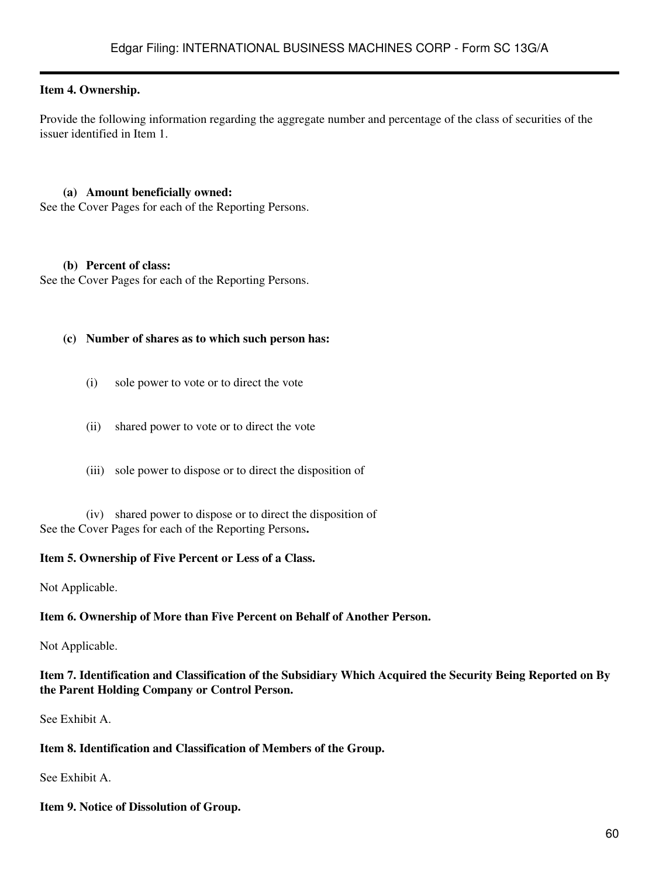**Item 4. Ownership.**

Provide the following information regarding the aggregate number and percentage of the class of securities of the issuer identified in Item 1.

**(a) Amount beneficially owned:**
See the Cover Pages for each of the Reporting Persons.

**(b) Percent of class:**
See the Cover Pages for each of the Reporting Persons.

**(c) Number of shares as to which such person has:**

(i) sole power to vote or to direct the vote

(ii) shared power to vote or to direct the vote

(iii) sole power to dispose or to direct the disposition of

(iv) shared power to dispose or to direct the disposition of
See the Cover Pages for each of the Reporting Persons**.**

**Item 5. Ownership of Five Percent or Less of a Class.**

Not Applicable.

**Item 6. Ownership of More than Five Percent on Behalf of Another Person.**

Not Applicable.

**Item 7. Identification and Classification of the Subsidiary Which Acquired the Security Being Reported on By the Parent Holding Company or Control Person.**

See Exhibit A.

**Item 8. Identification and Classification of Members of the Group.**

See Exhibit A.

**Item 9. Notice of Dissolution of Group.**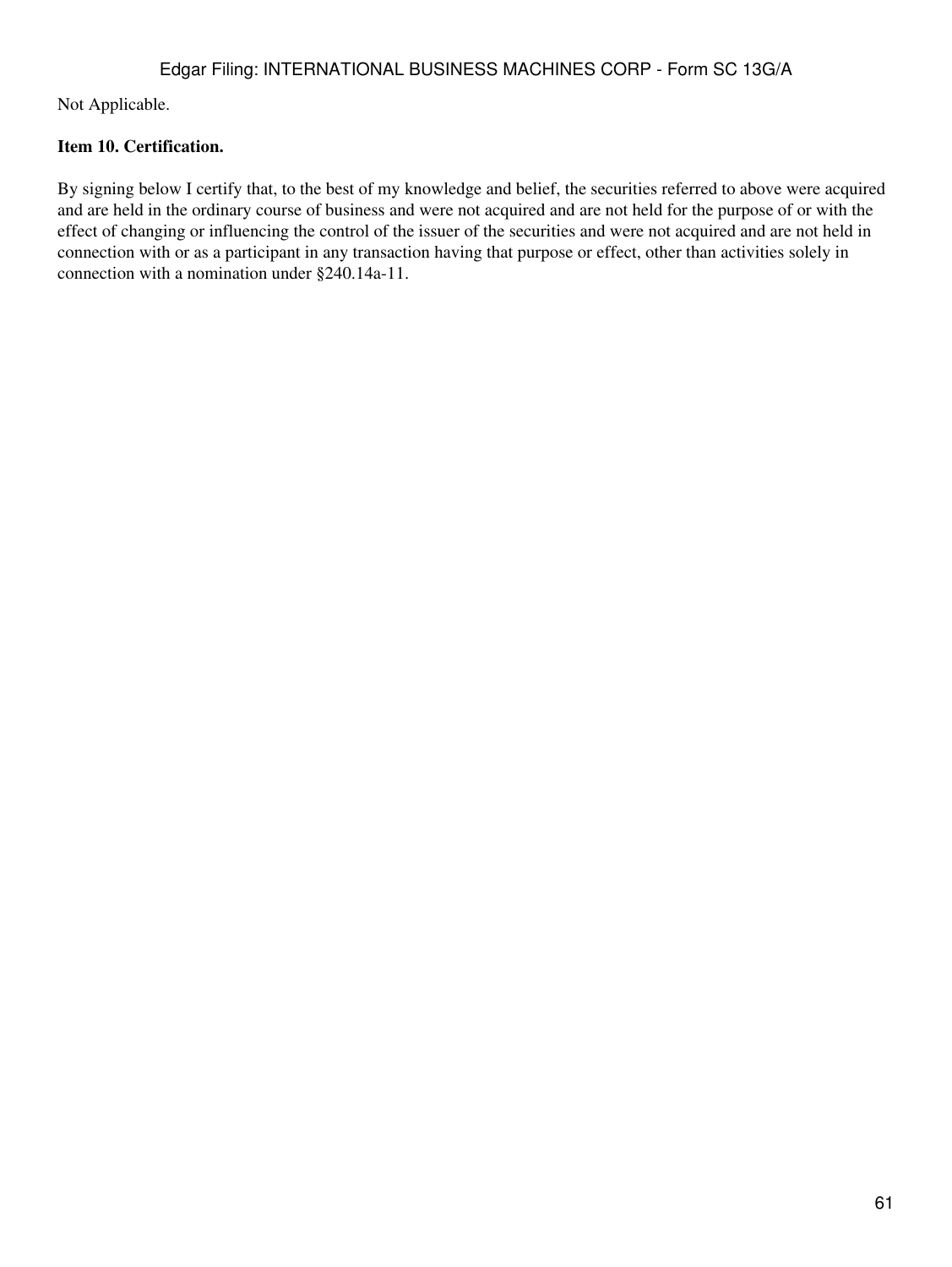Not Applicable.

**Item 10. Certification.**

By signing below I certify that, to the best of my knowledge and belief, the securities referred to above were acquired and are held in the ordinary course of business and were not acquired and are not held for the purpose of or with the effect of changing or influencing the control of the issuer of the securities and were not acquired and are not held in connection with or as a participant in any transaction having that purpose or effect, other than activities solely in connection with a nomination under §240.14a-11.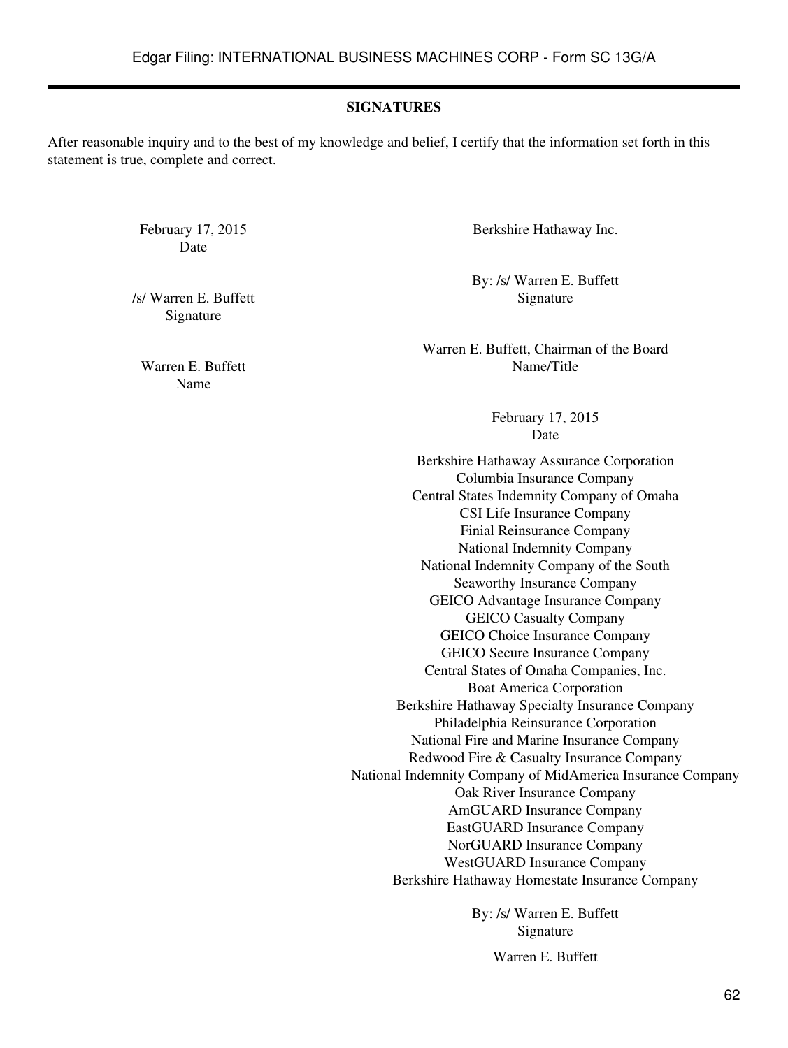## SIGNATURES

After reasonable inquiry and to the best of my knowledge and belief, I certify that the information set forth in this statement is true, complete and correct.

February 17, 2015
Date

/s/ Warren E. Buffett
Signature

Warren E. Buffett
Name

Berkshire Hathaway Inc.

By: /s/ Warren E. Buffett
Signature

Warren E. Buffett, Chairman of the Board
Name/Title

February 17, 2015
Date

Berkshire Hathaway Assurance Corporation
Columbia Insurance Company
Central States Indemnity Company of Omaha
CSI Life Insurance Company
Finial Reinsurance Company
National Indemnity Company
National Indemnity Company of the South
Seaworthy Insurance Company
GEICO Advantage Insurance Company
GEICO Casualty Company
GEICO Choice Insurance Company
GEICO Secure Insurance Company
Central States of Omaha Companies, Inc.
Boat America Corporation
Berkshire Hathaway Specialty Insurance Company
Philadelphia Reinsurance Corporation
National Fire and Marine Insurance Company
Redwood Fire & Casualty Insurance Company
National Indemnity Company of MidAmerica Insurance Company
Oak River Insurance Company
AmGUARD Insurance Company
EastGUARD Insurance Company
NorGUARD Insurance Company
WestGUARD Insurance Company
Berkshire Hathaway Homestate Insurance Company

By: /s/ Warren E. Buffett
Signature

Warren E. Buffett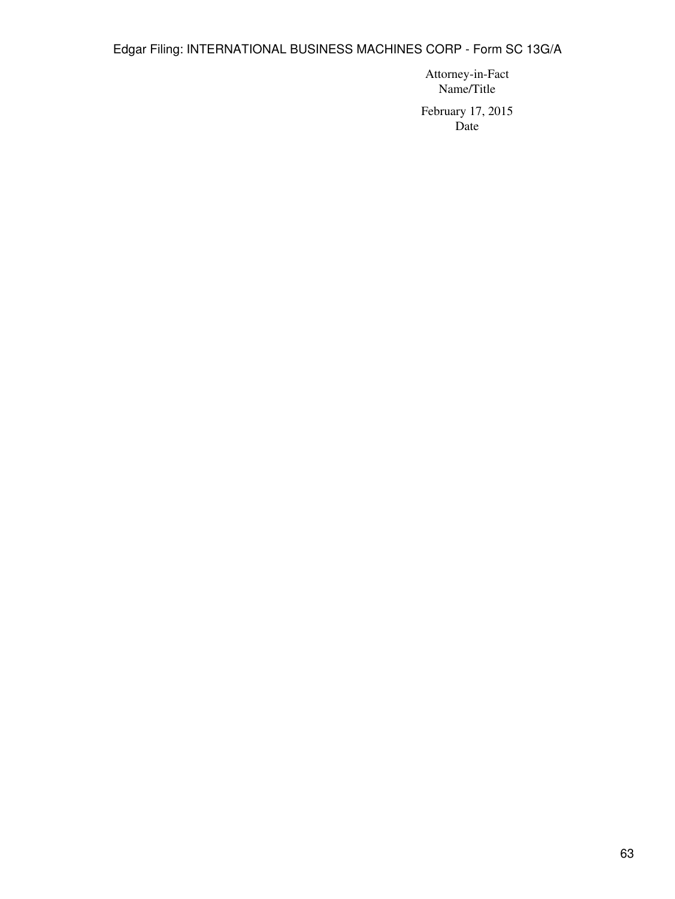Attorney-in-Fact
Name/Title

February 17, 2015
Date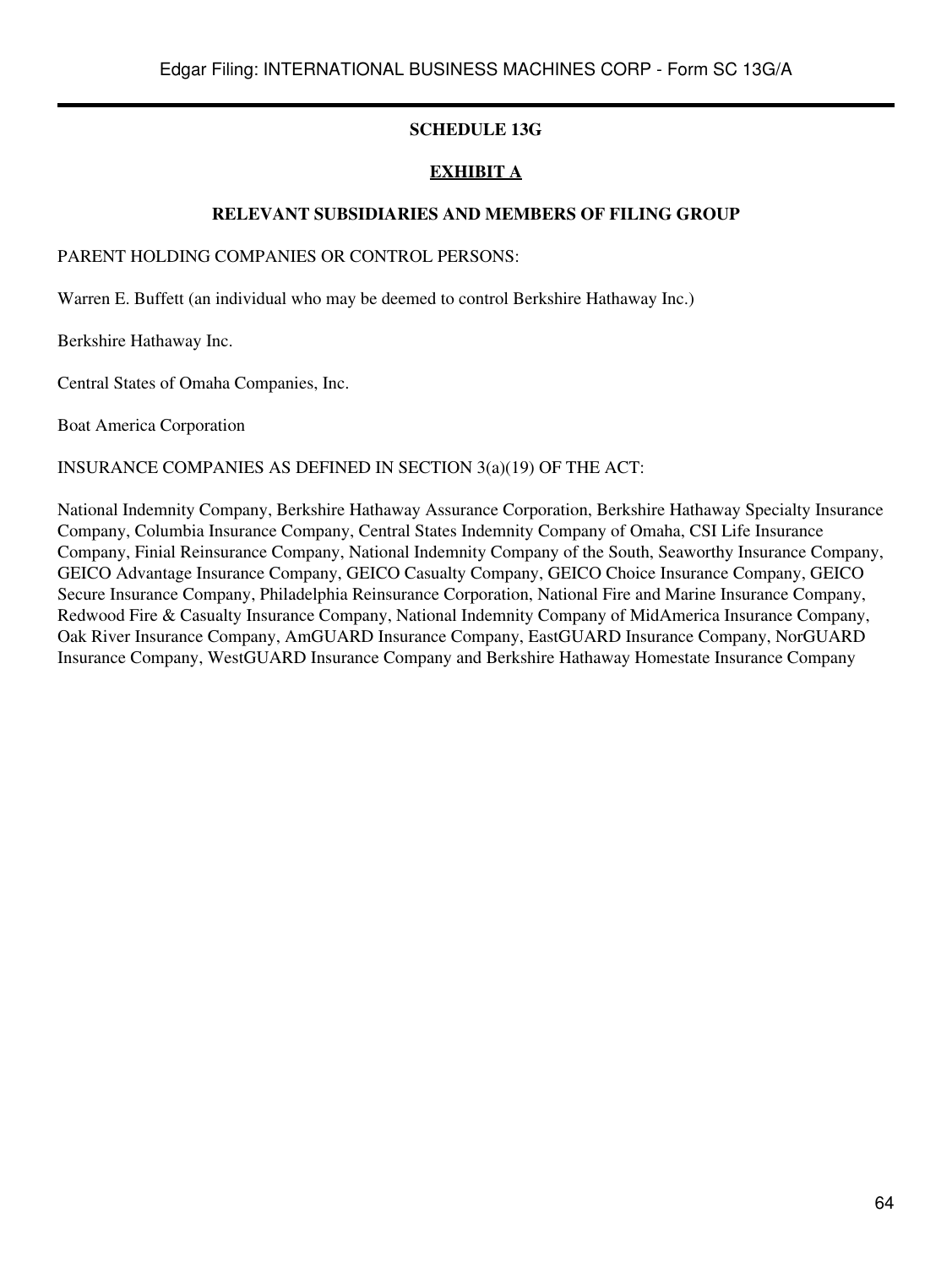**SCHEDULE 13G**

**EXHIBIT A**

**RELEVANT SUBSIDIARIES AND MEMBERS OF FILING GROUP**

PARENT HOLDING COMPANIES OR CONTROL PERSONS:

Warren E. Buffett (an individual who may be deemed to control Berkshire Hathaway Inc.)

Berkshire Hathaway Inc.

Central States of Omaha Companies, Inc.

Boat America Corporation

INSURANCE COMPANIES AS DEFINED IN SECTION 3(a)(19) OF THE ACT:

National Indemnity Company, Berkshire Hathaway Assurance Corporation, Berkshire Hathaway Specialty Insurance Company, Columbia Insurance Company, Central States Indemnity Company of Omaha, CSI Life Insurance Company, Finial Reinsurance Company, National Indemnity Company of the South, Seaworthy Insurance Company, GEICO Advantage Insurance Company, GEICO Casualty Company, GEICO Choice Insurance Company, GEICO Secure Insurance Company, Philadelphia Reinsurance Corporation, National Fire and Marine Insurance Company, Redwood Fire & Casualty Insurance Company, National Indemnity Company of MidAmerica Insurance Company, Oak River Insurance Company, AmGUARD Insurance Company, EastGUARD Insurance Company, NorGUARD Insurance Company, WestGUARD Insurance Company and Berkshire Hathaway Homestate Insurance Company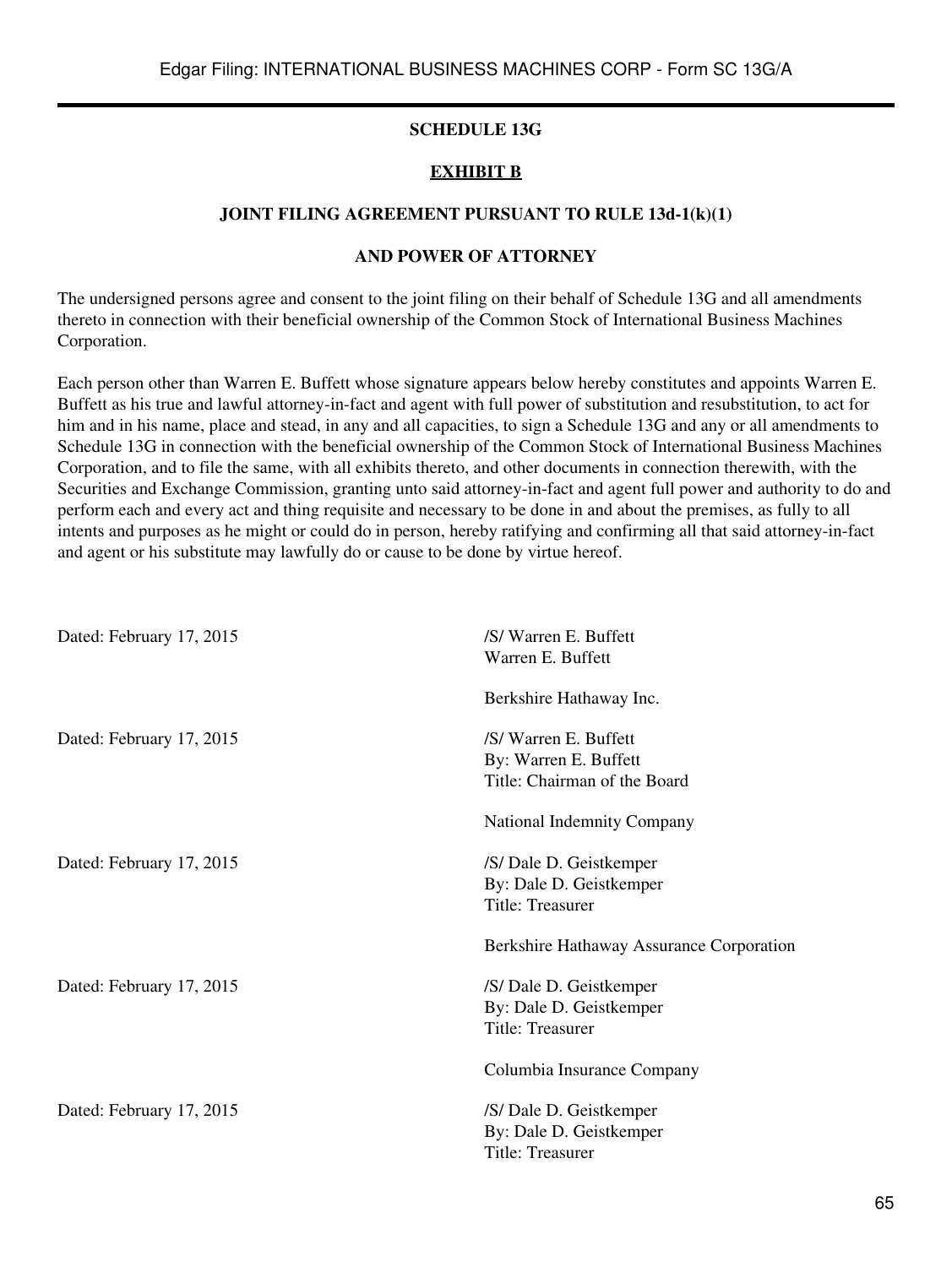**SCHEDULE 13G**

**EXHIBIT B**

**JOINT FILING AGREEMENT PURSUANT TO RULE 13d-1(k)(1)**

**AND POWER OF ATTORNEY**

The undersigned persons agree and consent to the joint filing on their behalf of Schedule 13G and all amendments thereto in connection with their beneficial ownership of the Common Stock of International Business Machines Corporation.

Each person other than Warren E. Buffett whose signature appears below hereby constitutes and appoints Warren E. Buffett as his true and lawful attorney-in-fact and agent with full power of substitution and resubstitution, to act for him and in his name, place and stead, in any and all capacities, to sign a Schedule 13G and any or all amendments to Schedule 13G in connection with the beneficial ownership of the Common Stock of International Business Machines Corporation, and to file the same, with all exhibits thereto, and other documents in connection therewith, with the Securities and Exchange Commission, granting unto said attorney-in-fact and agent full power and authority to do and perform each and every act and thing requisite and necessary to be done in and about the premises, as fully to all intents and purposes as he might or could do in person, hereby ratifying and confirming all that said attorney-in-fact and agent or his substitute may lawfully do or cause to be done by virtue hereof.

Dated: February 17, 2015

/S/ Warren E. Buffett
Warren E. Buffett

Berkshire Hathaway Inc.

Dated: February 17, 2015

/S/ Warren E. Buffett
By: Warren E. Buffett
Title: Chairman of the Board

National Indemnity Company

Dated: February 17, 2015

/S/ Dale D. Geistkemper
By: Dale D. Geistkemper
Title: Treasurer

Berkshire Hathaway Assurance Corporation

Dated: February 17, 2015

/S/ Dale D. Geistkemper
By: Dale D. Geistkemper
Title: Treasurer

Columbia Insurance Company

Dated: February 17, 2015

/S/ Dale D. Geistkemper
By: Dale D. Geistkemper
Title: Treasurer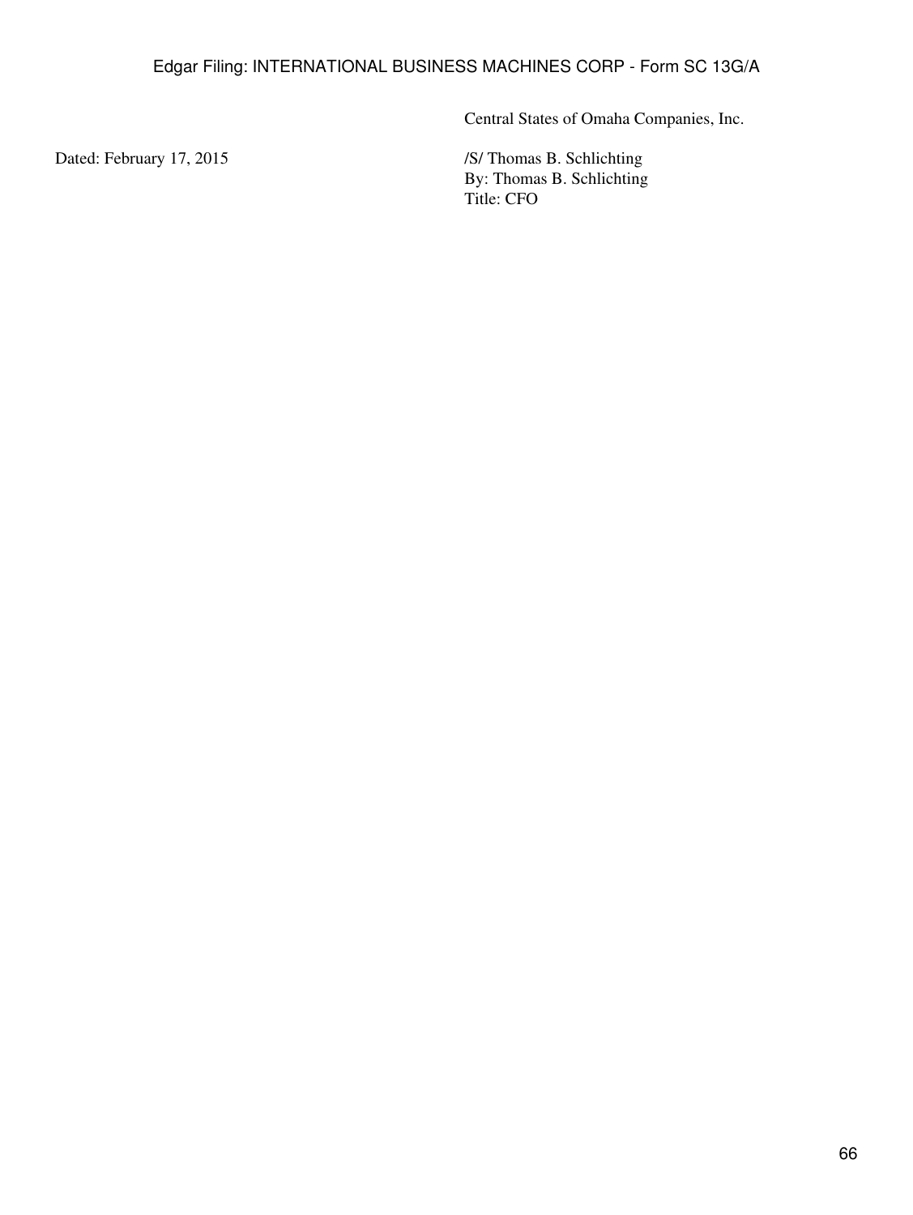Central States of Omaha Companies, Inc.

Dated: February 17, 2015

/S/ Thomas B. Schlichting
By: Thomas B. Schlichting
Title: CFO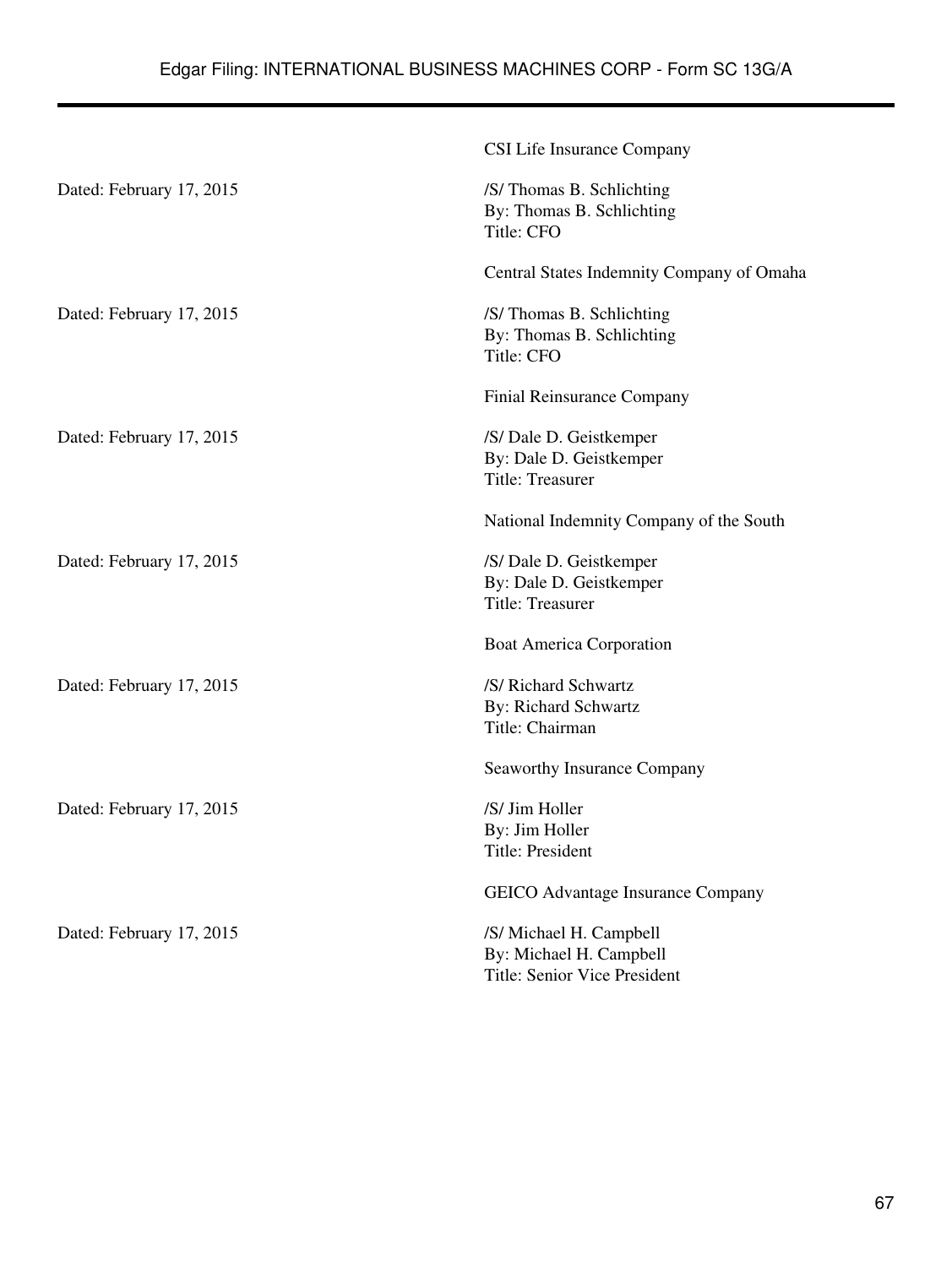CSI Life Insurance Company

Dated: February 17, 2015

/S/ Thomas B. Schlichting
By: Thomas B. Schlichting
Title: CFO

Central States Indemnity Company of Omaha

Dated: February 17, 2015

/S/ Thomas B. Schlichting
By: Thomas B. Schlichting
Title: CFO

Finial Reinsurance Company

Dated: February 17, 2015

/S/ Dale D. Geistkemper
By: Dale D. Geistkemper
Title: Treasurer

National Indemnity Company of the South

Dated: February 17, 2015

/S/ Dale D. Geistkemper
By: Dale D. Geistkemper
Title: Treasurer

Boat America Corporation

Dated: February 17, 2015

/S/ Richard Schwartz
By: Richard Schwartz
Title: Chairman

Seaworthy Insurance Company

Dated: February 17, 2015

/S/ Jim Holler
By: Jim Holler
Title: President

GEICO Advantage Insurance Company

Dated: February 17, 2015

/S/ Michael H. Campbell
By: Michael H. Campbell
Title: Senior Vice President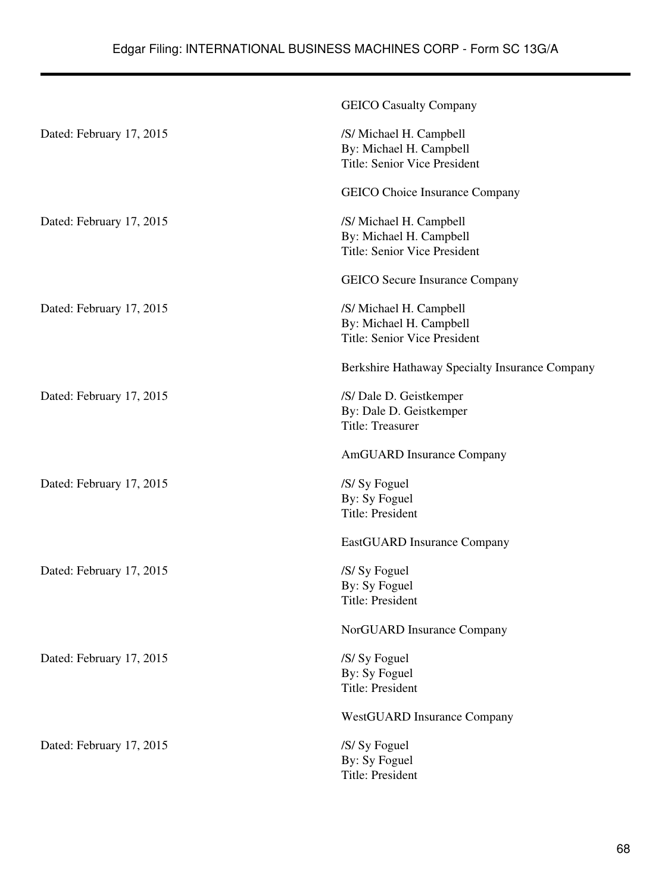GEICO Casualty Company

Dated: February 17, 2015

/S/ Michael H. Campbell
By: Michael H. Campbell
Title: Senior Vice President

GEICO Choice Insurance Company

Dated: February 17, 2015

/S/ Michael H. Campbell
By: Michael H. Campbell
Title: Senior Vice President

GEICO Secure Insurance Company

Dated: February 17, 2015

/S/ Michael H. Campbell
By: Michael H. Campbell
Title: Senior Vice President

Berkshire Hathaway Specialty Insurance Company

Dated: February 17, 2015

/S/ Dale D. Geistkemper
By: Dale D. Geistkemper
Title: Treasurer

AmGUARD Insurance Company

Dated: February 17, 2015

/S/ Sy Foguel
By: Sy Foguel
Title: President

EastGUARD Insurance Company

Dated: February 17, 2015

/S/ Sy Foguel
By: Sy Foguel
Title: President

NorGUARD Insurance Company

Dated: February 17, 2015

/S/ Sy Foguel
By: Sy Foguel
Title: President

WestGUARD Insurance Company

Dated: February 17, 2015

/S/ Sy Foguel
By: Sy Foguel
Title: President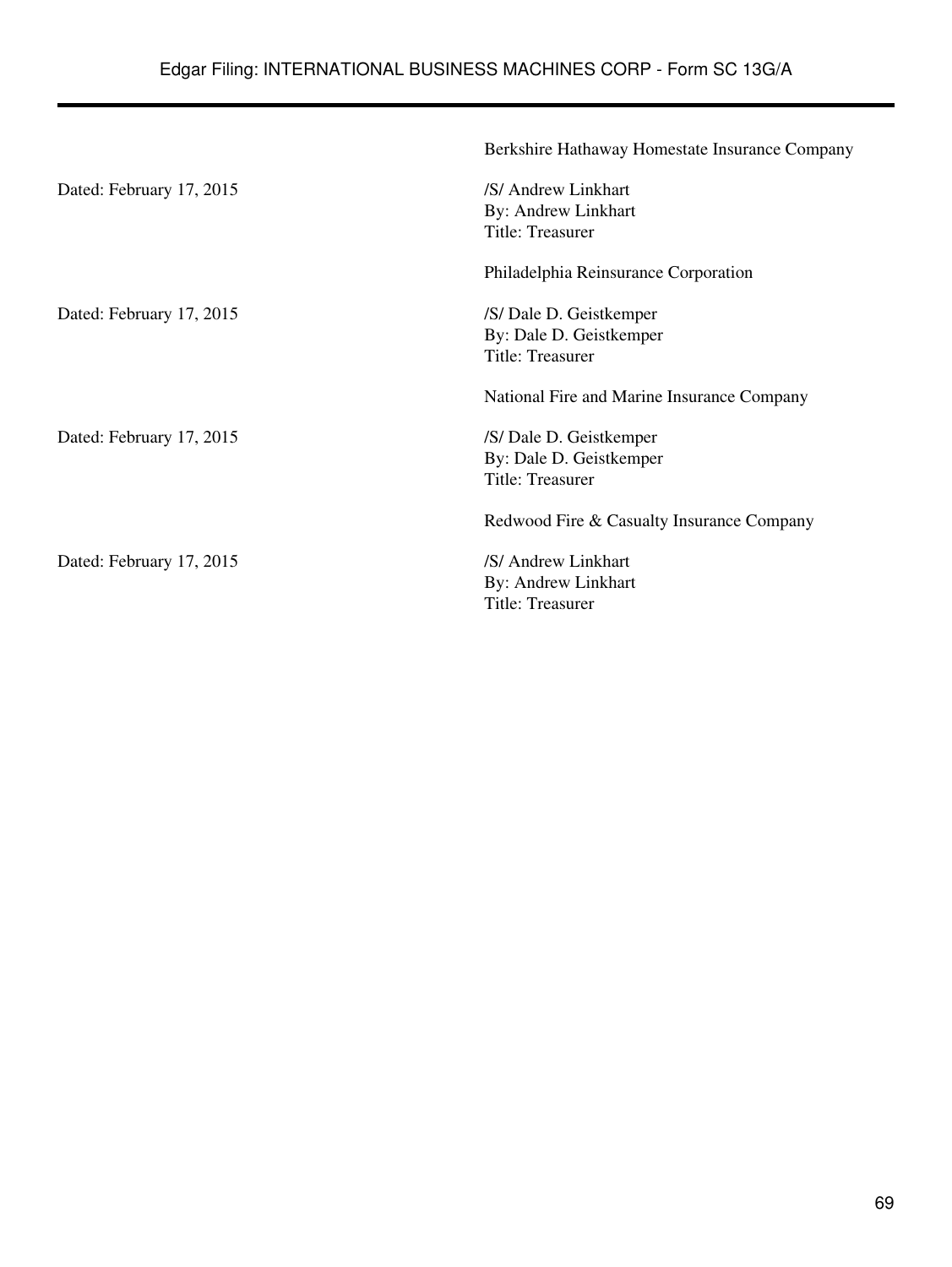| | |
|---|---|
| | Berkshire Hathaway Homestate Insurance Company |
| Dated: February 17, 2015 | /S/ Andrew Linkhart<br>By: Andrew Linkhart<br>Title: Treasurer |
| | Philadelphia Reinsurance Corporation |
| Dated: February 17, 2015 | /S/ Dale D. Geistkemper<br>By: Dale D. Geistkemper<br>Title: Treasurer |
| | National Fire and Marine Insurance Company |
| Dated: February 17, 2015 | /S/ Dale D. Geistkemper<br>By: Dale D. Geistkemper<br>Title: Treasurer |
| | Redwood Fire & Casualty Insurance Company |
| Dated: February 17, 2015 | /S/ Andrew Linkhart<br>By: Andrew Linkhart<br>Title: Treasurer |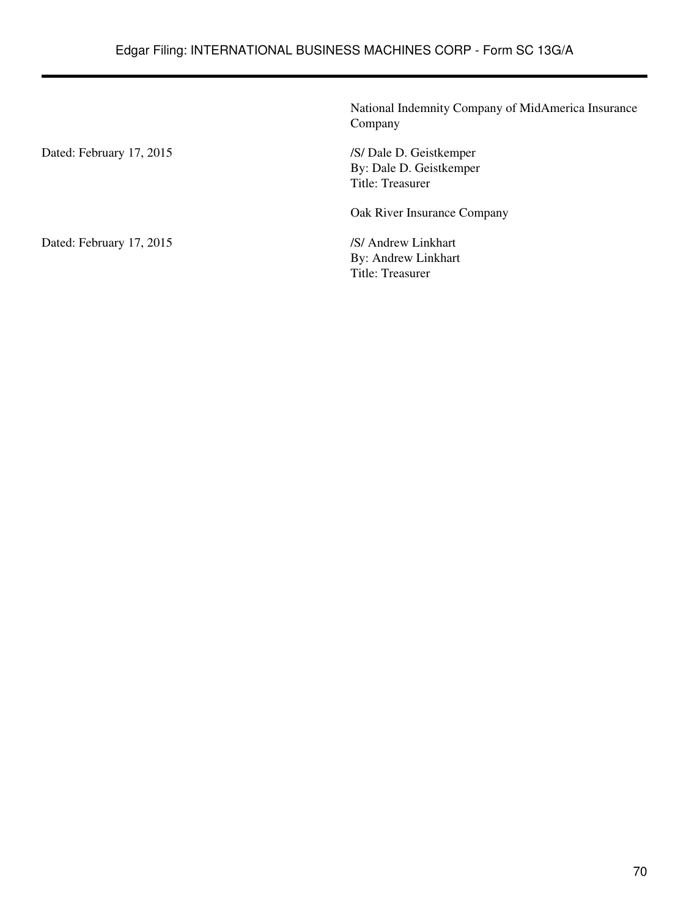National Indemnity Company of MidAmerica Insurance Company

Dated: February 17, 2015

/S/ Dale D. Geistkemper
By: Dale D. Geistkemper
Title: Treasurer

Oak River Insurance Company

Dated: February 17, 2015

/S/ Andrew Linkhart
By: Andrew Linkhart
Title: Treasurer